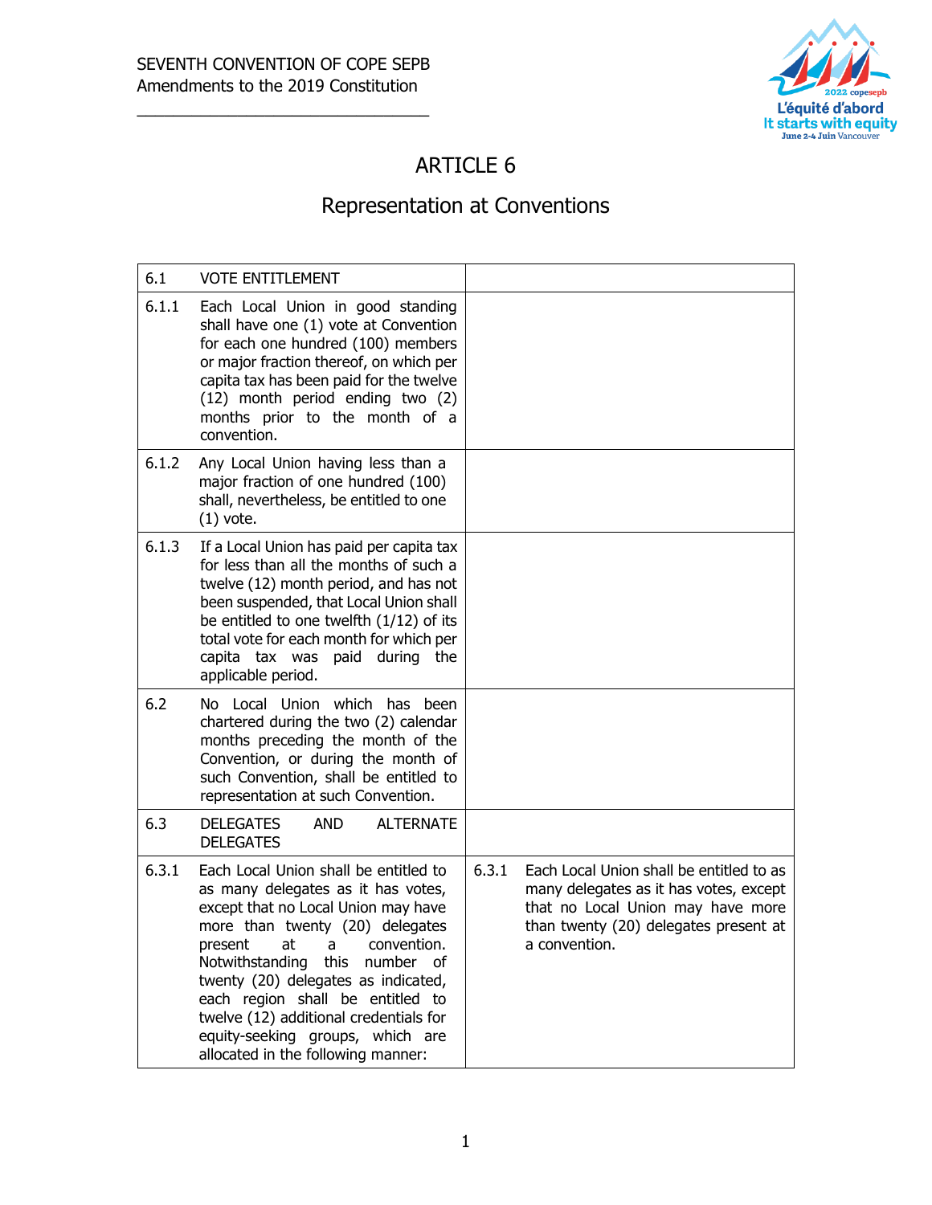SEVENTH CONVENTION OF COPE SEPB
Amendments to the 2019 Constitution

# ARTICLE 6

## Representation at Conventions

| | |
|---|---|
| 6.1 VOTE ENTITLEMENT | |
| 6.1.1 Each Local Union in good standing shall have one (1) vote at Convention for each one hundred (100) members or major fraction thereof, on which per capita tax has been paid for the twelve (12) month period ending two (2) months prior to the month of a convention. | |
| 6.1.2 Any Local Union having less than a major fraction of one hundred (100) shall, nevertheless, be entitled to one (1) vote. | |
| 6.1.3 If a Local Union has paid per capita tax for less than all the months of such a twelve (12) month period, and has not been suspended, that Local Union shall be entitled to one twelfth (1/12) of its total vote for each month for which per capita tax was paid during the applicable period. | |
| 6.2 No Local Union which has been chartered during the two (2) calendar months preceding the month of the Convention, or during the month of such Convention, shall be entitled to representation at such Convention. | |
| 6.3 DELEGATES AND ALTERNATE DELEGATES | |
| 6.3.1 Each Local Union shall be entitled to as many delegates as it has votes, except that no Local Union may have more than twenty (20) delegates present at a convention. Notwithstanding this number of twenty (20) delegates as indicated, each region shall be entitled to twelve (12) additional credentials for equity-seeking groups, which are allocated in the following manner: | 6.3.1 Each Local Union shall be entitled to as many delegates as it has votes, except that no Local Union may have more than twenty (20) delegates present at a convention. |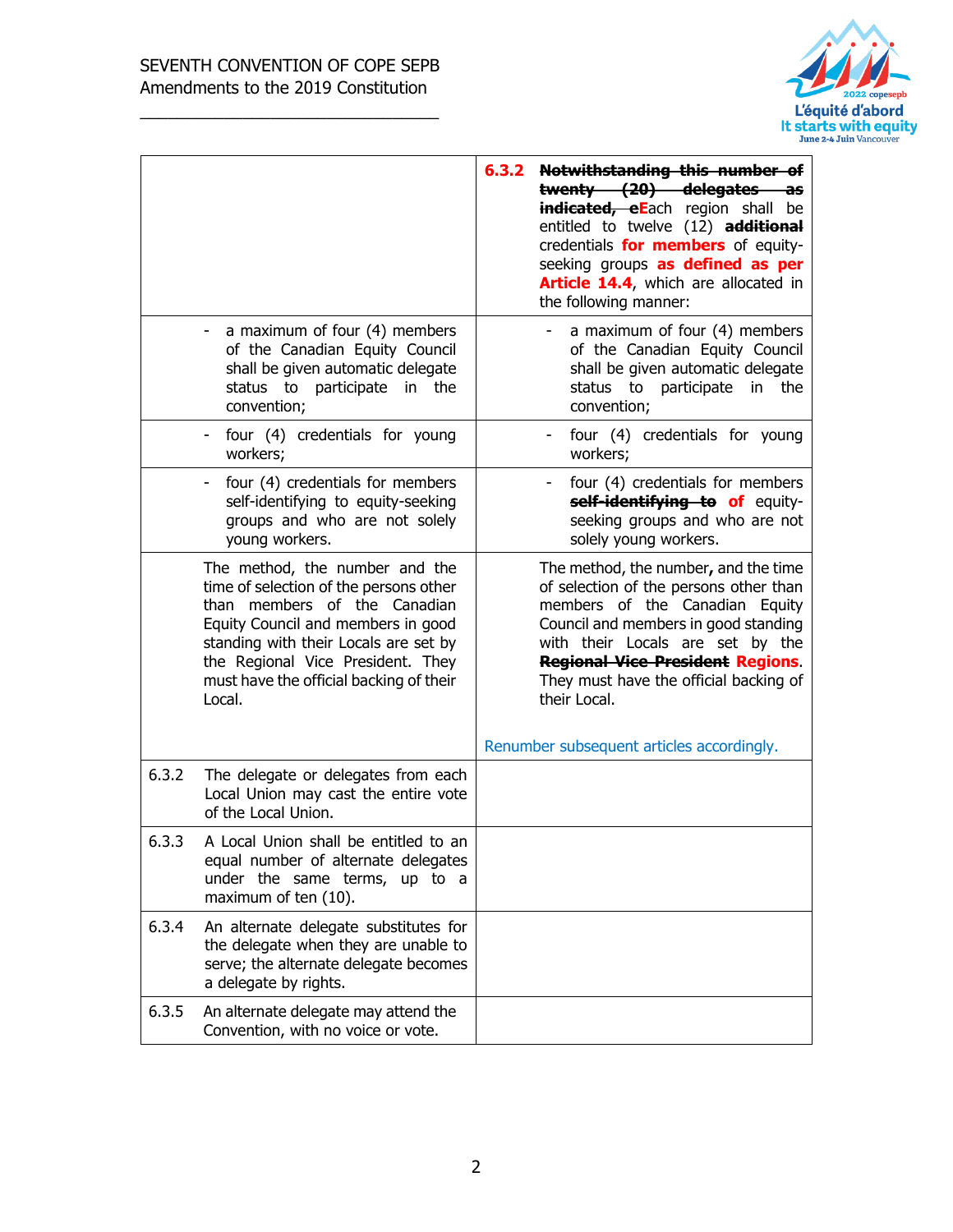| | |
|---|---|
| | **6.3.2** ~~**Notwithstanding this number of twenty (20) delegates as indicated,**~~ ~~**e**~~**E**ach region shall be entitled to twelve (12) ~~**additional**~~ credentials **for members** of equity-seeking groups **as defined as per Article 14.4**, which are allocated in the following manner: |
| - a maximum of four (4) members of the Canadian Equity Council shall be given automatic delegate status to participate in the convention; | - a maximum of four (4) members of the Canadian Equity Council shall be given automatic delegate status to participate in the convention; |
| - four (4) credentials for young workers; | - four (4) credentials for young workers; |
| - four (4) credentials for members self-identifying to equity-seeking groups and who are not solely young workers. | - four (4) credentials for members ~~**self-identifying to**~~ **of** equity-seeking groups and who are not solely young workers. |
| The method, the number and the time of selection of the persons other than members of the Canadian Equity Council and members in good standing with their Locals are set by the Regional Vice President. They must have the official backing of their Local. | The method, the number**,** and the time of selection of the persons other than members of the Canadian Equity Council and members in good standing with their Locals are set by the ~~**Regional Vice President**~~ **Regions**. They must have the official backing of their Local.<br><br>Renumber subsequent articles accordingly. |
| 6.3.2 The delegate or delegates from each Local Union may cast the entire vote of the Local Union. | |
| 6.3.3 A Local Union shall be entitled to an equal number of alternate delegates under the same terms, up to a maximum of ten (10). | |
| 6.3.4 An alternate delegate substitutes for the delegate when they are unable to serve; the alternate delegate becomes a delegate by rights. | |
| 6.3.5 An alternate delegate may attend the Convention, with no voice or vote. | |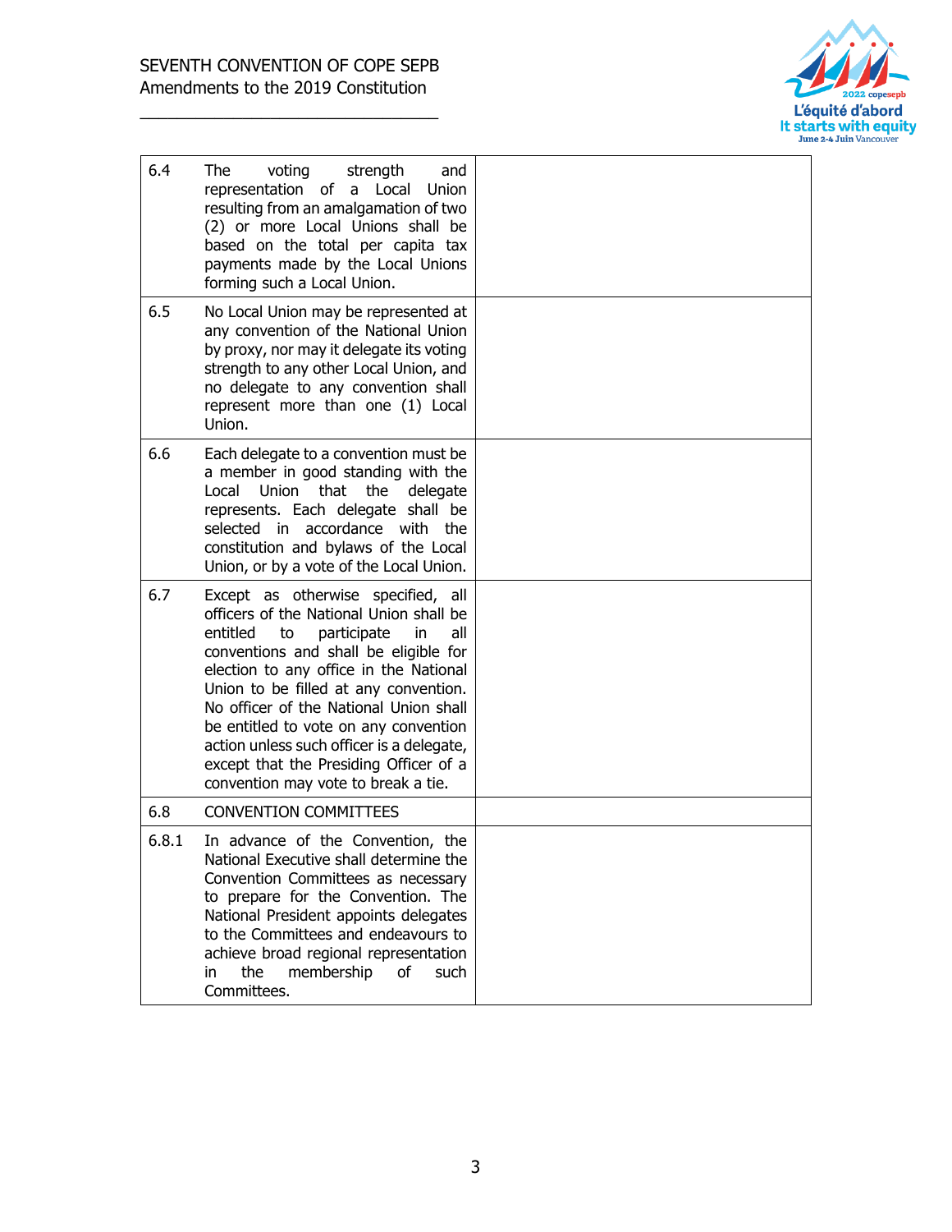| | | |
|---|---|---|
| 6.4 | The voting strength and representation of a Local Union resulting from an amalgamation of two (2) or more Local Unions shall be based on the total per capita tax payments made by the Local Unions forming such a Local Union. | |
| 6.5 | No Local Union may be represented at any convention of the National Union by proxy, nor may it delegate its voting strength to any other Local Union, and no delegate to any convention shall represent more than one (1) Local Union. | |
| 6.6 | Each delegate to a convention must be a member in good standing with the Local Union that the delegate represents. Each delegate shall be selected in accordance with the constitution and bylaws of the Local Union, or by a vote of the Local Union. | |
| 6.7 | Except as otherwise specified, all officers of the National Union shall be entitled to participate in all conventions and shall be eligible for election to any office in the National Union to be filled at any convention. No officer of the National Union shall be entitled to vote on any convention action unless such officer is a delegate, except that the Presiding Officer of a convention may vote to break a tie. | |
| 6.8 | CONVENTION COMMITTEES | |
| 6.8.1 | In advance of the Convention, the National Executive shall determine the Convention Committees as necessary to prepare for the Convention. The National President appoints delegates to the Committees and endeavours to achieve broad regional representation in the membership of such Committees. | |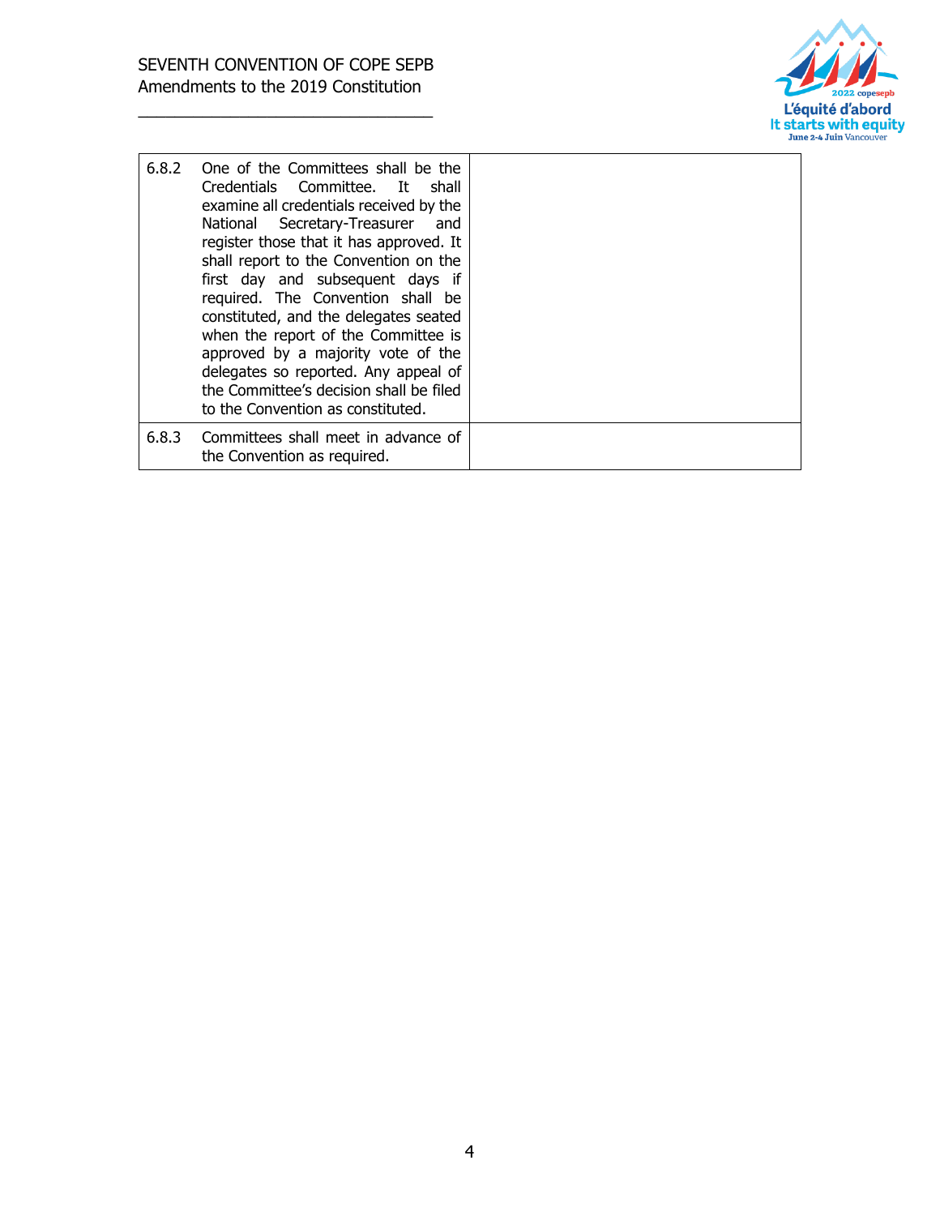| | |
|---|---|
| 6.8.2 One of the Committees shall be the Credentials Committee. It shall examine all credentials received by the National Secretary-Treasurer and register those that it has approved. It shall report to the Convention on the first day and subsequent days if required. The Convention shall be constituted, and the delegates seated when the report of the Committee is approved by a majority vote of the delegates so reported. Any appeal of the Committee's decision shall be filed to the Convention as constituted. | |
| 6.8.3 Committees shall meet in advance of the Convention as required. | |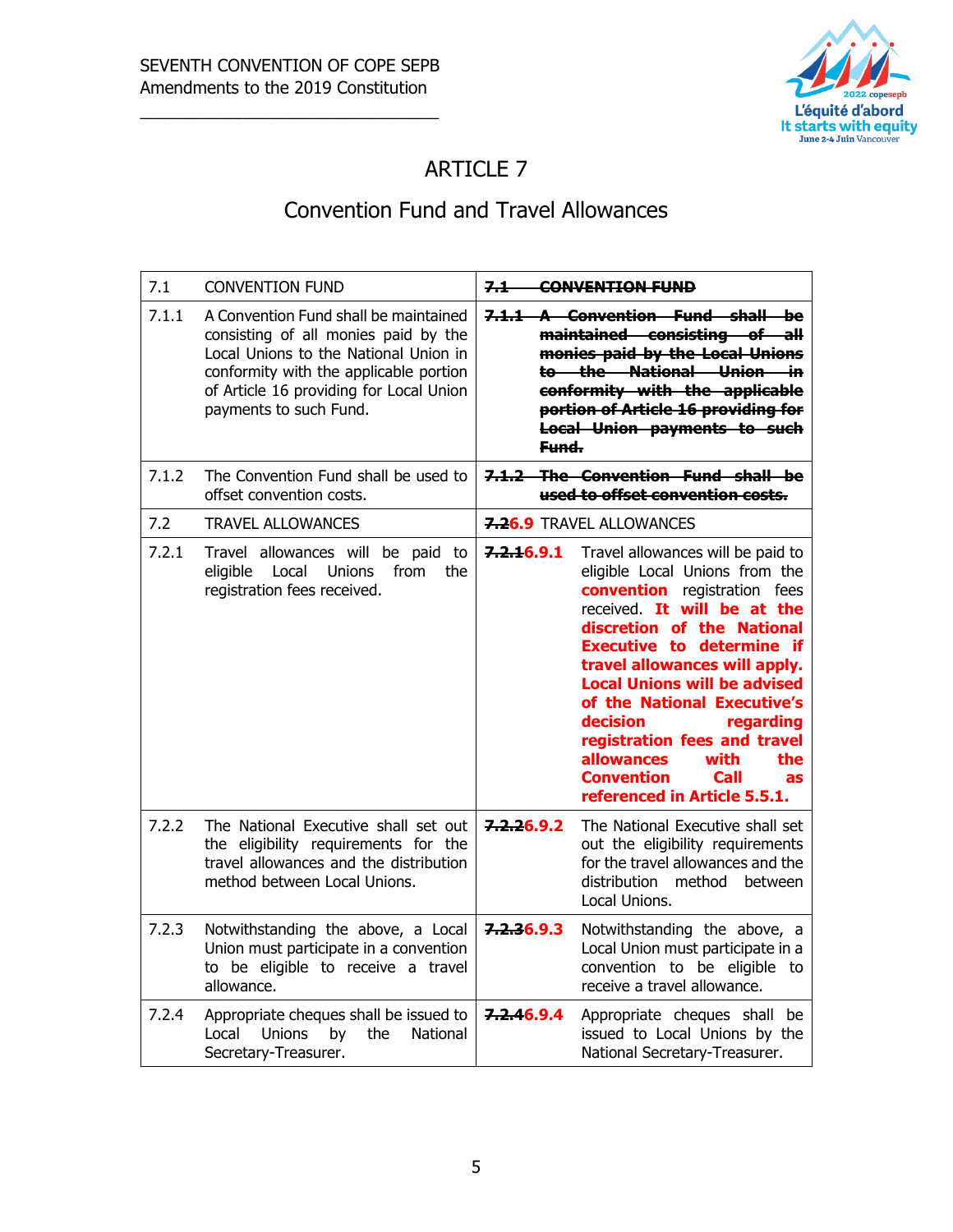# ARTICLE 7

## Convention Fund and Travel Allowances

| | | | |
|---|---|---|---|
| 7.1 | CONVENTION FUND | ~~7.1~~ | ~~CONVENTION FUND~~ |
| 7.1.1 | A Convention Fund shall be maintained consisting of all monies paid by the Local Unions to the National Union in conformity with the applicable portion of Article 16 providing for Local Union payments to such Fund. | ~~7.1.1~~ | ~~A Convention Fund shall be maintained consisting of all monies paid by the Local Unions to the National Union in conformity with the applicable portion of Article 16 providing for Local Union payments to such Fund.~~ |
| 7.1.2 | The Convention Fund shall be used to offset convention costs. | ~~7.1.2~~ | ~~The Convention Fund shall be used to offset convention costs.~~ |
| 7.2 | TRAVEL ALLOWANCES | ~~7.2~~**6.9** | TRAVEL ALLOWANCES |
| 7.2.1 | Travel allowances will be paid to eligible Local Unions from the registration fees received. | ~~7.2.1~~**6.9.1** | Travel allowances will be paid to eligible Local Unions from the **convention** registration fees received. **It will be at the discretion of the National Executive to determine if travel allowances will apply. Local Unions will be advised of the National Executive's decision regarding registration fees and travel allowances with the Convention Call as referenced in Article 5.5.1.** |
| 7.2.2 | The National Executive shall set out the eligibility requirements for the travel allowances and the distribution method between Local Unions. | ~~7.2.2~~**6.9.2** | The National Executive shall set out the eligibility requirements for the travel allowances and the distribution method between Local Unions. |
| 7.2.3 | Notwithstanding the above, a Local Union must participate in a convention to be eligible to receive a travel allowance. | ~~7.2.3~~**6.9.3** | Notwithstanding the above, a Local Union must participate in a convention to be eligible to receive a travel allowance. |
| 7.2.4 | Appropriate cheques shall be issued to Local Unions by the National Secretary-Treasurer. | ~~7.2.4~~**6.9.4** | Appropriate cheques shall be issued to Local Unions by the National Secretary-Treasurer. |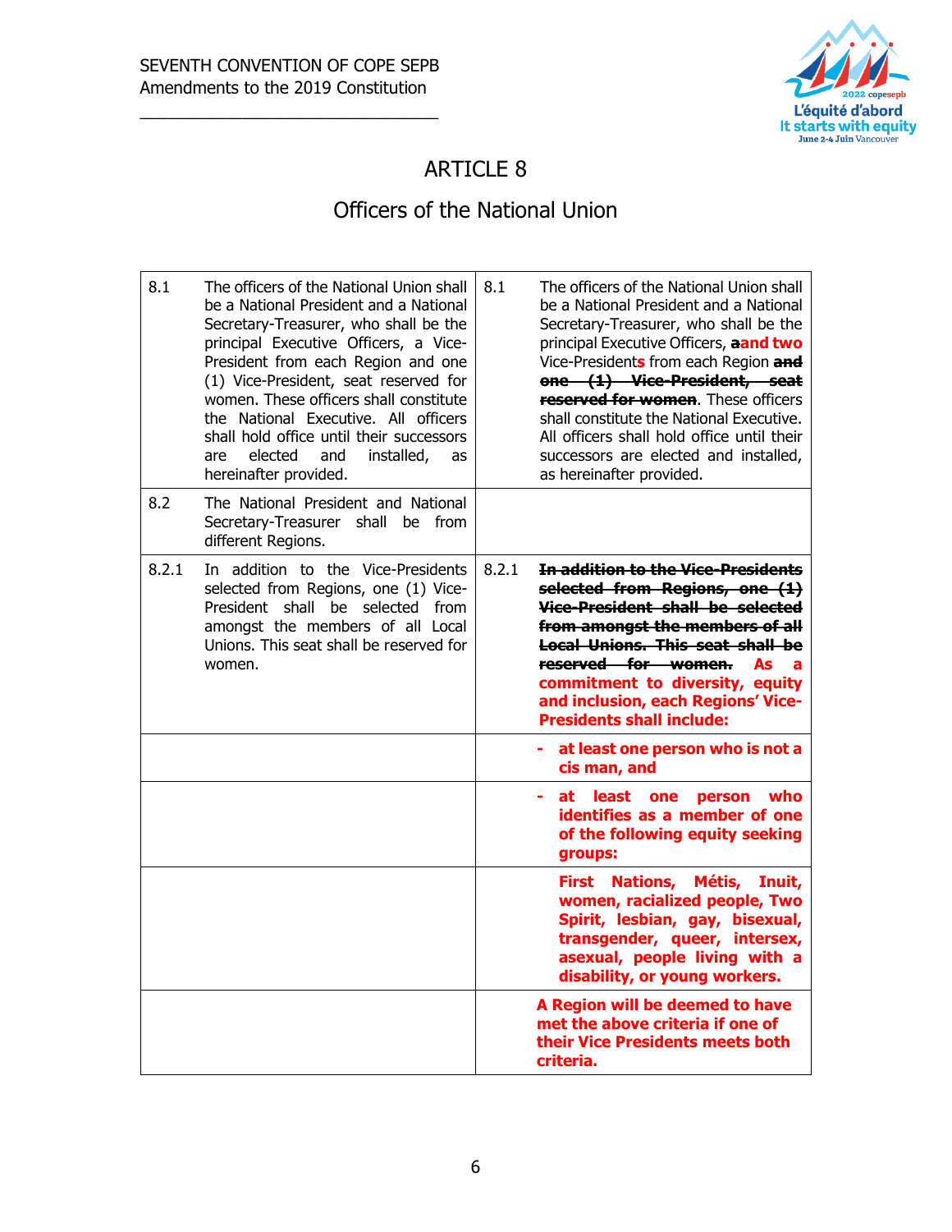# ARTICLE 8

## Officers of the National Union

| Current | | Proposed | |
|---|---|---|---|
| 8.1 | The officers of the National Union shall be a National President and a National Secretary-Treasurer, who shall be the principal Executive Officers, a Vice-President from each Region and one (1) Vice-President, seat reserved for women. These officers shall constitute the National Executive. All officers shall hold office until their successors are elected and installed, as hereinafter provided. | 8.1 | The officers of the National Union shall be a National President and a National Secretary-Treasurer, who shall be the principal Executive Officers, ~~a~~**and two** Vice-President**s** from each Region ~~**and one (1) Vice-President, seat reserved for women**~~. These officers shall constitute the National Executive. All officers shall hold office until their successors are elected and installed, as hereinafter provided. |
| 8.2 | The National President and National Secretary-Treasurer shall be from different Regions. | | |
| 8.2.1 | In addition to the Vice-Presidents selected from Regions, one (1) Vice-President shall be selected from amongst the members of all Local Unions. This seat shall be reserved for women. | 8.2.1 | ~~**In addition to the Vice-Presidents selected from Regions, one (1) Vice-President shall be selected from amongst the members of all Local Unions. This seat shall be reserved for women.**~~ **As a commitment to diversity, equity and inclusion, each Regions' Vice-Presidents shall include:** |
| | | | **- at least one person who is not a cis man, and** |
| | | | **- at least one person who identifies as a member of one of the following equity seeking groups:** |
| | | | **First Nations, Métis, Inuit, women, racialized people, Two Spirit, lesbian, gay, bisexual, transgender, queer, intersex, asexual, people living with a disability, or young workers.** |
| | | | **A Region will be deemed to have met the above criteria if one of their Vice Presidents meets both criteria.** |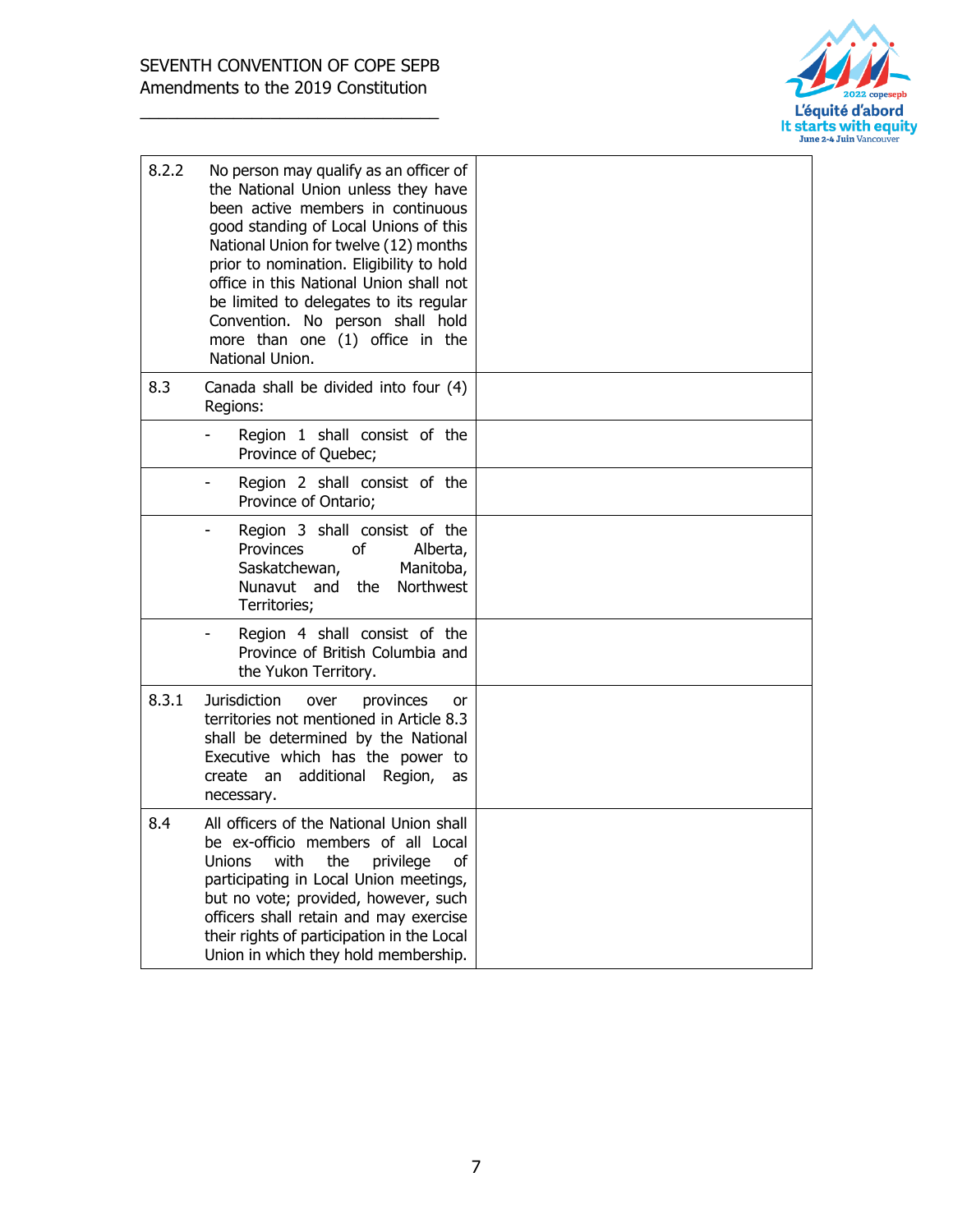| | | |
|---|---|---|
| 8.2.2 | No person may qualify as an officer of the National Union unless they have been active members in continuous good standing of Local Unions of this National Union for twelve (12) months prior to nomination. Eligibility to hold office in this National Union shall not be limited to delegates to its regular Convention. No person shall hold more than one (1) office in the National Union. | |
| 8.3 | Canada shall be divided into four (4) Regions: | |
| | - Region 1 shall consist of the Province of Quebec; | |
| | - Region 2 shall consist of the Province of Ontario; | |
| | - Region 3 shall consist of the Provinces of Alberta, Saskatchewan, Manitoba, Nunavut and the Northwest Territories; | |
| | - Region 4 shall consist of the Province of British Columbia and the Yukon Territory. | |
| 8.3.1 | Jurisdiction over provinces or territories not mentioned in Article 8.3 shall be determined by the National Executive which has the power to create an additional Region, as necessary. | |
| 8.4 | All officers of the National Union shall be ex-officio members of all Local Unions with the privilege of participating in Local Union meetings, but no vote; provided, however, such officers shall retain and may exercise their rights of participation in the Local Union in which they hold membership. | |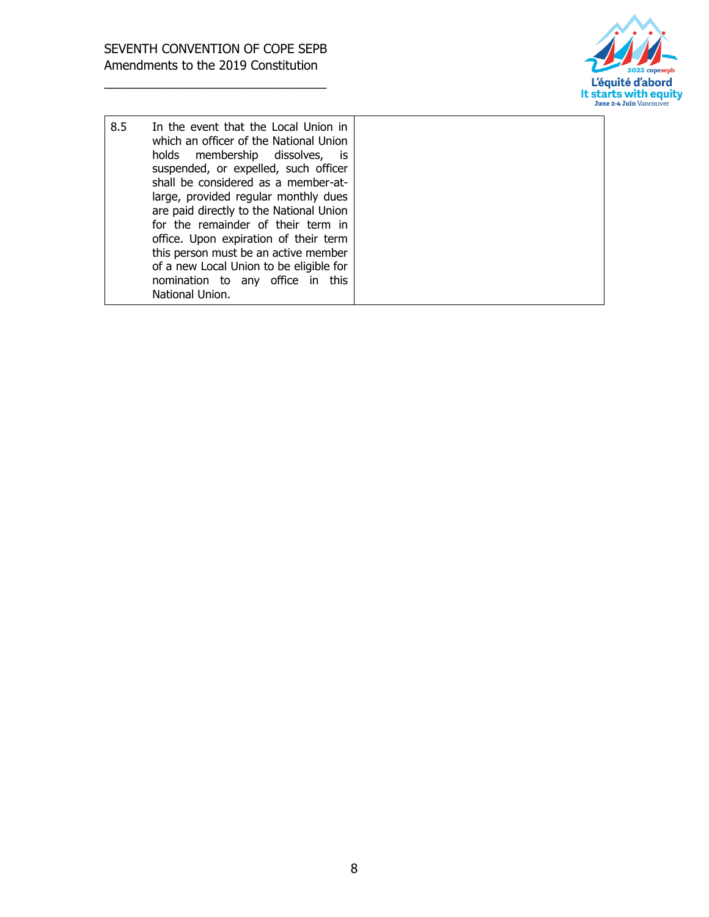| | |
|---|---|
| 8.5 In the event that the Local Union in which an officer of the National Union holds membership dissolves, is suspended, or expelled, such officer shall be considered as a member-at-large, provided regular monthly dues are paid directly to the National Union for the remainder of their term in office. Upon expiration of their term this person must be an active member of a new Local Union to be eligible for nomination to any office in this National Union. | |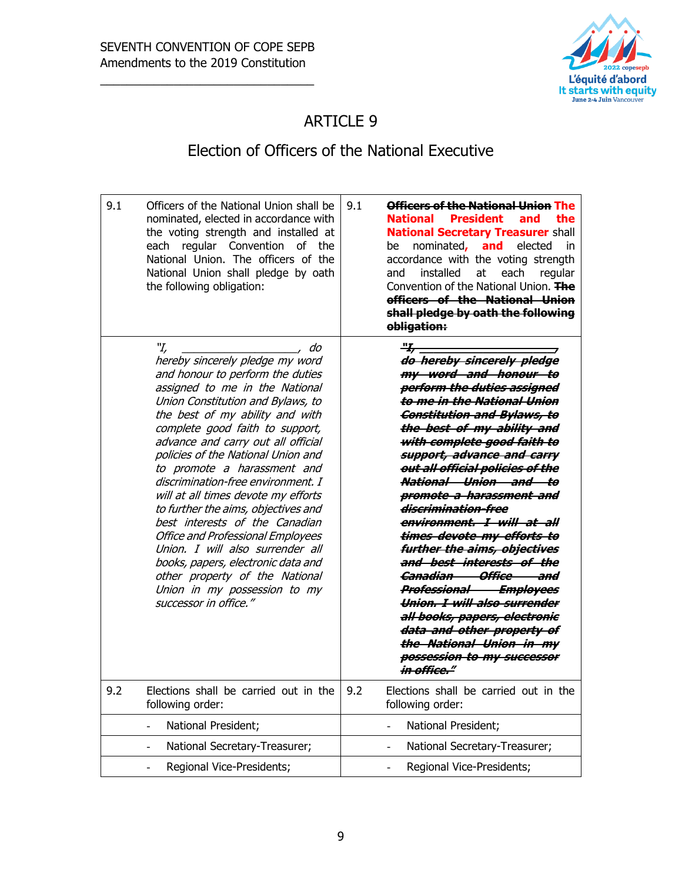SEVENTH CONVENTION OF COPE SEPB
Amendments to the 2019 Constitution

# ARTICLE 9

## Election of Officers of the National Executive

| | | | |
|---|---|---|---|
| 9.1 | Officers of the National Union shall be nominated, elected in accordance with the voting strength and installed at each regular Convention of the National Union. The officers of the National Union shall pledge by oath the following obligation: | 9.1 | ~~Officers of the National Union~~ **The National President and the National Secretary Treasurer** shall be nominated**, and** elected in accordance with the voting strength and installed at each regular Convention of the National Union. ~~**The officers of the National Union shall pledge by oath the following obligation:**~~ |
| | *"I, ________________, do hereby sincerely pledge my word and honour to perform the duties assigned to me in the National Union Constitution and Bylaws, to the best of my ability and with complete good faith to support, advance and carry out all official policies of the National Union and to promote a harassment and discrimination-free environment. I will at all times devote my efforts to further the aims, objectives and best interests of the Canadian Office and Professional Employees Union. I will also surrender all books, papers, electronic data and other property of the National Union in my possession to my successor in office."* | | ~~***"I, ________________, do hereby sincerely pledge my word and honour to perform the duties assigned to me in the National Union Constitution and Bylaws, to the best of my ability and with complete good faith to support, advance and carry out all official policies of the National Union and to promote a harassment and discrimination-free environment. I will at all times devote my efforts to further the aims, objectives and best interests of the Canadian Office and Professional Employees Union. I will also surrender all books, papers, electronic data and other property of the National Union in my possession to my successor in office."***~~ |
| 9.2 | Elections shall be carried out in the following order: | 9.2 | Elections shall be carried out in the following order: |
| | - National President; | | - National President; |
| | - National Secretary-Treasurer; | | - National Secretary-Treasurer; |
| | - Regional Vice-Presidents; | | - Regional Vice-Presidents; |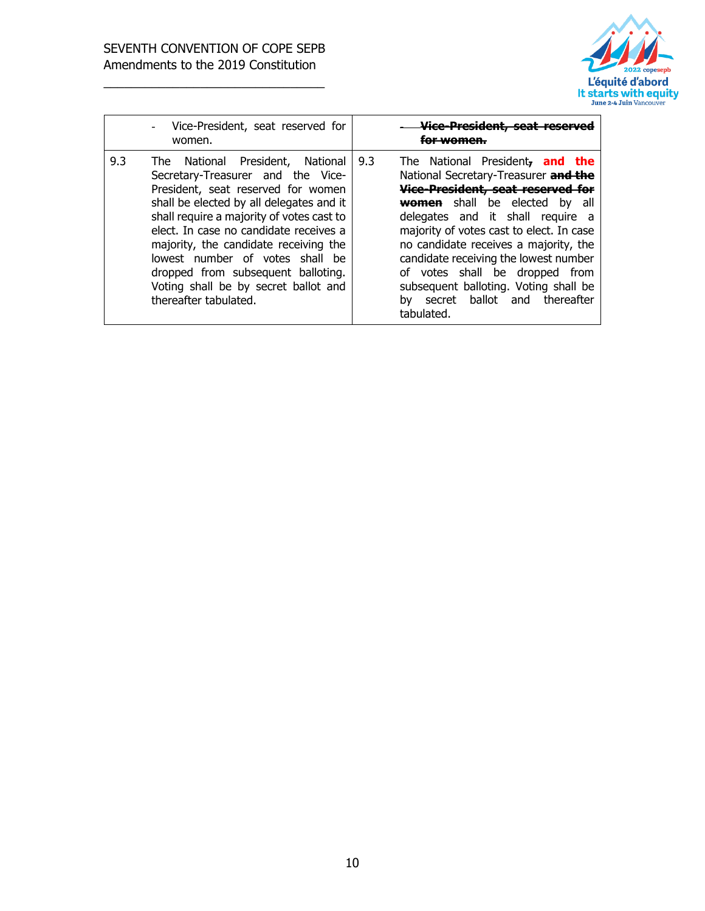| | | | |
|---|---|---|---|
| | - Vice-President, seat reserved for women. | | ~~**- Vice-President, seat reserved for women.**~~ |
| 9.3 | The National President, National Secretary-Treasurer and the Vice-President, seat reserved for women shall be elected by all delegates and it shall require a majority of votes cast to elect. In case no candidate receives a majority, the candidate receiving the lowest number of votes shall be dropped from subsequent balloting. Voting shall be by secret ballot and thereafter tabulated. | 9.3 | The National President~~,~~ **and the** National Secretary-Treasurer ~~**and the Vice-President, seat reserved for women**~~ shall be elected by all delegates and it shall require a majority of votes cast to elect. In case no candidate receives a majority, the candidate receiving the lowest number of votes shall be dropped from subsequent balloting. Voting shall be by secret ballot and thereafter tabulated. |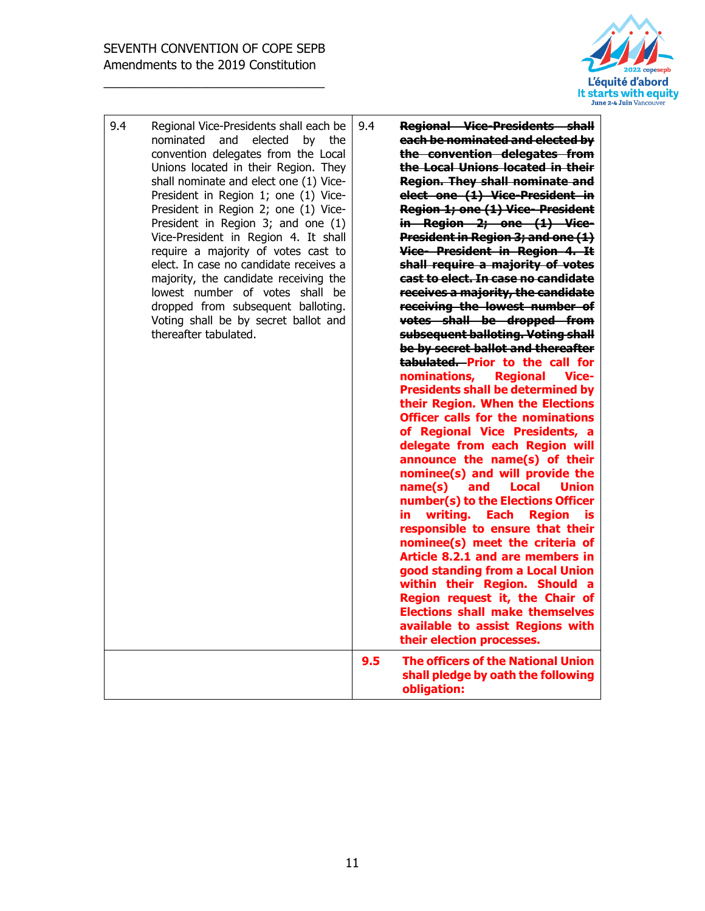| | | | |
|---|---|---|---|
| 9.4 | Regional Vice-Presidents shall each be nominated and elected by the convention delegates from the Local Unions located in their Region. They shall nominate and elect one (1) Vice-President in Region 1; one (1) Vice-President in Region 2; one (1) Vice-President in Region 3; and one (1) Vice-President in Region 4. It shall require a majority of votes cast to elect. In case no candidate receives a majority, the candidate receiving the lowest number of votes shall be dropped from subsequent balloting. Voting shall be by secret ballot and thereafter tabulated. | 9.4 | ~~**Regional Vice-Presidents shall each be nominated and elected by the convention delegates from the Local Unions located in their Region. They shall nominate and elect one (1) Vice-President in Region 1; one (1) Vice- President in Region 2; one (1) Vice-President in Region 3; and one (1) Vice- President in Region 4. It shall require a majority of votes cast to elect. In case no candidate receives a majority, the candidate receiving the lowest number of votes shall be dropped from subsequent balloting. Voting shall be by secret ballot and thereafter tabulated.**~~ **Prior to the call for nominations, Regional Vice-Presidents shall be determined by their Region. When the Elections Officer calls for the nominations of Regional Vice Presidents, a delegate from each Region will announce the name(s) of their nominee(s) and will provide the name(s) and Local Union number(s) to the Elections Officer in writing. Each Region is responsible to ensure that their nominee(s) meet the criteria of Article 8.2.1 and are members in good standing from a Local Union within their Region. Should a Region request it, the Chair of Elections shall make themselves available to assist Regions with their election processes.** |
| | | **9.5** | **The officers of the National Union shall pledge by oath the following obligation:** |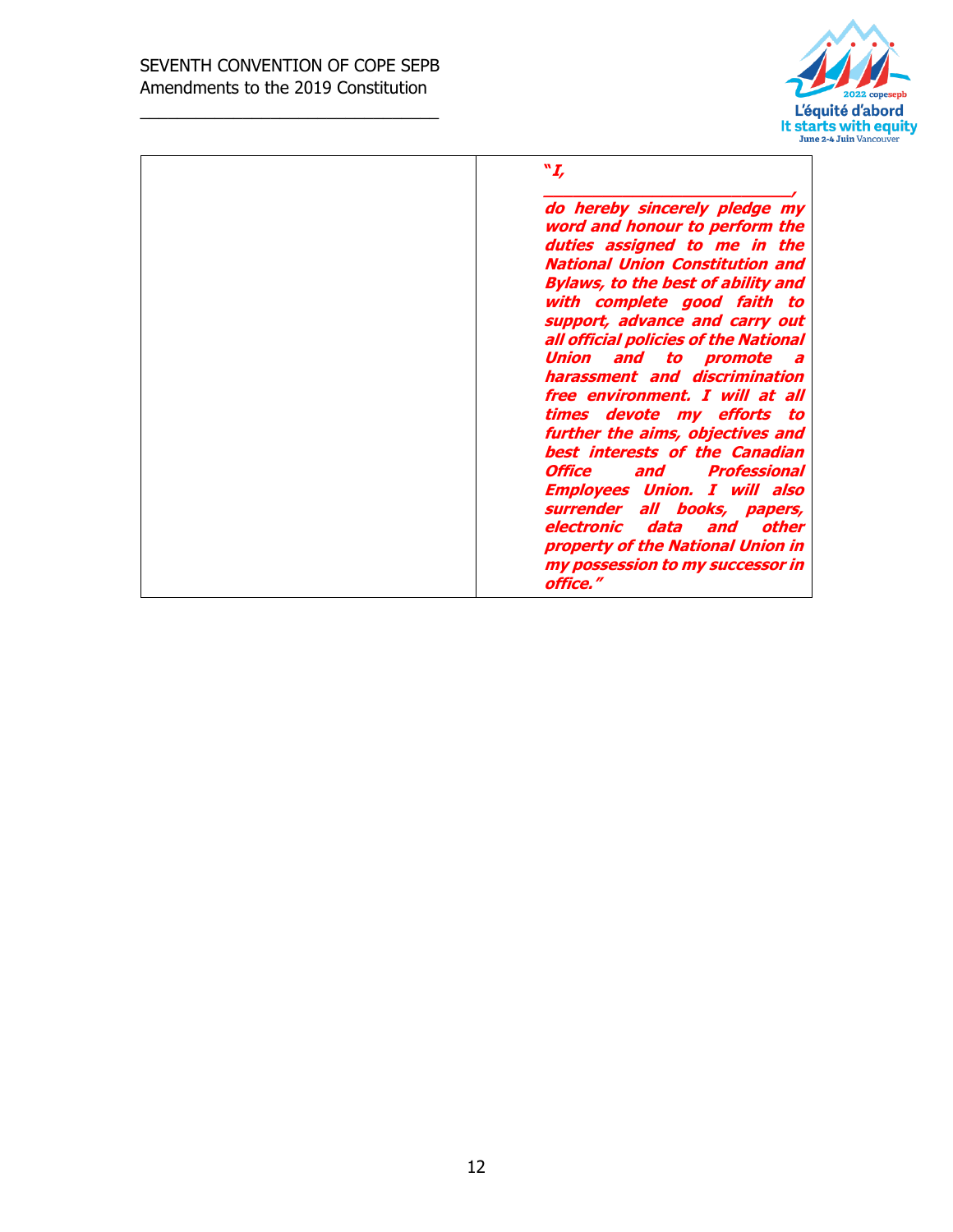| | |
|---|---|
| | ***"I, ______________________________, do hereby sincerely pledge my word and honour to perform the duties assigned to me in the National Union Constitution and Bylaws, to the best of ability and with complete good faith to support, advance and carry out all official policies of the National Union and to promote a harassment and discrimination free environment. I will at all times devote my efforts to further the aims, objectives and best interests of the Canadian Office and Professional Employees Union. I will also surrender all books, papers, electronic data and other property of the National Union in my possession to my successor in office."*** |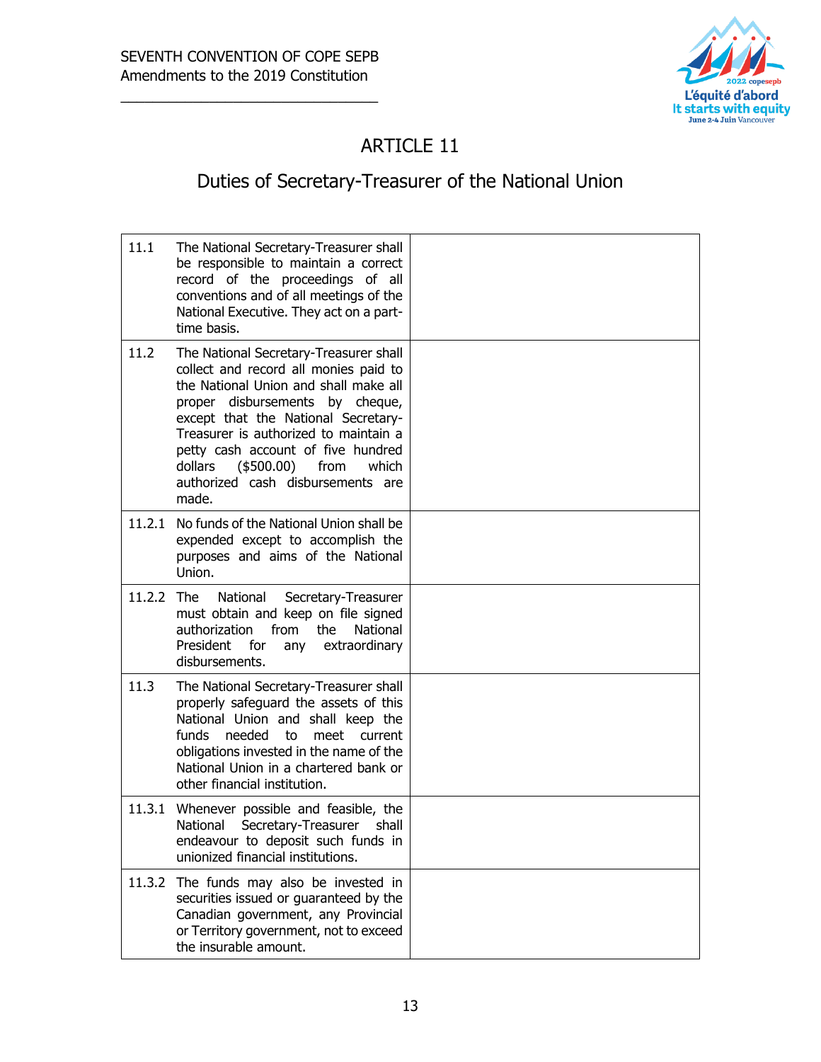# ARTICLE 11

## Duties of Secretary-Treasurer of the National Union

| | |
|---|---|
| 11.1 The National Secretary-Treasurer shall be responsible to maintain a correct record of the proceedings of all conventions and of all meetings of the National Executive. They act on a part-time basis. | |
| 11.2 The National Secretary-Treasurer shall collect and record all monies paid to the National Union and shall make all proper disbursements by cheque, except that the National Secretary-Treasurer is authorized to maintain a petty cash account of five hundred dollars ($500.00) from which authorized cash disbursements are made. | |
| 11.2.1 No funds of the National Union shall be expended except to accomplish the purposes and aims of the National Union. | |
| 11.2.2 The National Secretary-Treasurer must obtain and keep on file signed authorization from the National President for any extraordinary disbursements. | |
| 11.3 The National Secretary-Treasurer shall properly safeguard the assets of this National Union and shall keep the funds needed to meet current obligations invested in the name of the National Union in a chartered bank or other financial institution. | |
| 11.3.1 Whenever possible and feasible, the National Secretary-Treasurer shall endeavour to deposit such funds in unionized financial institutions. | |
| 11.3.2 The funds may also be invested in securities issued or guaranteed by the Canadian government, any Provincial or Territory government, not to exceed the insurable amount. | |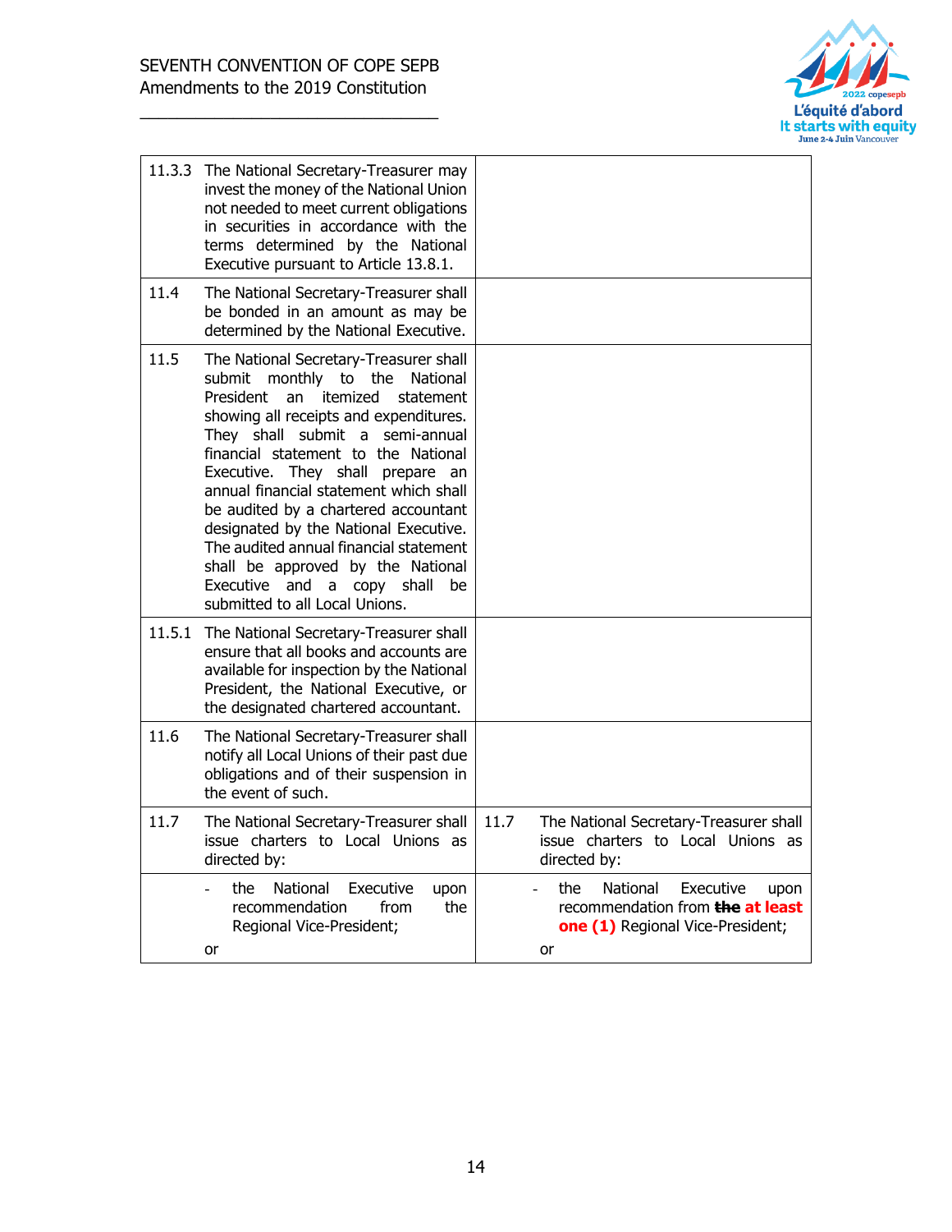| | |
|---|---|
| 11.3.3 The National Secretary-Treasurer may invest the money of the National Union not needed to meet current obligations in securities in accordance with the terms determined by the National Executive pursuant to Article 13.8.1. | |
| 11.4 The National Secretary-Treasurer shall be bonded in an amount as may be determined by the National Executive. | |
| 11.5 The National Secretary-Treasurer shall submit monthly to the National President an itemized statement showing all receipts and expenditures. They shall submit a semi-annual financial statement to the National Executive. They shall prepare an annual financial statement which shall be audited by a chartered accountant designated by the National Executive. The audited annual financial statement shall be approved by the National Executive and a copy shall be submitted to all Local Unions. | |
| 11.5.1 The National Secretary-Treasurer shall ensure that all books and accounts are available for inspection by the National President, the National Executive, or the designated chartered accountant. | |
| 11.6 The National Secretary-Treasurer shall notify all Local Unions of their past due obligations and of their suspension in the event of such. | |
| 11.7 The National Secretary-Treasurer shall issue charters to Local Unions as directed by: | 11.7 The National Secretary-Treasurer shall issue charters to Local Unions as directed by: |
| - the National Executive upon recommendation from the Regional Vice-President; <br> or | - the National Executive upon recommendation from ~~the~~ **at least one (1)** Regional Vice-President; <br> or |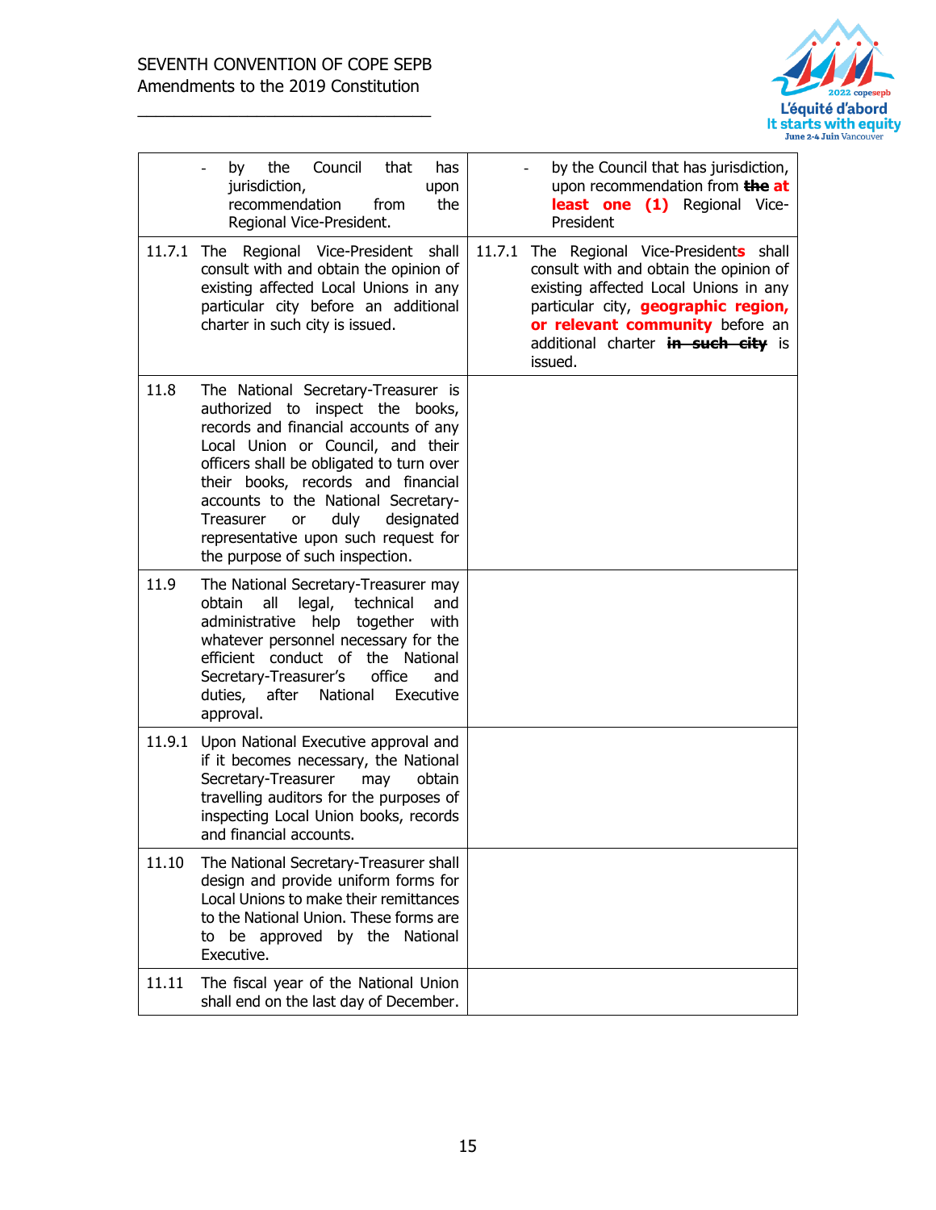| | |
|---|---|
| - by the Council that has jurisdiction, upon recommendation from the Regional Vice-President. | - by the Council that has jurisdiction, upon recommendation from ~~**the**~~ **at least one (1)** Regional Vice-President |
| 11.7.1 The Regional Vice-President shall consult with and obtain the opinion of existing affected Local Unions in any particular city before an additional charter in such city is issued. | 11.7.1 The Regional Vice-President**s** shall consult with and obtain the opinion of existing affected Local Unions in any particular city, **geographic region, or relevant community** before an additional charter ~~**in such city**~~ is issued. |
| 11.8 The National Secretary-Treasurer is authorized to inspect the books, records and financial accounts of any Local Union or Council, and their officers shall be obligated to turn over their books, records and financial accounts to the National Secretary-Treasurer or duly designated representative upon such request for the purpose of such inspection. | |
| 11.9 The National Secretary-Treasurer may obtain all legal, technical and administrative help together with whatever personnel necessary for the efficient conduct of the National Secretary-Treasurer's office and duties, after National Executive approval. | |
| 11.9.1 Upon National Executive approval and if it becomes necessary, the National Secretary-Treasurer may obtain travelling auditors for the purposes of inspecting Local Union books, records and financial accounts. | |
| 11.10 The National Secretary-Treasurer shall design and provide uniform forms for Local Unions to make their remittances to the National Union. These forms are to be approved by the National Executive. | |
| 11.11 The fiscal year of the National Union shall end on the last day of December. | |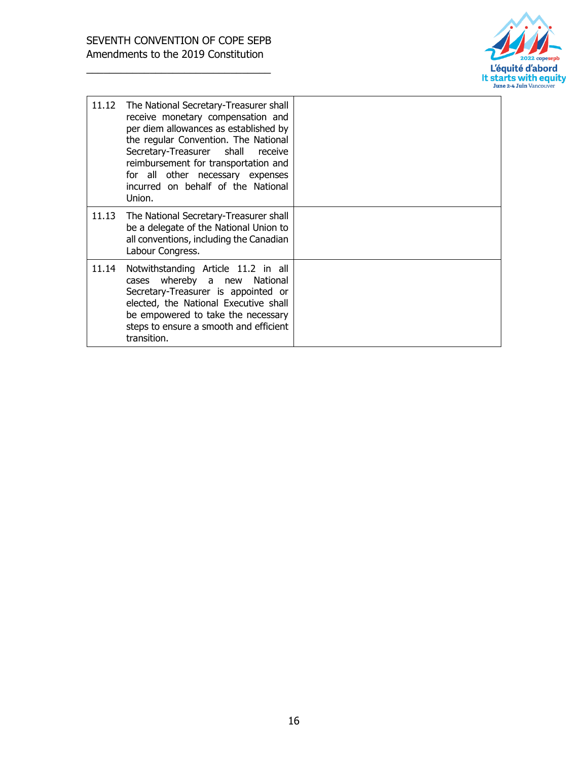| | |
|---|---|
| 11.12 The National Secretary-Treasurer shall receive monetary compensation and per diem allowances as established by the regular Convention. The National Secretary-Treasurer shall receive reimbursement for transportation and for all other necessary expenses incurred on behalf of the National Union. | |
| 11.13 The National Secretary-Treasurer shall be a delegate of the National Union to all conventions, including the Canadian Labour Congress. | |
| 11.14 Notwithstanding Article 11.2 in all cases whereby a new National Secretary-Treasurer is appointed or elected, the National Executive shall be empowered to take the necessary steps to ensure a smooth and efficient transition. | |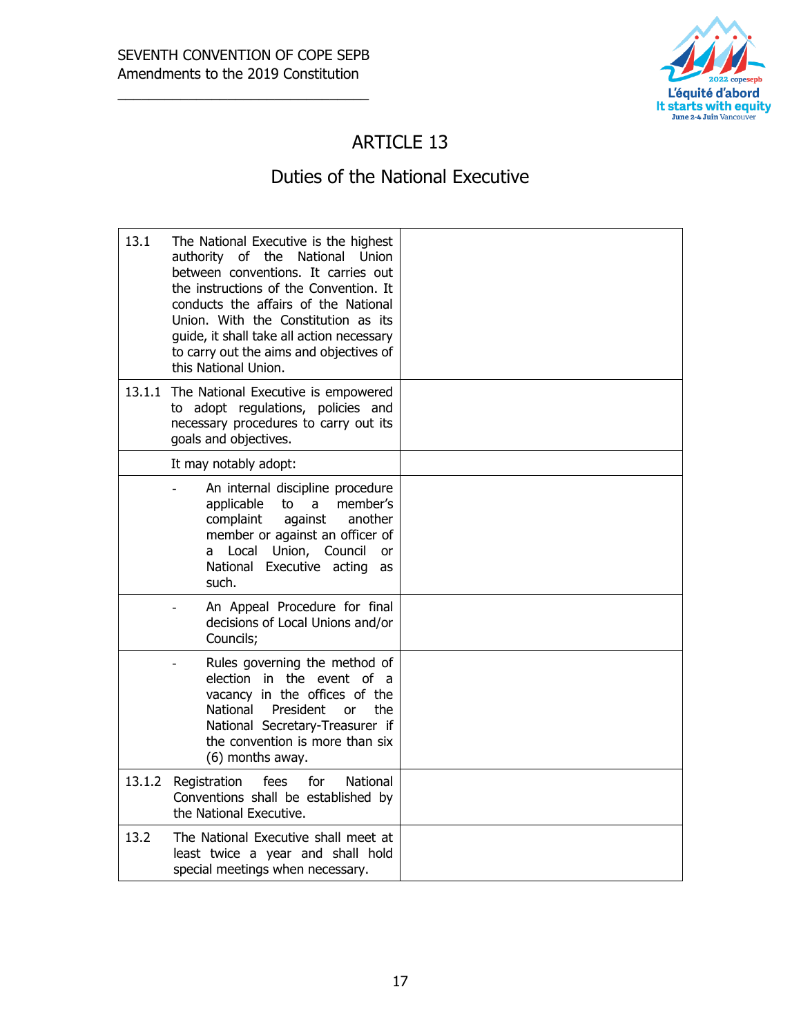SEVENTH CONVENTION OF COPE SEPB
Amendments to the 2019 Constitution

# ARTICLE 13

## Duties of the National Executive

| | |
|---|---|
| 13.1 The National Executive is the highest authority of the National Union between conventions. It carries out the instructions of the Convention. It conducts the affairs of the National Union. With the Constitution as its guide, it shall take all action necessary to carry out the aims and objectives of this National Union. | |
| 13.1.1 The National Executive is empowered to adopt regulations, policies and necessary procedures to carry out its goals and objectives. | |
| It may notably adopt: | |
| - An internal discipline procedure applicable to a member's complaint against another member or against an officer of a Local Union, Council or National Executive acting as such. | |
| - An Appeal Procedure for final decisions of Local Unions and/or Councils; | |
| - Rules governing the method of election in the event of a vacancy in the offices of the National President or the National Secretary-Treasurer if the convention is more than six (6) months away. | |
| 13.1.2 Registration fees for National Conventions shall be established by the National Executive. | |
| 13.2 The National Executive shall meet at least twice a year and shall hold special meetings when necessary. | |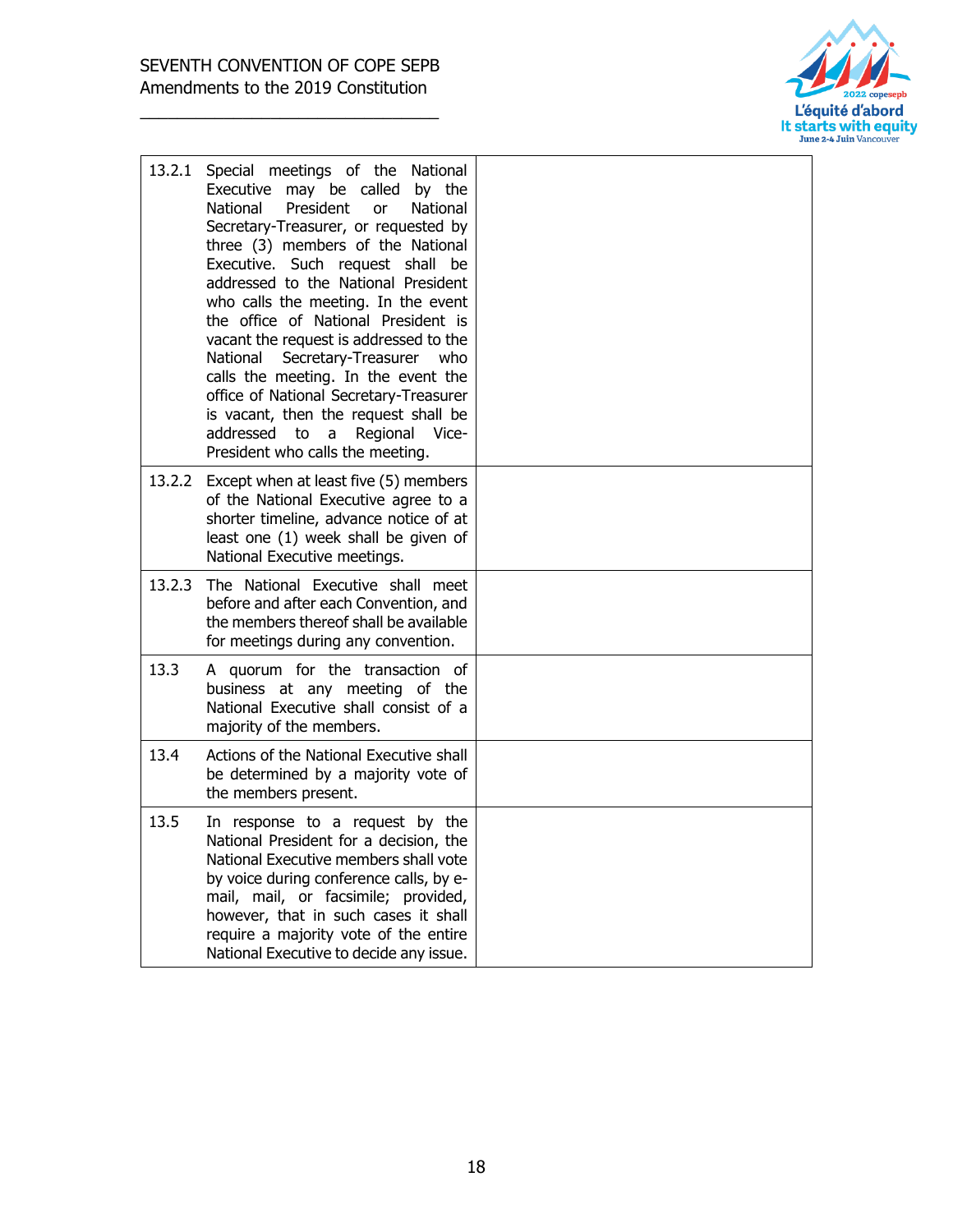| | |
|---|---|
| 13.2.1 Special meetings of the National Executive may be called by the National President or National Secretary-Treasurer, or requested by three (3) members of the National Executive. Such request shall be addressed to the National President who calls the meeting. In the event the office of National President is vacant the request is addressed to the National Secretary-Treasurer who calls the meeting. In the event the office of National Secretary-Treasurer is vacant, then the request shall be addressed to a Regional Vice-President who calls the meeting. | |
| 13.2.2 Except when at least five (5) members of the National Executive agree to a shorter timeline, advance notice of at least one (1) week shall be given of National Executive meetings. | |
| 13.2.3 The National Executive shall meet before and after each Convention, and the members thereof shall be available for meetings during any convention. | |
| 13.3 A quorum for the transaction of business at any meeting of the National Executive shall consist of a majority of the members. | |
| 13.4 Actions of the National Executive shall be determined by a majority vote of the members present. | |
| 13.5 In response to a request by the National President for a decision, the National Executive members shall vote by voice during conference calls, by e-mail, mail, or facsimile; provided, however, that in such cases it shall require a majority vote of the entire National Executive to decide any issue. | |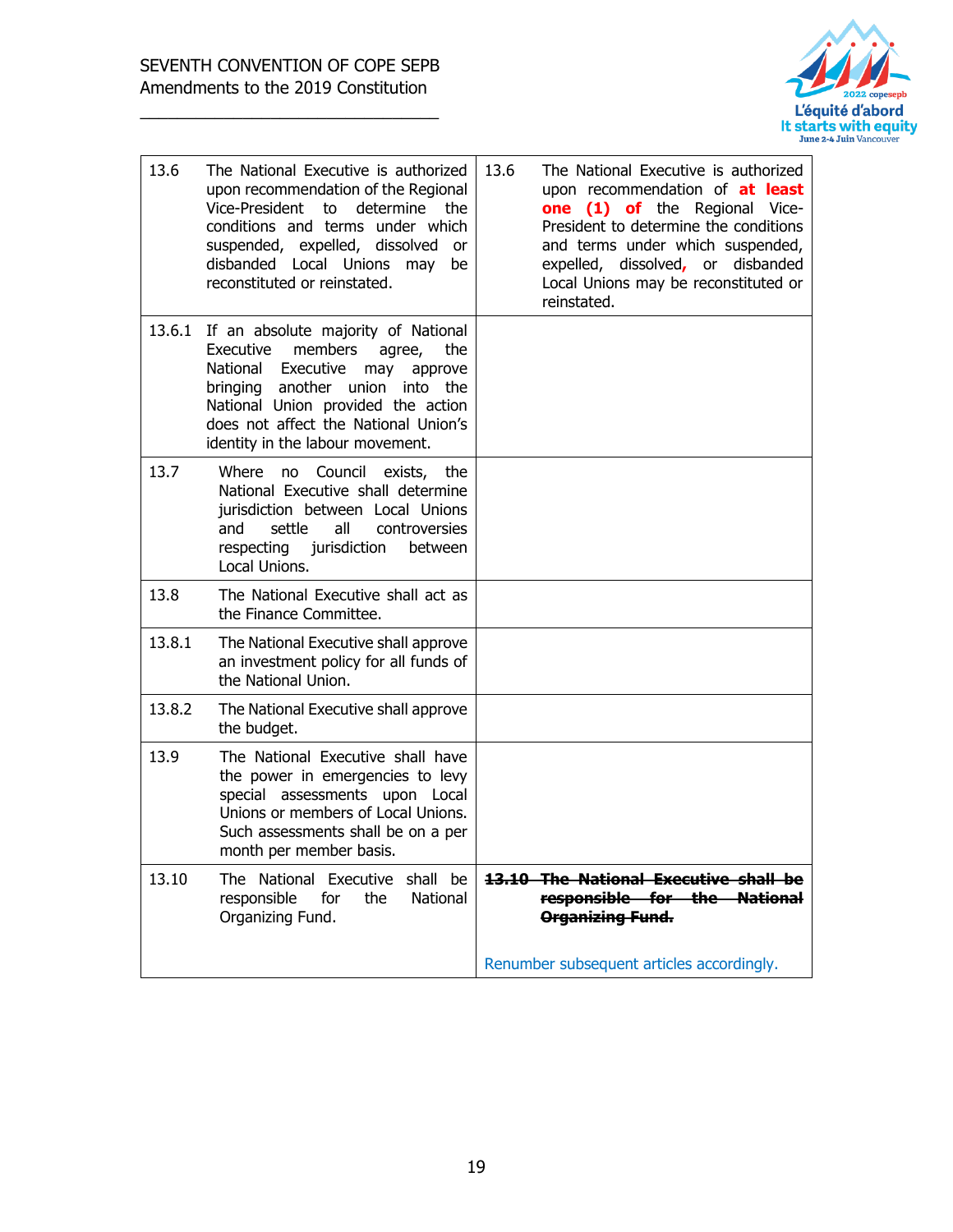| | |
|---|---|
| 13.6 The National Executive is authorized upon recommendation of the Regional Vice-President to determine the conditions and terms under which suspended, expelled, dissolved or disbanded Local Unions may be reconstituted or reinstated. | 13.6 The National Executive is authorized upon recommendation of **at least one (1) of** the Regional Vice-President to determine the conditions and terms under which suspended, expelled, dissolved**,** or disbanded Local Unions may be reconstituted or reinstated. |
| 13.6.1 If an absolute majority of National Executive members agree, the National Executive may approve bringing another union into the National Union provided the action does not affect the National Union's identity in the labour movement. | |
| 13.7 Where no Council exists, the National Executive shall determine jurisdiction between Local Unions and settle all controversies respecting jurisdiction between Local Unions. | |
| 13.8 The National Executive shall act as the Finance Committee. | |
| 13.8.1 The National Executive shall approve an investment policy for all funds of the National Union. | |
| 13.8.2 The National Executive shall approve the budget. | |
| 13.9 The National Executive shall have the power in emergencies to levy special assessments upon Local Unions or members of Local Unions. Such assessments shall be on a per month per member basis. | |
| 13.10 The National Executive shall be responsible for the National Organizing Fund. | ~~**13.10 The National Executive shall be responsible for the National Organizing Fund.**~~<br><br>Renumber subsequent articles accordingly. |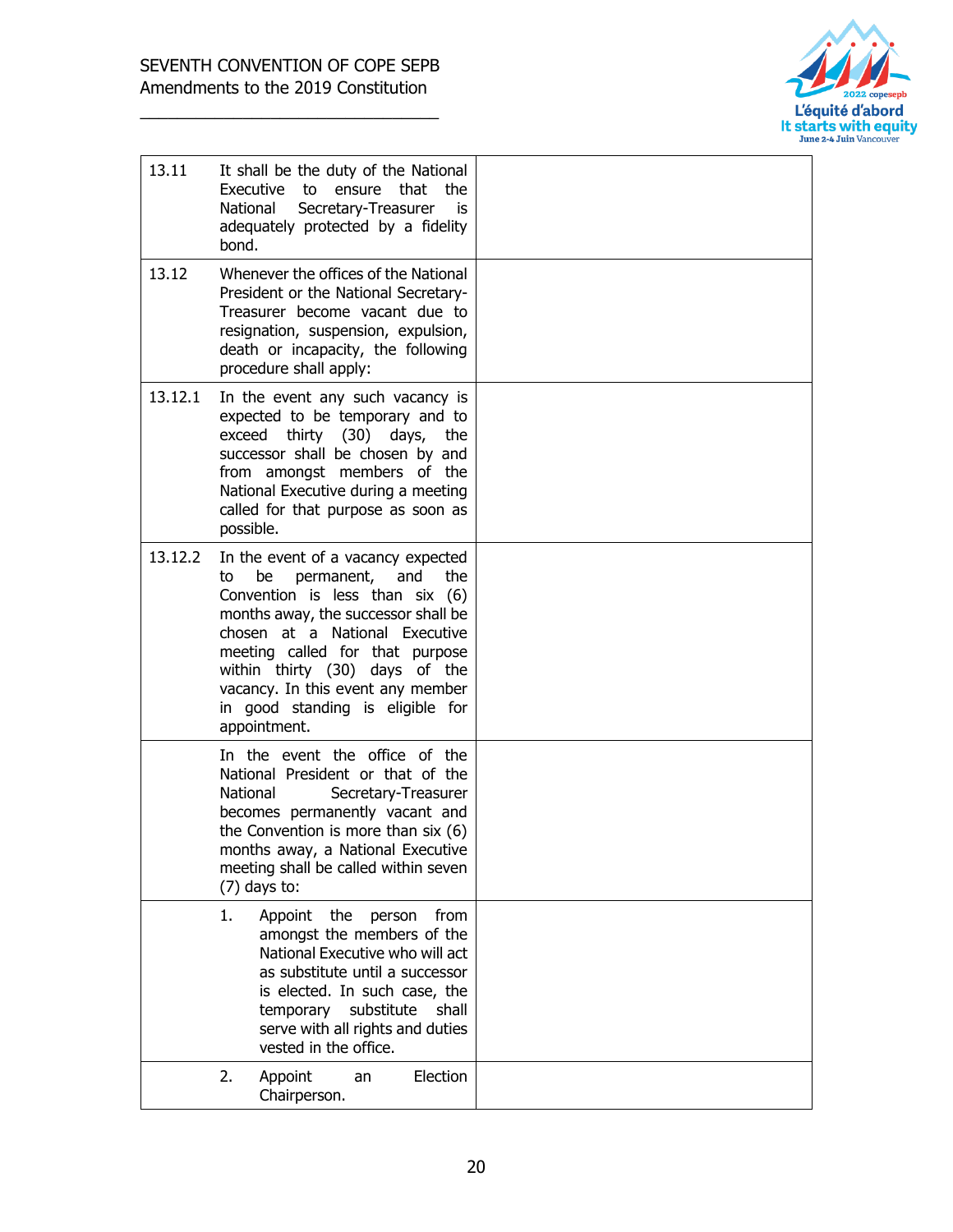| | | |
|---|---|---|
| 13.11 | It shall be the duty of the National Executive to ensure that the National Secretary-Treasurer is adequately protected by a fidelity bond. | |
| 13.12 | Whenever the offices of the National President or the National Secretary-Treasurer become vacant due to resignation, suspension, expulsion, death or incapacity, the following procedure shall apply: | |
| 13.12.1 | In the event any such vacancy is expected to be temporary and to exceed thirty (30) days, the successor shall be chosen by and from amongst members of the National Executive during a meeting called for that purpose as soon as possible. | |
| 13.12.2 | In the event of a vacancy expected to be permanent, and the Convention is less than six (6) months away, the successor shall be chosen at a National Executive meeting called for that purpose within thirty (30) days of the vacancy. In this event any member in good standing is eligible for appointment. | |
| | In the event the office of the National President or that of the National Secretary-Treasurer becomes permanently vacant and the Convention is more than six (6) months away, a National Executive meeting shall be called within seven (7) days to: | |
| | 1. Appoint the person from amongst the members of the National Executive who will act as substitute until a successor is elected. In such case, the temporary substitute shall serve with all rights and duties vested in the office. | |
| | 2. Appoint an Election Chairperson. | |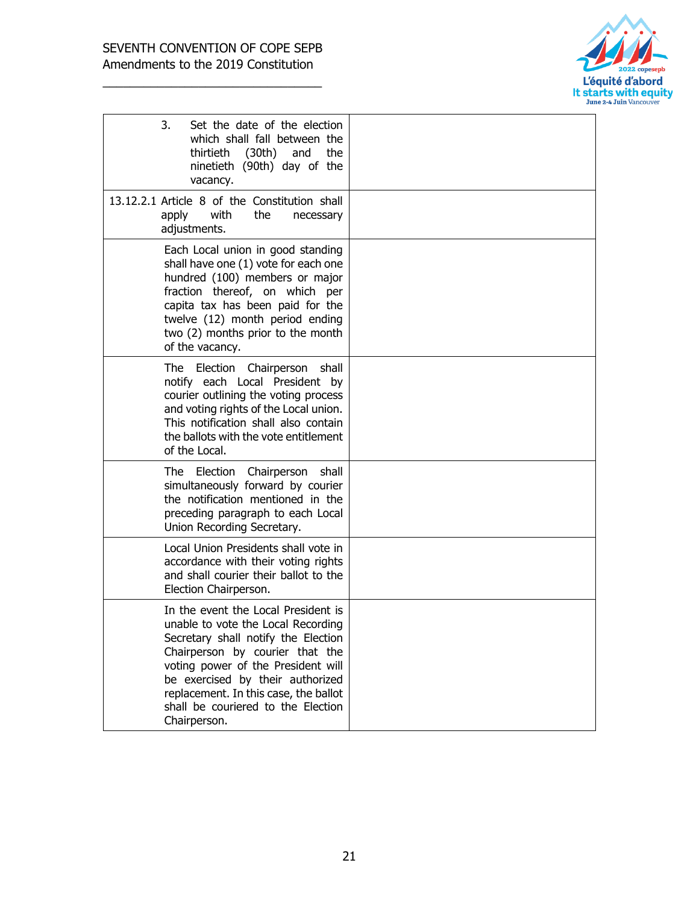| | |
|---|---|
| 3. Set the date of the election which shall fall between the thirtieth (30th) and the ninetieth (90th) day of the vacancy. | |
| 13.12.2.1 Article 8 of the Constitution shall apply with the necessary adjustments. | |
| Each Local union in good standing shall have one (1) vote for each one hundred (100) members or major fraction thereof, on which per capita tax has been paid for the twelve (12) month period ending two (2) months prior to the month of the vacancy. | |
| The Election Chairperson shall notify each Local President by courier outlining the voting process and voting rights of the Local union. This notification shall also contain the ballots with the vote entitlement of the Local. | |
| The Election Chairperson shall simultaneously forward by courier the notification mentioned in the preceding paragraph to each Local Union Recording Secretary. | |
| Local Union Presidents shall vote in accordance with their voting rights and shall courier their ballot to the Election Chairperson. | |
| In the event the Local President is unable to vote the Local Recording Secretary shall notify the Election Chairperson by courier that the voting power of the President will be exercised by their authorized replacement. In this case, the ballot shall be couriered to the Election Chairperson. | |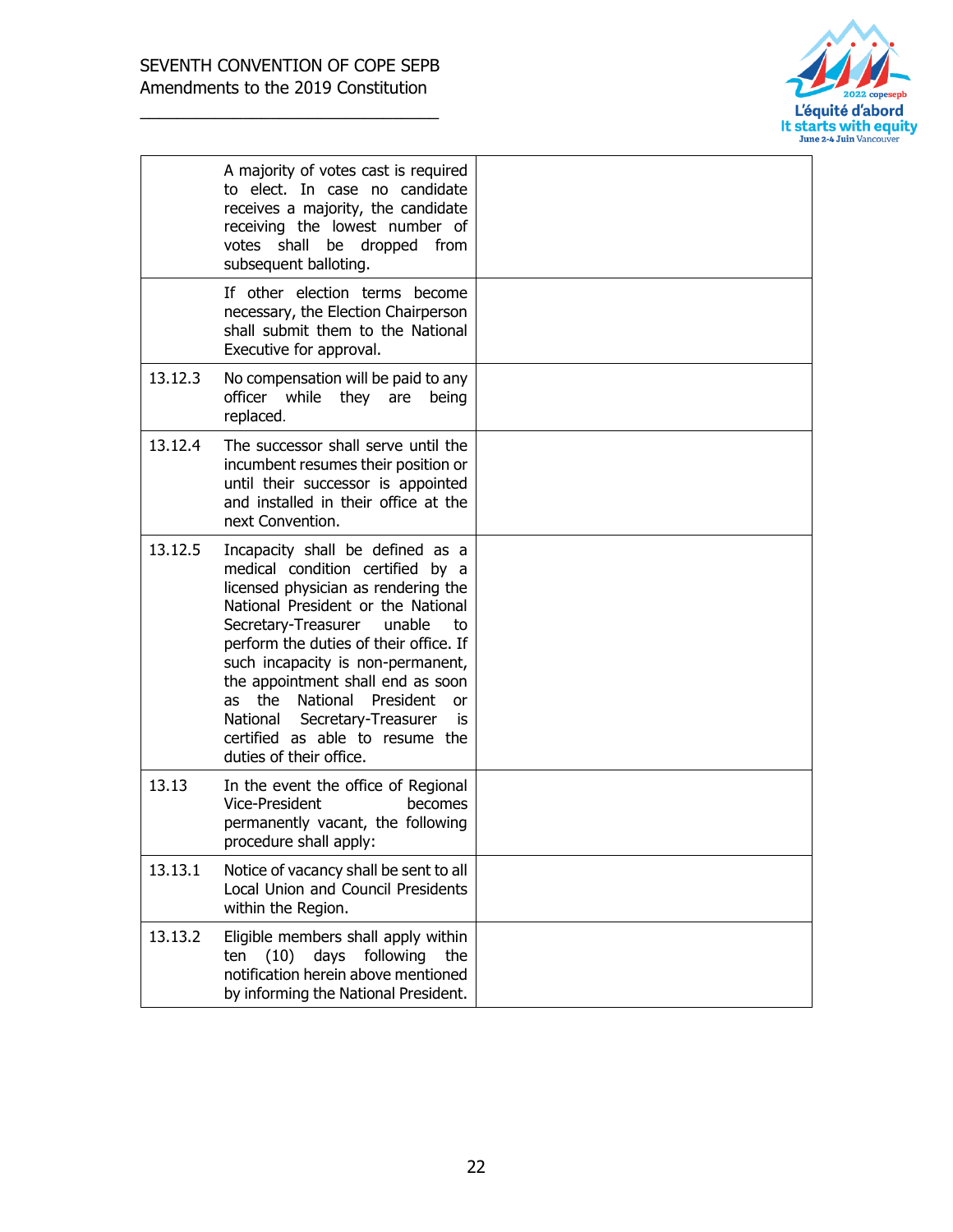| | | |
|---|---|---|
| | A majority of votes cast is required to elect. In case no candidate receives a majority, the candidate receiving the lowest number of votes shall be dropped from subsequent balloting. | |
| | If other election terms become necessary, the Election Chairperson shall submit them to the National Executive for approval. | |
| 13.12.3 | No compensation will be paid to any officer while they are being replaced. | |
| 13.12.4 | The successor shall serve until the incumbent resumes their position or until their successor is appointed and installed in their office at the next Convention. | |
| 13.12.5 | Incapacity shall be defined as a medical condition certified by a licensed physician as rendering the National President or the National Secretary-Treasurer unable to perform the duties of their office. If such incapacity is non-permanent, the appointment shall end as soon as the National President or National Secretary-Treasurer is certified as able to resume the duties of their office. | |
| 13.13 | In the event the office of Regional Vice-President becomes permanently vacant, the following procedure shall apply: | |
| 13.13.1 | Notice of vacancy shall be sent to all Local Union and Council Presidents within the Region. | |
| 13.13.2 | Eligible members shall apply within ten (10) days following the notification herein above mentioned by informing the National President. | |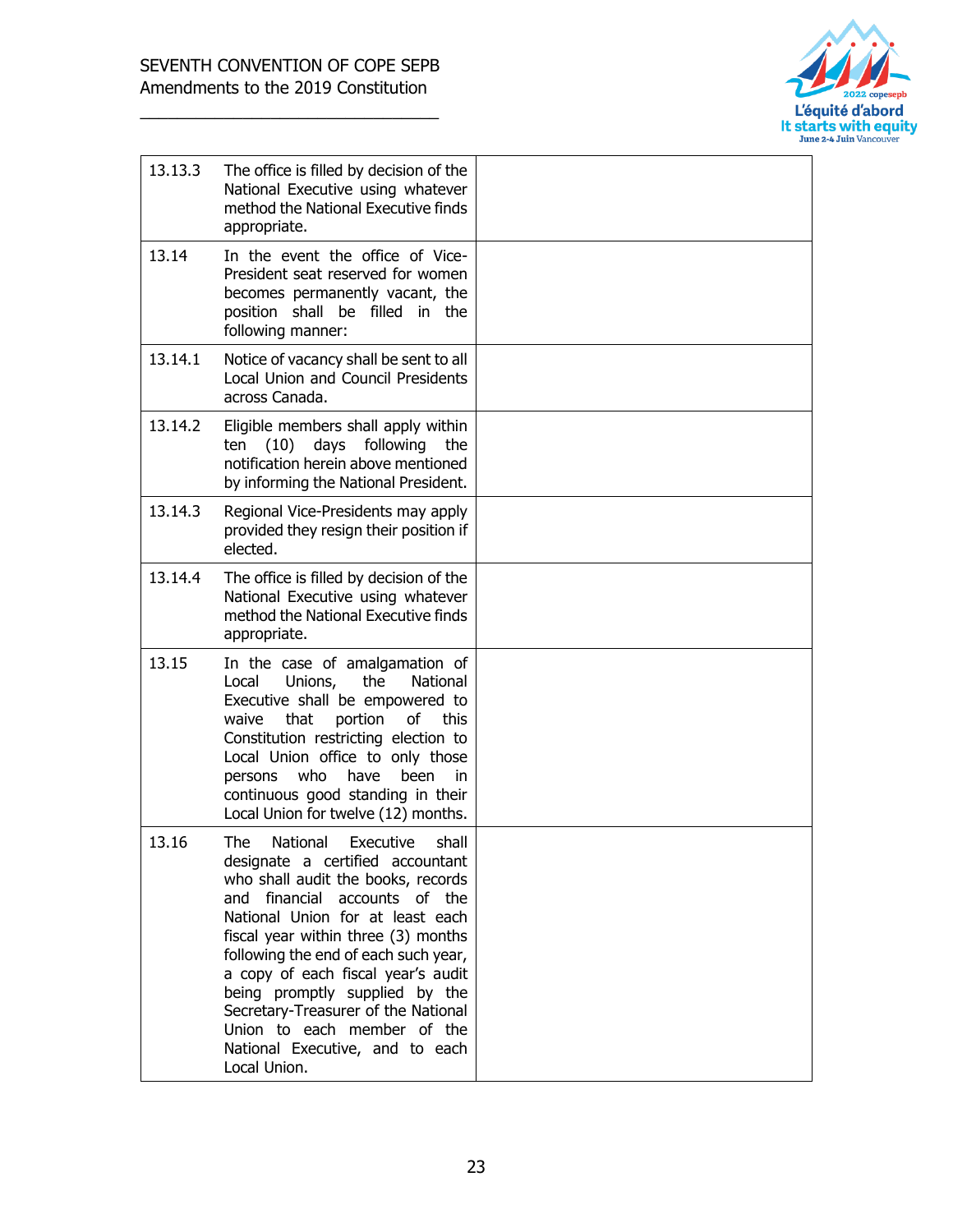| | | |
|---|---|---|
| 13.13.3 | The office is filled by decision of the National Executive using whatever method the National Executive finds appropriate. | |
| 13.14 | In the event the office of Vice-President seat reserved for women becomes permanently vacant, the position shall be filled in the following manner: | |
| 13.14.1 | Notice of vacancy shall be sent to all Local Union and Council Presidents across Canada. | |
| 13.14.2 | Eligible members shall apply within ten (10) days following the notification herein above mentioned by informing the National President. | |
| 13.14.3 | Regional Vice-Presidents may apply provided they resign their position if elected. | |
| 13.14.4 | The office is filled by decision of the National Executive using whatever method the National Executive finds appropriate. | |
| 13.15 | In the case of amalgamation of Local Unions, the National Executive shall be empowered to waive that portion of this Constitution restricting election to Local Union office to only those persons who have been in continuous good standing in their Local Union for twelve (12) months. | |
| 13.16 | The National Executive shall designate a certified accountant who shall audit the books, records and financial accounts of the National Union for at least each fiscal year within three (3) months following the end of each such year, a copy of each fiscal year's audit being promptly supplied by the Secretary-Treasurer of the National Union to each member of the National Executive, and to each Local Union. | |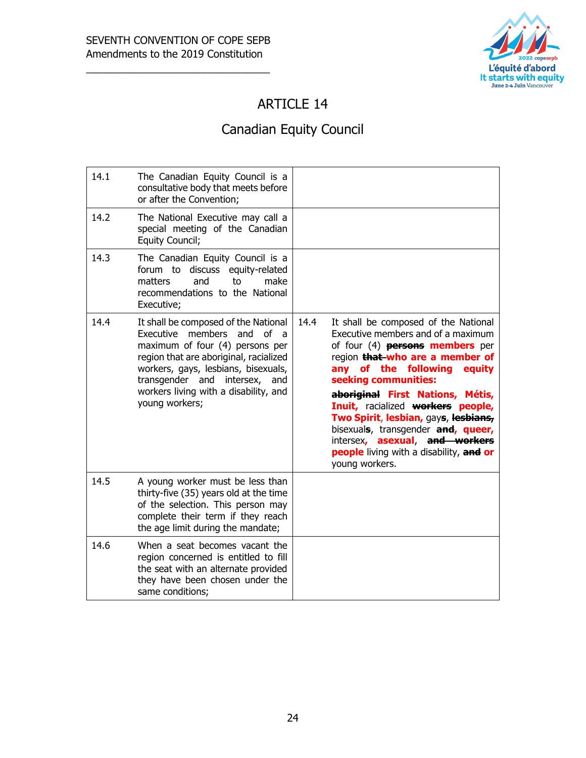# ARTICLE 14

## Canadian Equity Council

| | | | |
|---|---|---|---|
| 14.1 | The Canadian Equity Council is a consultative body that meets before or after the Convention; | | |
| 14.2 | The National Executive may call a special meeting of the Canadian Equity Council; | | |
| 14.3 | The Canadian Equity Council is a forum to discuss equity-related matters and to make recommendations to the National Executive; | | |
| 14.4 | It shall be composed of the National Executive members and of a maximum of four (4) persons per region that are aboriginal, racialized workers, gays, lesbians, bisexuals, transgender and intersex, and workers living with a disability, and young workers; | 14.4 | It shall be composed of the National Executive members and of a maximum of four (4) ~~**persons**~~ **members** per region ~~**that**~~ **who are a member of any of the following equity seeking communities:** <br><br> ~~**aboriginal**~~ **First Nations, Métis, Inuit,** racialized ~~**workers**~~ **people, Two Spirit, lesbian,** gay**s**, ~~**lesbians,**~~ bisexual**s**, transgender ~~**and**~~**, queer,** intersex**, asexual**, ~~**and workers**~~ **people** living with a disability, ~~**and**~~ **or** young workers. |
| 14.5 | A young worker must be less than thirty-five (35) years old at the time of the selection. This person may complete their term if they reach the age limit during the mandate; | | |
| 14.6 | When a seat becomes vacant the region concerned is entitled to fill the seat with an alternate provided they have been chosen under the same conditions; | | |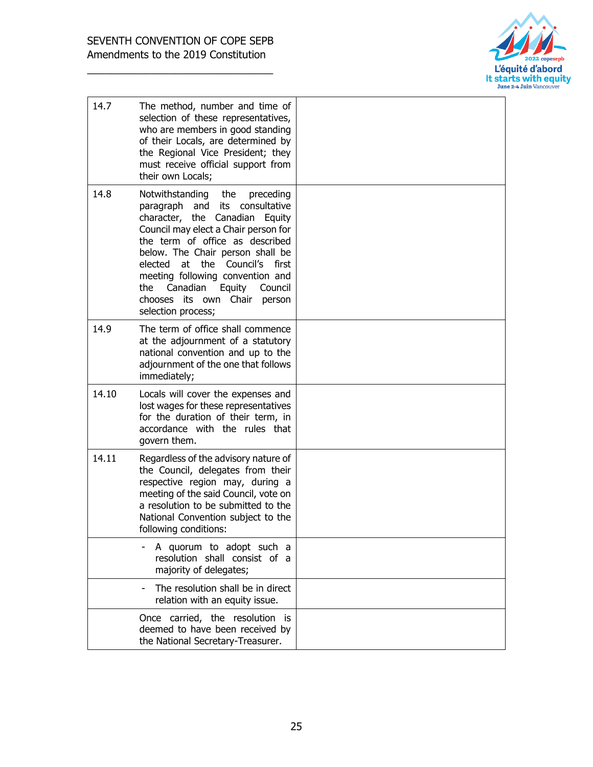| | | |
|---|---|---|
| 14.7 | The method, number and time of selection of these representatives, who are members in good standing of their Locals, are determined by the Regional Vice President; they must receive official support from their own Locals; | |
| 14.8 | Notwithstanding the preceding paragraph and its consultative character, the Canadian Equity Council may elect a Chair person for the term of office as described below. The Chair person shall be elected at the Council's first meeting following convention and the Canadian Equity Council chooses its own Chair person selection process; | |
| 14.9 | The term of office shall commence at the adjournment of a statutory national convention and up to the adjournment of the one that follows immediately; | |
| 14.10 | Locals will cover the expenses and lost wages for these representatives for the duration of their term, in accordance with the rules that govern them. | |
| 14.11 | Regardless of the advisory nature of the Council, delegates from their respective region may, during a meeting of the said Council, vote on a resolution to be submitted to the National Convention subject to the following conditions: | |
| | - A quorum to adopt such a resolution shall consist of a majority of delegates; | |
| | - The resolution shall be in direct relation with an equity issue. | |
| | Once carried, the resolution is deemed to have been received by the National Secretary-Treasurer. | |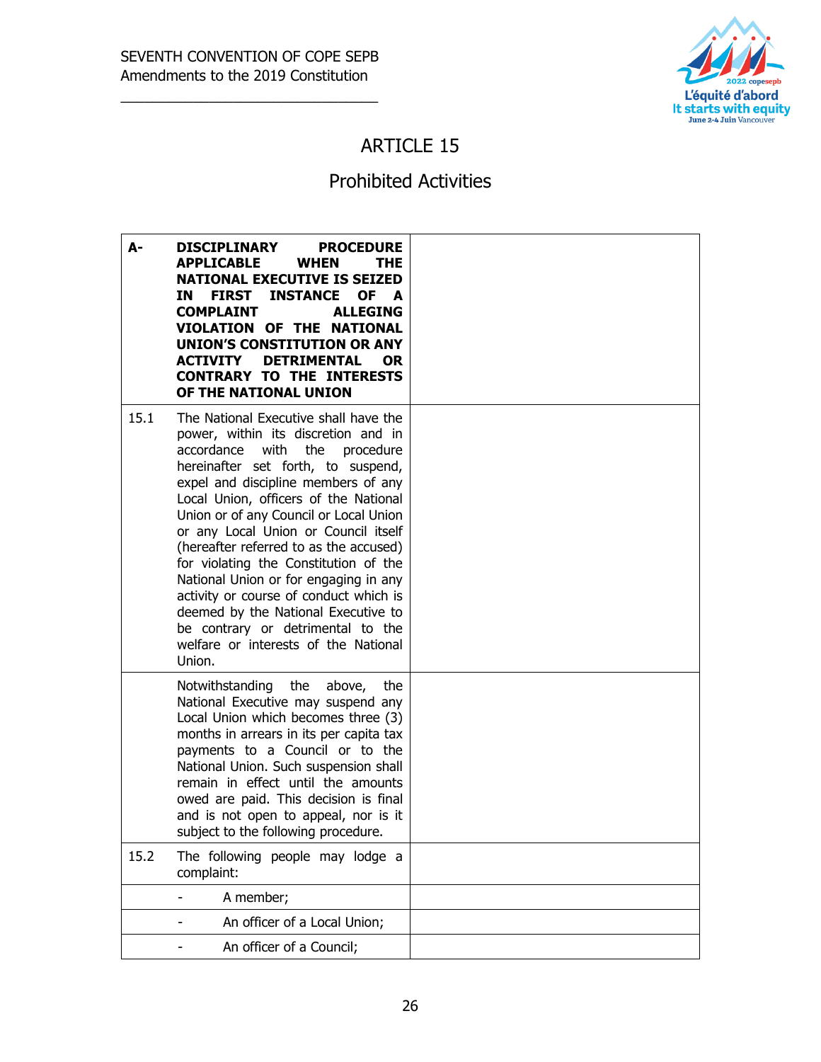# ARTICLE 15

## Prohibited Activities

| | | |
|---|---|---|
| **A-** | **DISCIPLINARY PROCEDURE APPLICABLE WHEN THE NATIONAL EXECUTIVE IS SEIZED IN FIRST INSTANCE OF A COMPLAINT ALLEGING VIOLATION OF THE NATIONAL UNION'S CONSTITUTION OR ANY ACTIVITY DETRIMENTAL OR CONTRARY TO THE INTERESTS OF THE NATIONAL UNION** | |
| 15.1 | The National Executive shall have the power, within its discretion and in accordance with the procedure hereinafter set forth, to suspend, expel and discipline members of any Local Union, officers of the National Union or of any Council or Local Union or any Local Union or Council itself (hereafter referred to as the accused) for violating the Constitution of the National Union or for engaging in any activity or course of conduct which is deemed by the National Executive to be contrary or detrimental to the welfare or interests of the National Union. | |
| | Notwithstanding the above, the National Executive may suspend any Local Union which becomes three (3) months in arrears in its per capita tax payments to a Council or to the National Union. Such suspension shall remain in effect until the amounts owed are paid. This decision is final and is not open to appeal, nor is it subject to the following procedure. | |
| 15.2 | The following people may lodge a complaint: | |
| | - A member; | |
| | - An officer of a Local Union; | |
| | - An officer of a Council; | |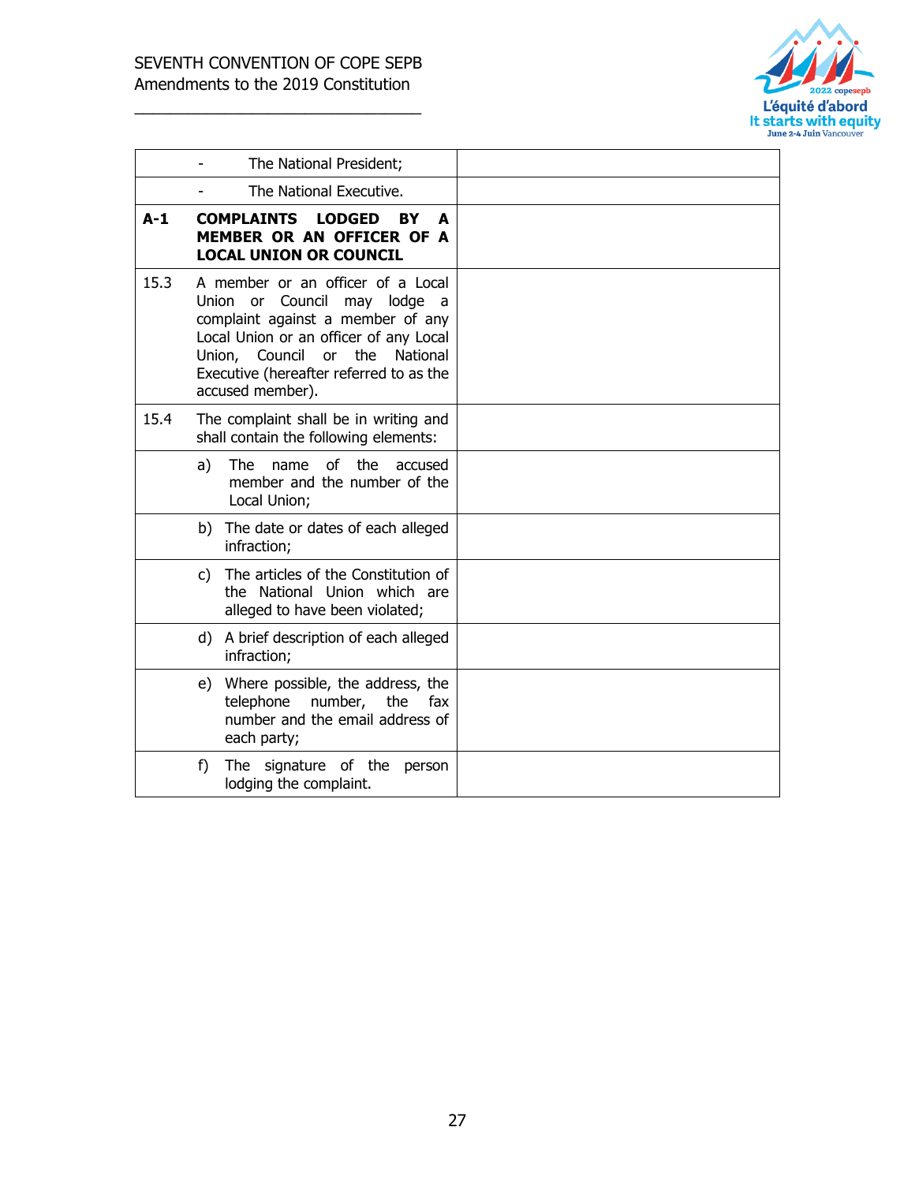| | | |
|---|---|---|
| | - The National President; | |
| | - The National Executive. | |
| **A-1** | **COMPLAINTS LODGED BY A MEMBER OR AN OFFICER OF A LOCAL UNION OR COUNCIL** | |
| 15.3 | A member or an officer of a Local Union or Council may lodge a complaint against a member of any Local Union or an officer of any Local Union, Council or the National Executive (hereafter referred to as the accused member). | |
| 15.4 | The complaint shall be in writing and shall contain the following elements: | |
| | a) The name of the accused member and the number of the Local Union; | |
| | b) The date or dates of each alleged infraction; | |
| | c) The articles of the Constitution of the National Union which are alleged to have been violated; | |
| | d) A brief description of each alleged infraction; | |
| | e) Where possible, the address, the telephone number, the fax number and the email address of each party; | |
| | f) The signature of the person lodging the complaint. | |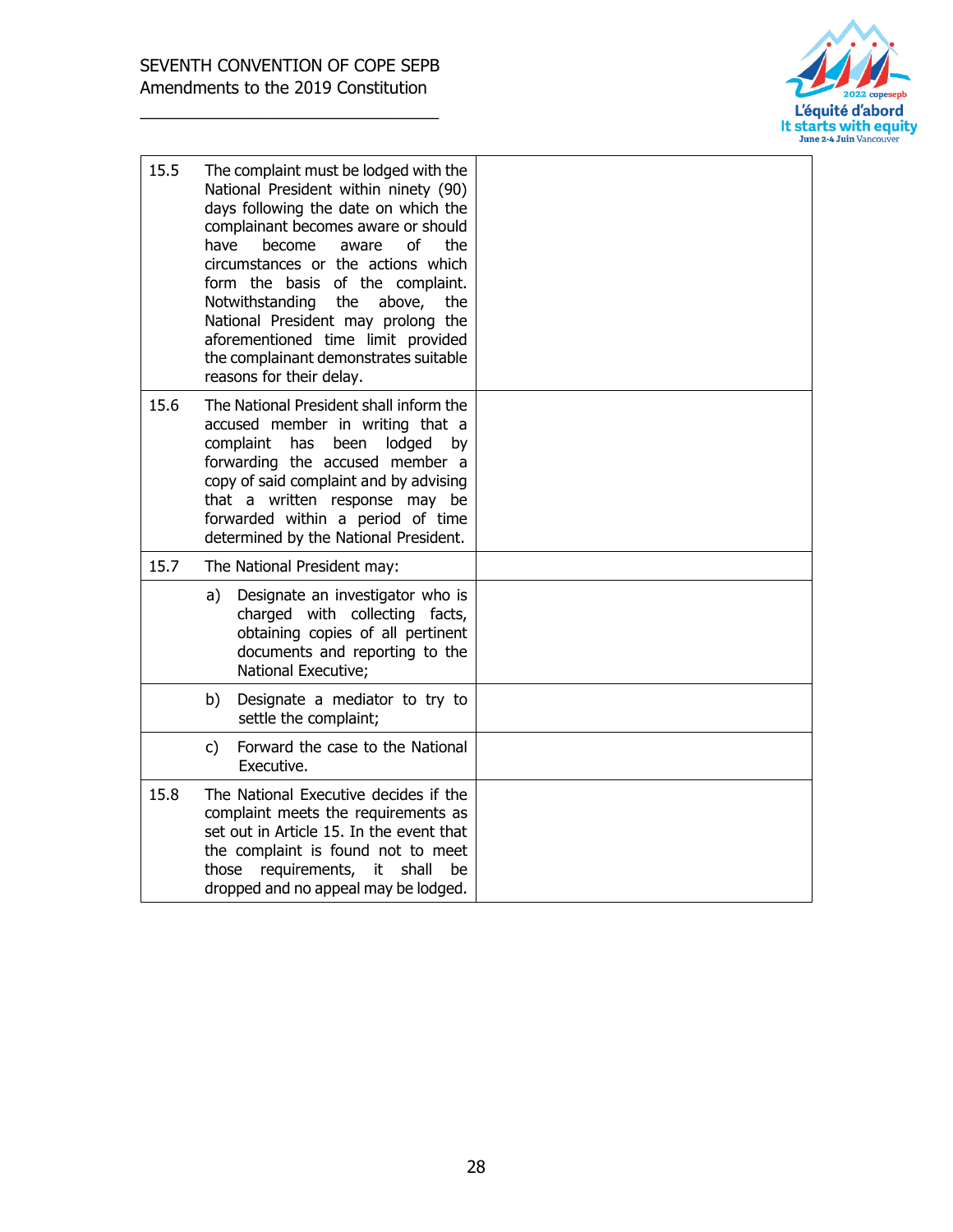| | | |
|---|---|---|
| 15.5 | The complaint must be lodged with the National President within ninety (90) days following the date on which the complainant becomes aware or should have become aware of the circumstances or the actions which form the basis of the complaint. Notwithstanding the above, the National President may prolong the aforementioned time limit provided the complainant demonstrates suitable reasons for their delay. | |
| 15.6 | The National President shall inform the accused member in writing that a complaint has been lodged by forwarding the accused member a copy of said complaint and by advising that a written response may be forwarded within a period of time determined by the National President. | |
| 15.7 | The National President may: | |
| | a) Designate an investigator who is charged with collecting facts, obtaining copies of all pertinent documents and reporting to the National Executive; | |
| | b) Designate a mediator to try to settle the complaint; | |
| | c) Forward the case to the National Executive. | |
| 15.8 | The National Executive decides if the complaint meets the requirements as set out in Article 15. In the event that the complaint is found not to meet those requirements, it shall be dropped and no appeal may be lodged. | |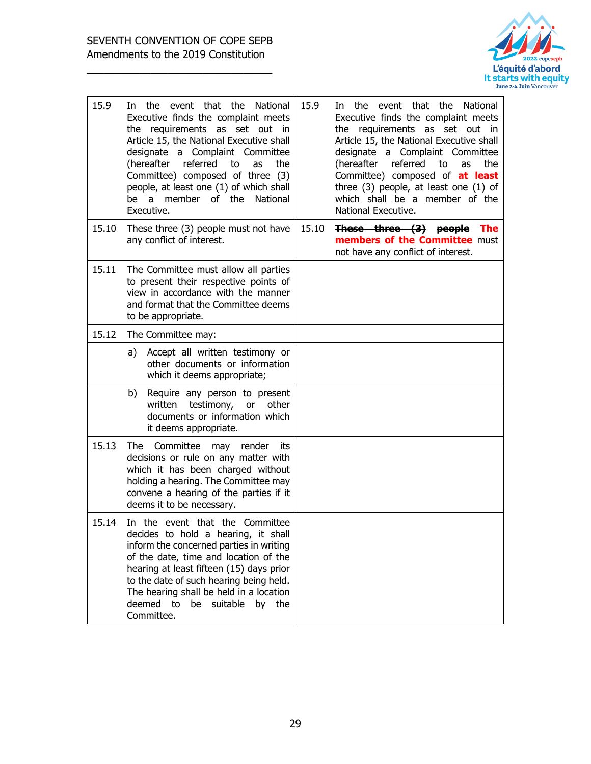| | | | |
|---|---|---|---|
| 15.9 | In the event that the National Executive finds the complaint meets the requirements as set out in Article 15, the National Executive shall designate a Complaint Committee (hereafter referred to as the Committee) composed of three (3) people, at least one (1) of which shall be a member of the National Executive. | 15.9 | In the event that the National Executive finds the complaint meets the requirements as set out in Article 15, the National Executive shall designate a Complaint Committee (hereafter referred to as the Committee) composed of **at least** three (3) people, at least one (1) of which shall be a member of the National Executive. |
| 15.10 | These three (3) people must not have any conflict of interest. | 15.10 | ~~These three (3) people~~ **The members of the Committee** must not have any conflict of interest. |
| 15.11 | The Committee must allow all parties to present their respective points of view in accordance with the manner and format that the Committee deems to be appropriate. | | |
| 15.12 | The Committee may: | | |
| | a) Accept all written testimony or other documents or information which it deems appropriate; | | |
| | b) Require any person to present written testimony, or other documents or information which it deems appropriate. | | |
| 15.13 | The Committee may render its decisions or rule on any matter with which it has been charged without holding a hearing. The Committee may convene a hearing of the parties if it deems it to be necessary. | | |
| 15.14 | In the event that the Committee decides to hold a hearing, it shall inform the concerned parties in writing of the date, time and location of the hearing at least fifteen (15) days prior to the date of such hearing being held. The hearing shall be held in a location deemed to be suitable by the Committee. | | |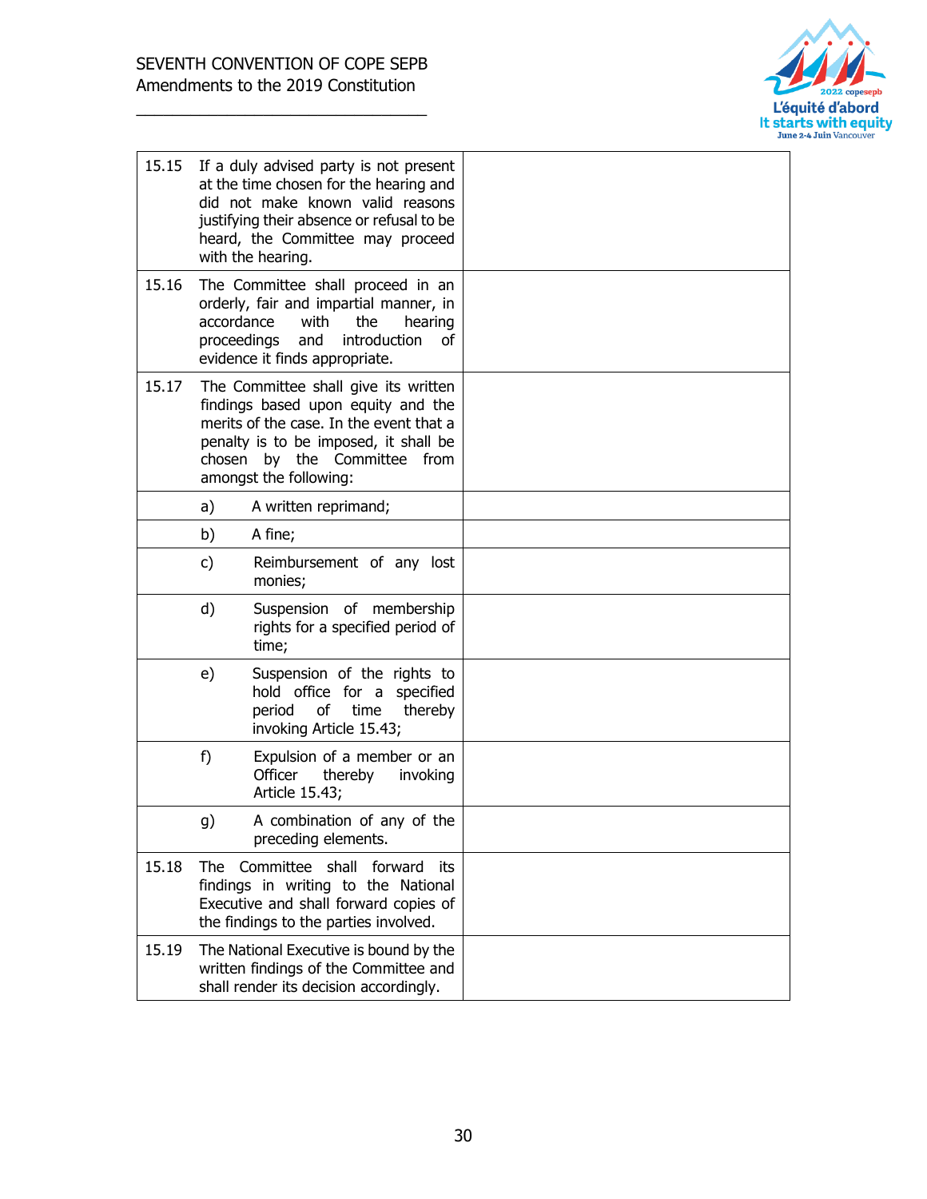| | |
|---|---|
| 15.15 If a duly advised party is not present at the time chosen for the hearing and did not make known valid reasons justifying their absence or refusal to be heard, the Committee may proceed with the hearing. | |
| 15.16 The Committee shall proceed in an orderly, fair and impartial manner, in accordance with the hearing proceedings and introduction of evidence it finds appropriate. | |
| 15.17 The Committee shall give its written findings based upon equity and the merits of the case. In the event that a penalty is to be imposed, it shall be chosen by the Committee from amongst the following: | |
| a) A written reprimand; | |
| b) A fine; | |
| c) Reimbursement of any lost monies; | |
| d) Suspension of membership rights for a specified period of time; | |
| e) Suspension of the rights to hold office for a specified period of time thereby invoking Article 15.43; | |
| f) Expulsion of a member or an Officer thereby invoking Article 15.43; | |
| g) A combination of any of the preceding elements. | |
| 15.18 The Committee shall forward its findings in writing to the National Executive and shall forward copies of the findings to the parties involved. | |
| 15.19 The National Executive is bound by the written findings of the Committee and shall render its decision accordingly. | |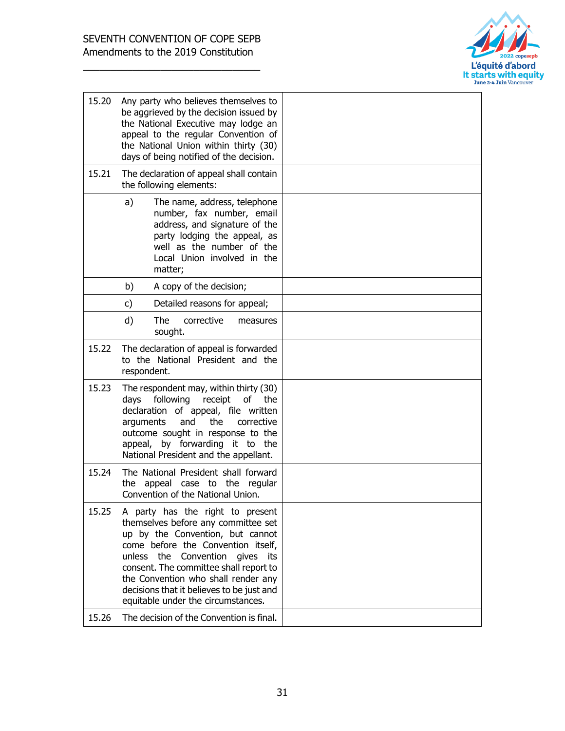| | | |
|---|---|---|
| 15.20 | Any party who believes themselves to be aggrieved by the decision issued by the National Executive may lodge an appeal to the regular Convention of the National Union within thirty (30) days of being notified of the decision. | |
| 15.21 | The declaration of appeal shall contain the following elements: | |
| | a) The name, address, telephone number, fax number, email address, and signature of the party lodging the appeal, as well as the number of the Local Union involved in the matter; | |
| | b) A copy of the decision; | |
| | c) Detailed reasons for appeal; | |
| | d) The corrective measures sought. | |
| 15.22 | The declaration of appeal is forwarded to the National President and the respondent. | |
| 15.23 | The respondent may, within thirty (30) days following receipt of the declaration of appeal, file written arguments and the corrective outcome sought in response to the appeal, by forwarding it to the National President and the appellant. | |
| 15.24 | The National President shall forward the appeal case to the regular Convention of the National Union. | |
| 15.25 | A party has the right to present themselves before any committee set up by the Convention, but cannot come before the Convention itself, unless the Convention gives its consent. The committee shall report to the Convention who shall render any decisions that it believes to be just and equitable under the circumstances. | |
| 15.26 | The decision of the Convention is final. | |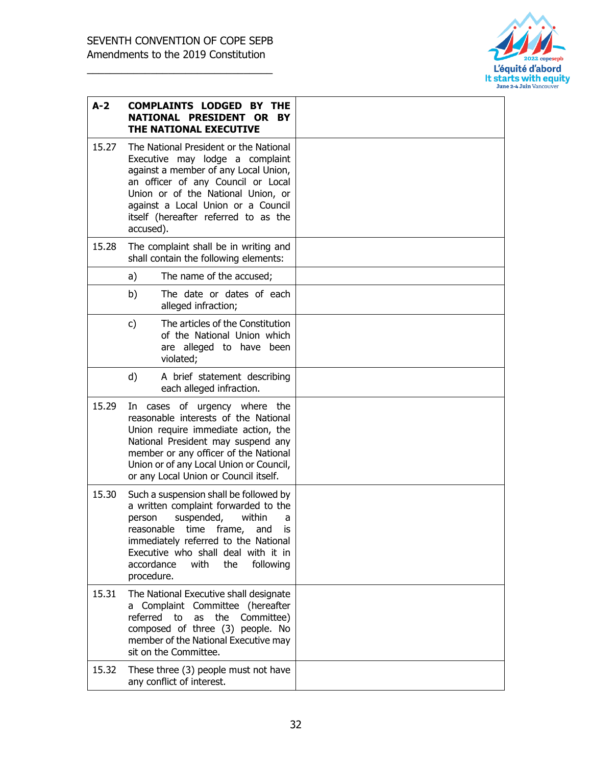| A-2 COMPLAINTS LODGED BY THE NATIONAL PRESIDENT OR BY THE NATIONAL EXECUTIVE | |
|---|---|
| 15.27 The National President or the National Executive may lodge a complaint against a member of any Local Union, an officer of any Council or Local Union or of the National Union, or against a Local Union or a Council itself (hereafter referred to as the accused). | |
| 15.28 The complaint shall be in writing and shall contain the following elements: | |
| a) The name of the accused; | |
| b) The date or dates of each alleged infraction; | |
| c) The articles of the Constitution of the National Union which are alleged to have been violated; | |
| d) A brief statement describing each alleged infraction. | |
| 15.29 In cases of urgency where the reasonable interests of the National Union require immediate action, the National President may suspend any member or any officer of the National Union or of any Local Union or Council, or any Local Union or Council itself. | |
| 15.30 Such a suspension shall be followed by a written complaint forwarded to the person suspended, within a reasonable time frame, and is immediately referred to the National Executive who shall deal with it in accordance with the following procedure. | |
| 15.31 The National Executive shall designate a Complaint Committee (hereafter referred to as the Committee) composed of three (3) people. No member of the National Executive may sit on the Committee. | |
| 15.32 These three (3) people must not have any conflict of interest. | |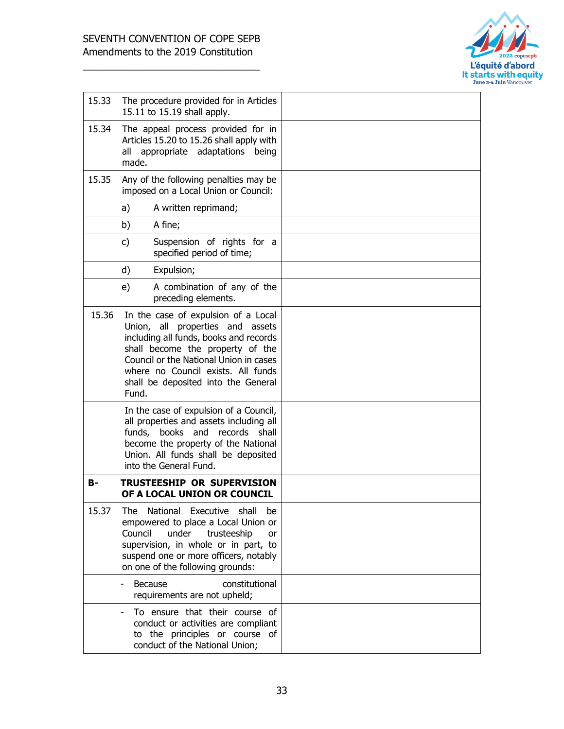| | | |
|---|---|---|
| 15.33 | The procedure provided for in Articles 15.11 to 15.19 shall apply. | |
| 15.34 | The appeal process provided for in Articles 15.20 to 15.26 shall apply with all appropriate adaptations being made. | |
| 15.35 | Any of the following penalties may be imposed on a Local Union or Council: | |
| | a) A written reprimand; | |
| | b) A fine; | |
| | c) Suspension of rights for a specified period of time; | |
| | d) Expulsion; | |
| | e) A combination of any of the preceding elements. | |
| 15.36 | In the case of expulsion of a Local Union, all properties and assets including all funds, books and records shall become the property of the Council or the National Union in cases where no Council exists. All funds shall be deposited into the General Fund. | |
| | In the case of expulsion of a Council, all properties and assets including all funds, books and records shall become the property of the National Union. All funds shall be deposited into the General Fund. | |
| **B-** | **TRUSTEESHIP OR SUPERVISION OF A LOCAL UNION OR COUNCIL** | |
| 15.37 | The National Executive shall be empowered to place a Local Union or Council under trusteeship or supervision, in whole or in part, to suspend one or more officers, notably on one of the following grounds: | |
| | - Because constitutional requirements are not upheld; | |
| | - To ensure that their course of conduct or activities are compliant to the principles or course of conduct of the National Union; | |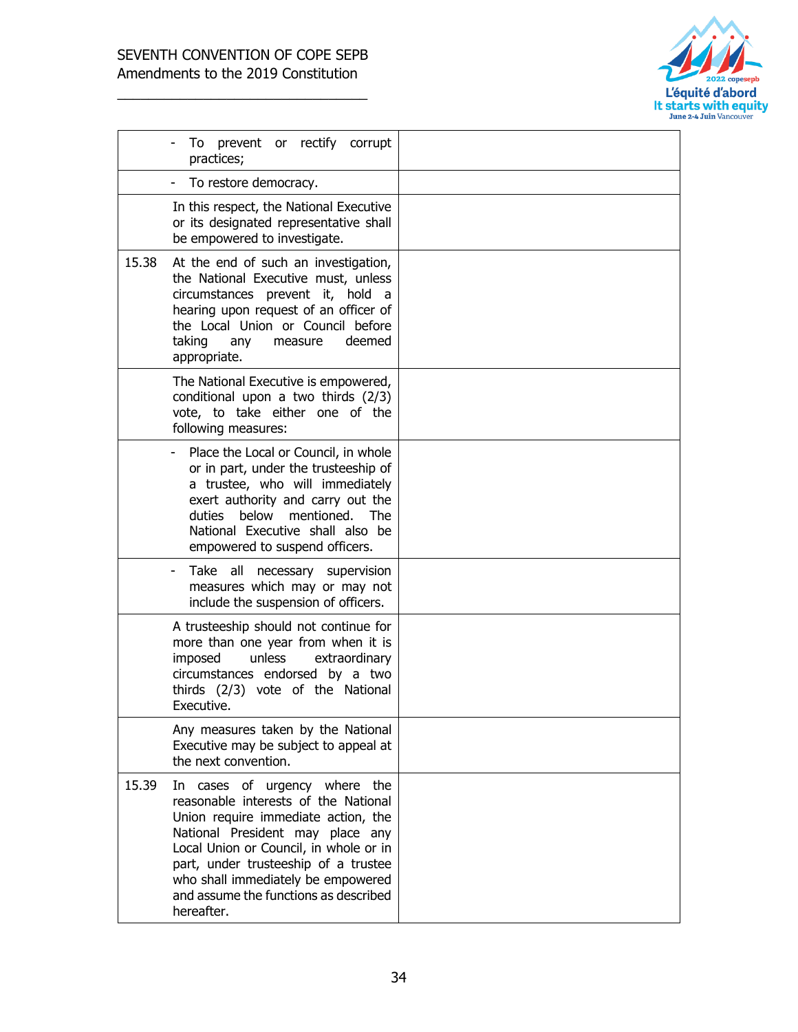| | | |
|---|---|---|
| | - To prevent or rectify corrupt practices; | |
| | - To restore democracy. | |
| | In this respect, the National Executive or its designated representative shall be empowered to investigate. | |
| 15.38 | At the end of such an investigation, the National Executive must, unless circumstances prevent it, hold a hearing upon request of an officer of the Local Union or Council before taking any measure deemed appropriate. | |
| | The National Executive is empowered, conditional upon a two thirds (2/3) vote, to take either one of the following measures: | |
| | - Place the Local or Council, in whole or in part, under the trusteeship of a trustee, who will immediately exert authority and carry out the duties below mentioned. The National Executive shall also be empowered to suspend officers. | |
| | - Take all necessary supervision measures which may or may not include the suspension of officers. | |
| | A trusteeship should not continue for more than one year from when it is imposed unless extraordinary circumstances endorsed by a two thirds (2/3) vote of the National Executive. | |
| | Any measures taken by the National Executive may be subject to appeal at the next convention. | |
| 15.39 | In cases of urgency where the reasonable interests of the National Union require immediate action, the National President may place any Local Union or Council, in whole or in part, under trusteeship of a trustee who shall immediately be empowered and assume the functions as described hereafter. | |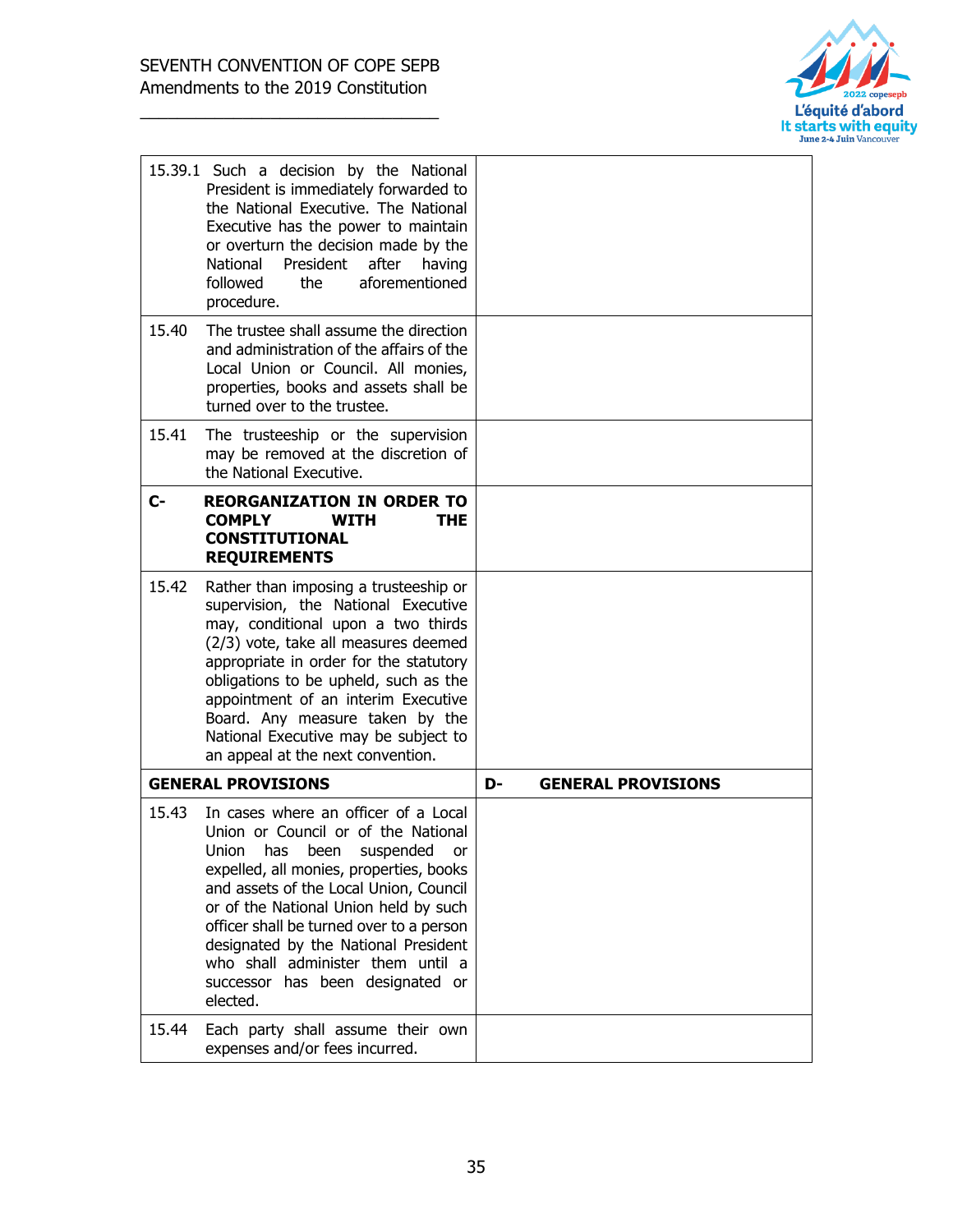| | |
|---|---|
| 15.39.1 Such a decision by the National President is immediately forwarded to the National Executive. The National Executive has the power to maintain or overturn the decision made by the National President after having followed the aforementioned procedure. | |
| 15.40 The trustee shall assume the direction and administration of the affairs of the Local Union or Council. All monies, properties, books and assets shall be turned over to the trustee. | |
| 15.41 The trusteeship or the supervision may be removed at the discretion of the National Executive. | |
| **C- REORGANIZATION IN ORDER TO COMPLY WITH THE CONSTITUTIONAL REQUIREMENTS** | |
| 15.42 Rather than imposing a trusteeship or supervision, the National Executive may, conditional upon a two thirds (2/3) vote, take all measures deemed appropriate in order for the statutory obligations to be upheld, such as the appointment of an interim Executive Board. Any measure taken by the National Executive may be subject to an appeal at the next convention. | |
| **GENERAL PROVISIONS** | **D- GENERAL PROVISIONS** |
| 15.43 In cases where an officer of a Local Union or Council or of the National Union has been suspended or expelled, all monies, properties, books and assets of the Local Union, Council or of the National Union held by such officer shall be turned over to a person designated by the National President who shall administer them until a successor has been designated or elected. | |
| 15.44 Each party shall assume their own expenses and/or fees incurred. | |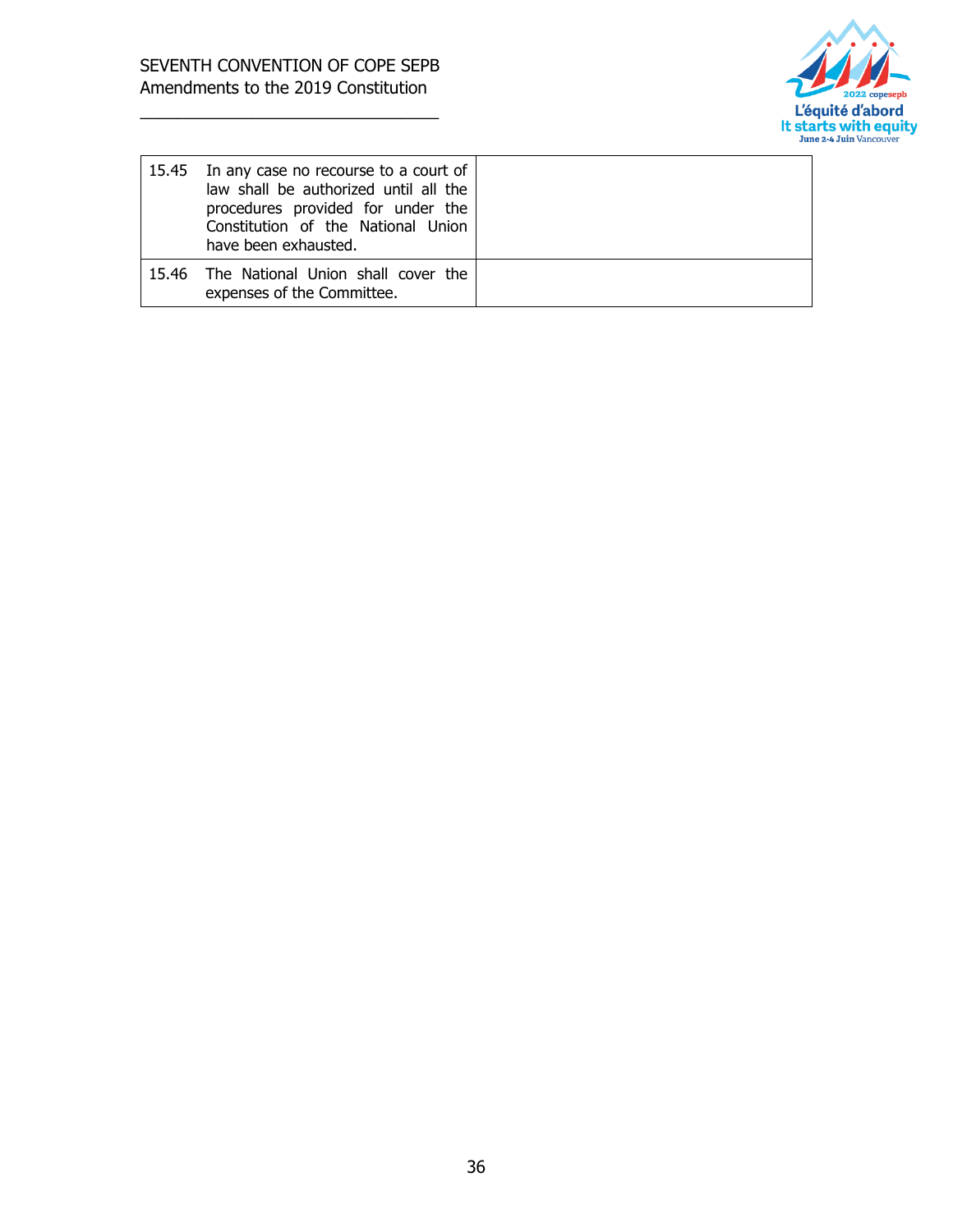| | |
|---|---|
| 15.45 In any case no recourse to a court of law shall be authorized until all the procedures provided for under the Constitution of the National Union have been exhausted. | |
| 15.46 The National Union shall cover the expenses of the Committee. | |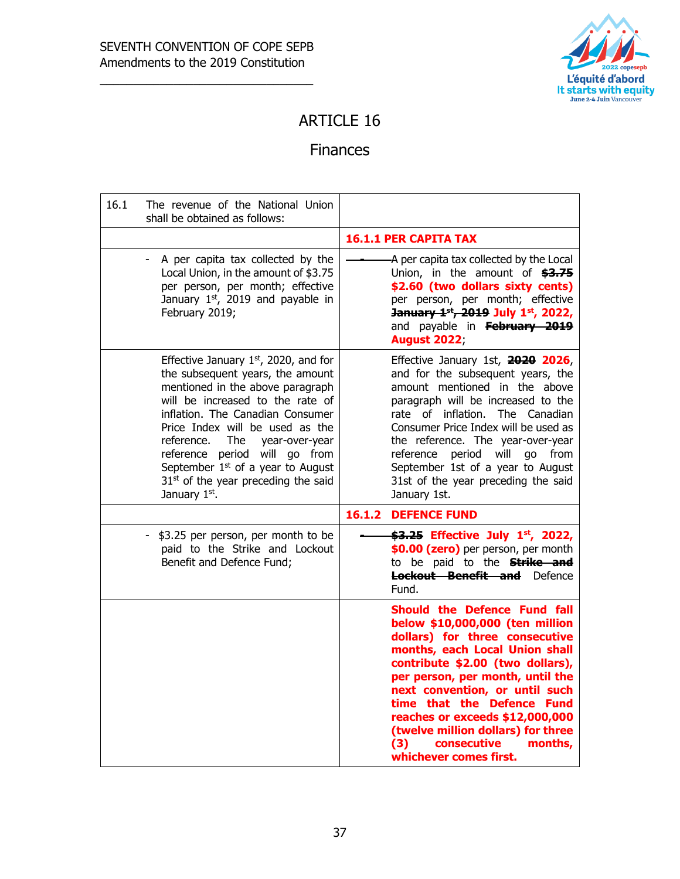SEVENTH CONVENTION OF COPE SEPB
Amendments to the 2019 Constitution

# ARTICLE 16

## Finances

| 16.1 The revenue of the National Union shall be obtained as follows: | |
|---|---|
| | **16.1.1 PER CAPITA TAX** |
| - A per capita tax collected by the Local Union, in the amount of $3.75 per person, per month; effective January 1st, 2019 and payable in February 2019; | ~~-~~ A per capita tax collected by the Local Union, in the amount of ~~**$3.75**~~ **$2.60 (two dollars sixty cents)** per person, per month; effective ~~**January 1st, 2019**~~ **July 1st, 2022,** and payable in ~~**February 2019**~~ **August 2022**; |
| Effective January 1st, 2020, and for the subsequent years, the amount mentioned in the above paragraph will be increased to the rate of inflation. The Canadian Consumer Price Index will be used as the reference. The year-over-year reference period will go from September 1st of a year to August 31st of the year preceding the said January 1st. | Effective January 1st, ~~**2020**~~ **2026**, and for the subsequent years, the amount mentioned in the above paragraph will be increased to the rate of inflation. The Canadian Consumer Price Index will be used as the reference. The year-over-year reference period will go from September 1st of a year to August 31st of the year preceding the said January 1st. |
| | **16.1.2 DEFENCE FUND** |
| - $3.25 per person, per month to be paid to the Strike and Lockout Benefit and Defence Fund; | ~~-~~ ~~**$3.25**~~ **Effective July 1st, 2022, $0.00 (zero)** per person, per month to be paid to the ~~**Strike and Lockout Benefit and**~~ Defence Fund. |
| | **Should the Defence Fund fall below $10,000,000 (ten million dollars) for three consecutive months, each Local Union shall contribute $2.00 (two dollars), per person, per month, until the next convention, or until such time that the Defence Fund reaches or exceeds $12,000,000 (twelve million dollars) for three (3) consecutive months, whichever comes first.** |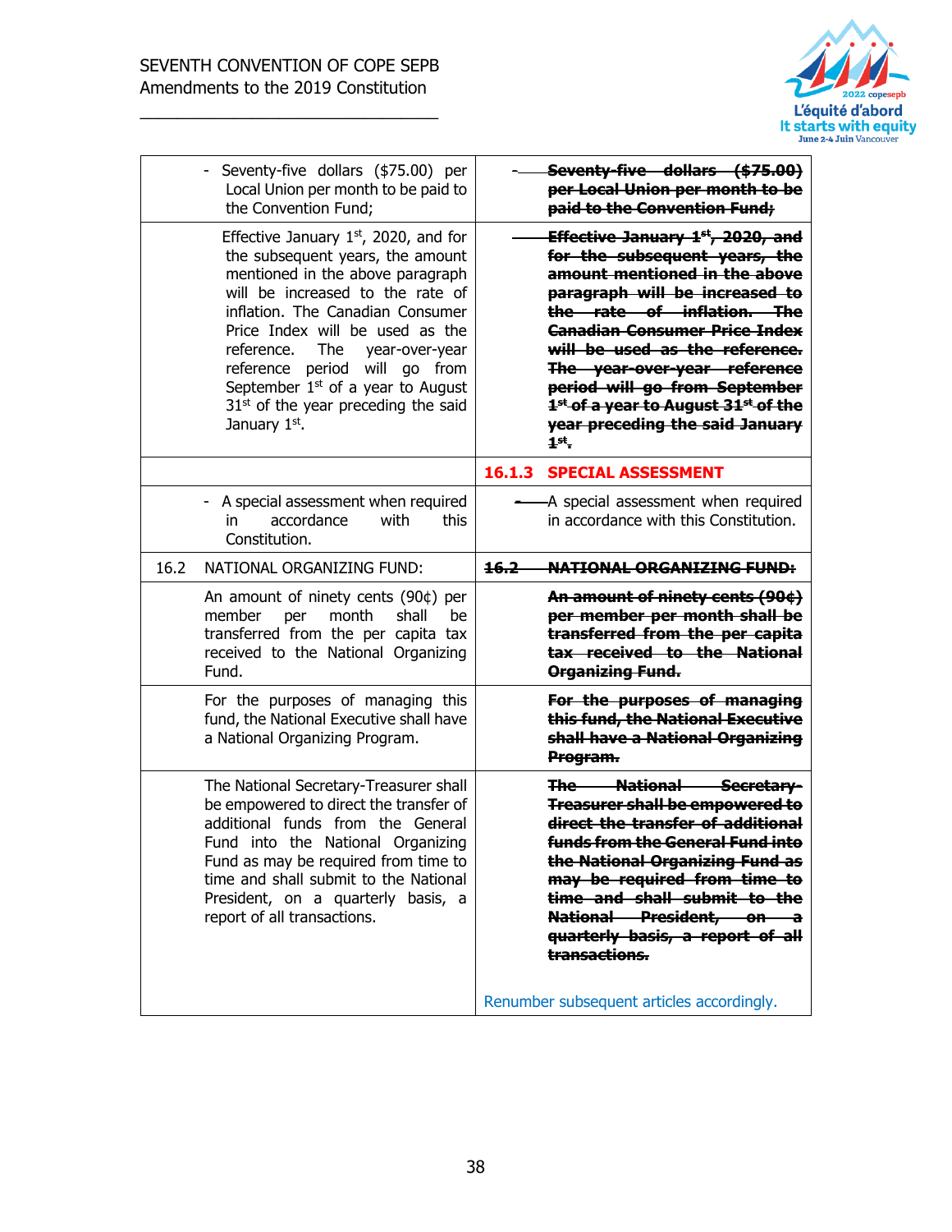| | |
|---|---|
| - Seventy-five dollars ($75.00) per Local Union per month to be paid to the Convention Fund; | ~~- Seventy-five dollars ($75.00) per Local Union per month to be paid to the Convention Fund;~~ |
| Effective January 1st, 2020, and for the subsequent years, the amount mentioned in the above paragraph will be increased to the rate of inflation. The Canadian Consumer Price Index will be used as the reference. The year-over-year reference period will go from September 1st of a year to August 31st of the year preceding the said January 1st. | ~~Effective January 1st, 2020, and for the subsequent years, the amount mentioned in the above paragraph will be increased to the rate of inflation. The Canadian Consumer Price Index will be used as the reference. The year-over-year reference period will go from September 1st of a year to August 31st of the year preceding the said January 1st.~~ |
| | **16.1.3 SPECIAL ASSESSMENT** |
| - A special assessment when required in accordance with this Constitution. | ~~-~~ A special assessment when required in accordance with this Constitution. |
| 16.2 NATIONAL ORGANIZING FUND: | ~~16.2 NATIONAL ORGANIZING FUND:~~ |
| An amount of ninety cents (90¢) per member per month shall be transferred from the per capita tax received to the National Organizing Fund. | ~~An amount of ninety cents (90¢) per member per month shall be transferred from the per capita tax received to the National Organizing Fund.~~ |
| For the purposes of managing this fund, the National Executive shall have a National Organizing Program. | ~~For the purposes of managing this fund, the National Executive shall have a National Organizing Program.~~ |
| The National Secretary-Treasurer shall be empowered to direct the transfer of additional funds from the General Fund into the National Organizing Fund as may be required from time to time and shall submit to the National President, on a quarterly basis, a report of all transactions. | ~~The National Secretary-Treasurer shall be empowered to direct the transfer of additional funds from the General Fund into the National Organizing Fund as may be required from time to time and shall submit to the National President, on a quarterly basis, a report of all transactions.~~<br><br>Renumber subsequent articles accordingly. |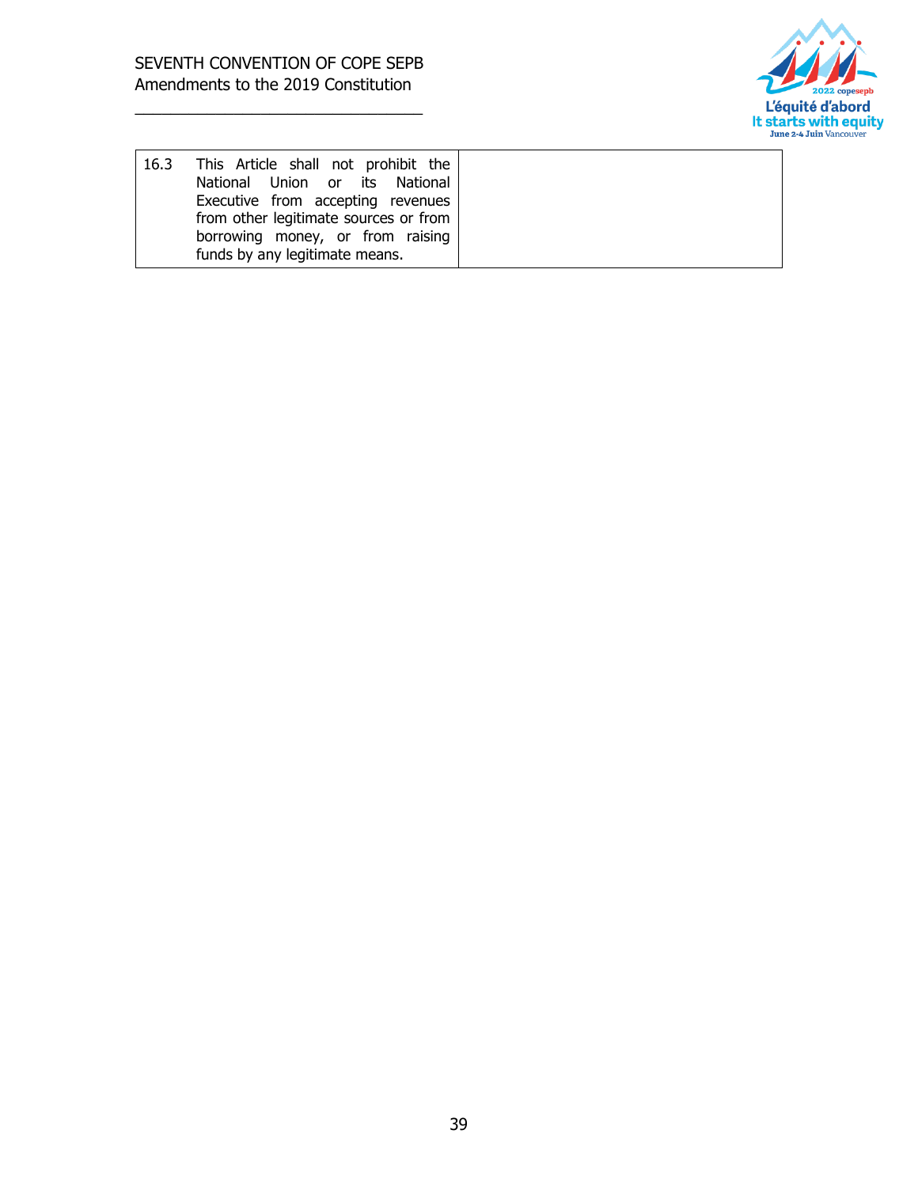| | |
|---|---|
| 16.3 This Article shall not prohibit the National Union or its National Executive from accepting revenues from other legitimate sources or from borrowing money, or from raising funds by any legitimate means. | |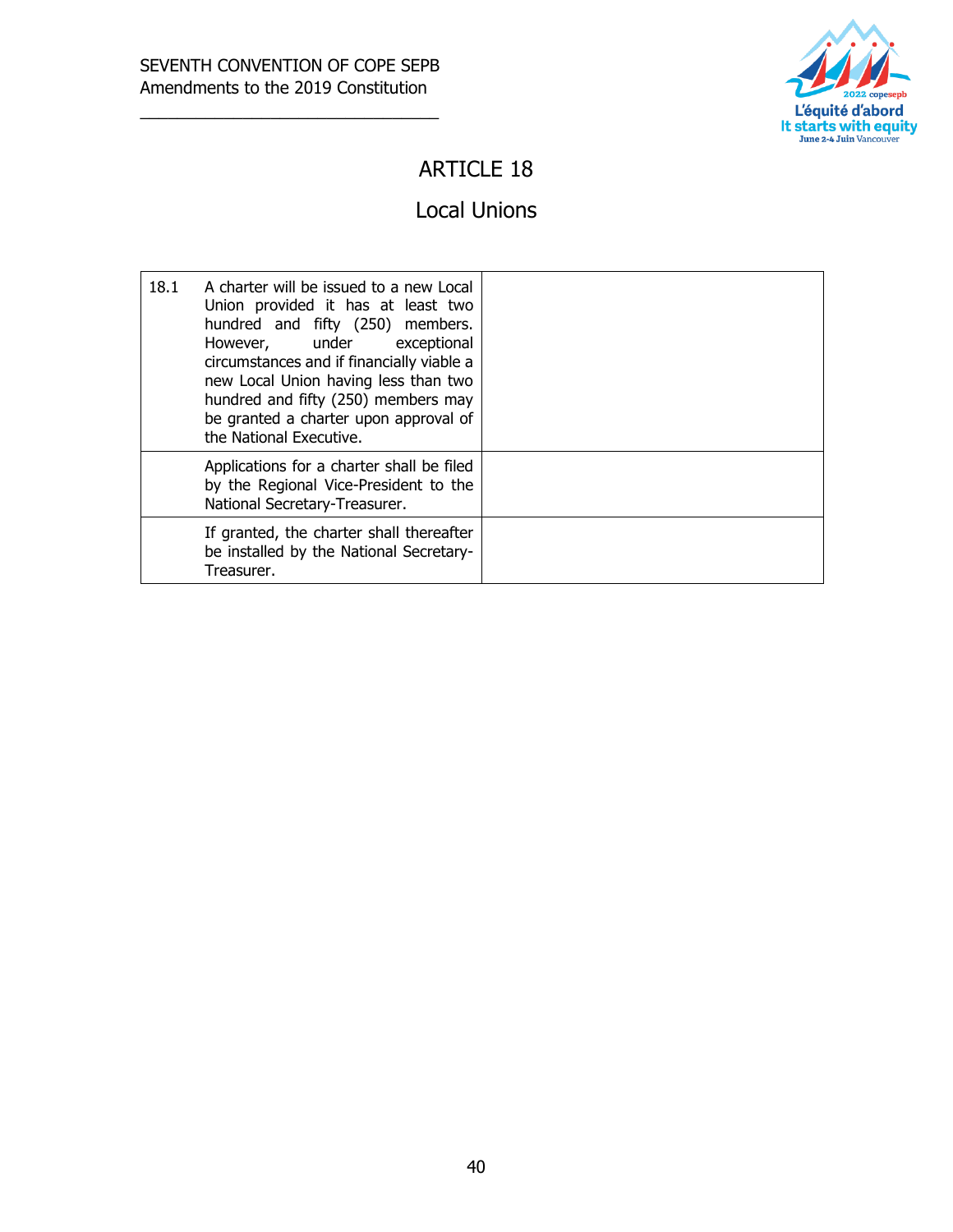# ARTICLE 18

## Local Unions

| | | |
|---|---|---|
| 18.1 | A charter will be issued to a new Local Union provided it has at least two hundred and fifty (250) members. However, under exceptional circumstances and if financially viable a new Local Union having less than two hundred and fifty (250) members may be granted a charter upon approval of the National Executive. | |
| | Applications for a charter shall be filed by the Regional Vice-President to the National Secretary-Treasurer. | |
| | If granted, the charter shall thereafter be installed by the National Secretary-Treasurer. | |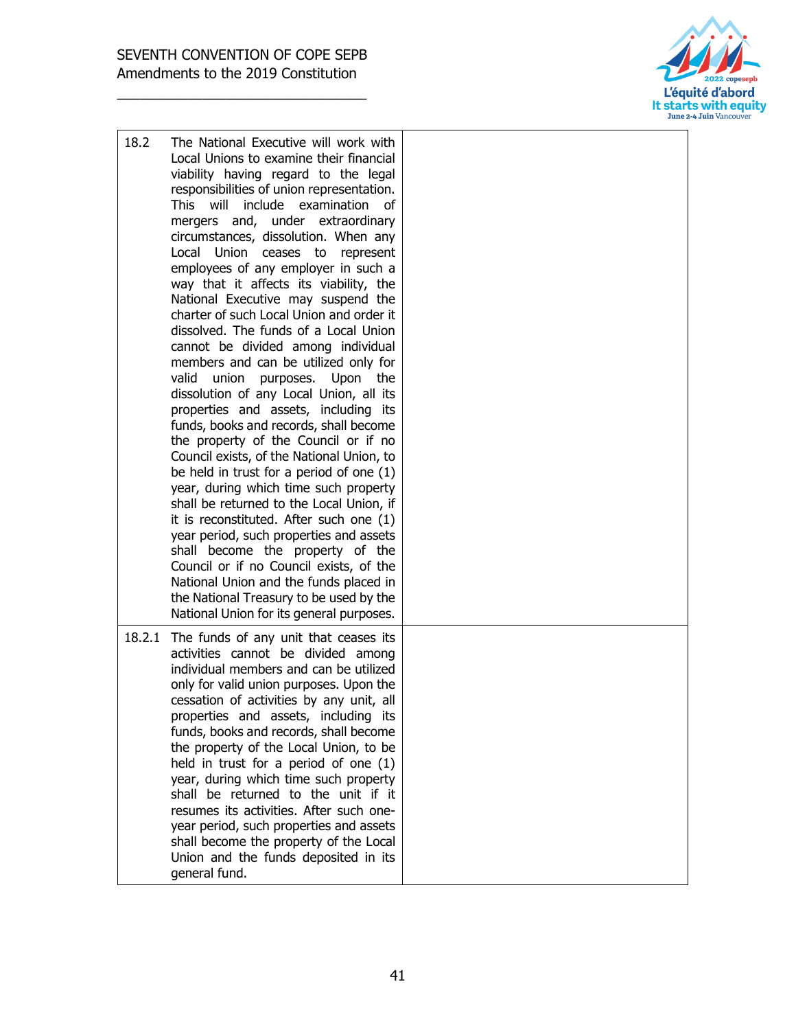| | |
|---|---|
| 18.2 The National Executive will work with Local Unions to examine their financial viability having regard to the legal responsibilities of union representation. This will include examination of mergers and, under extraordinary circumstances, dissolution. When any Local Union ceases to represent employees of any employer in such a way that it affects its viability, the National Executive may suspend the charter of such Local Union and order it dissolved. The funds of a Local Union cannot be divided among individual members and can be utilized only for valid union purposes. Upon the dissolution of any Local Union, all its properties and assets, including its funds, books and records, shall become the property of the Council or if no Council exists, of the National Union, to be held in trust for a period of one (1) year, during which time such property shall be returned to the Local Union, if it is reconstituted. After such one (1) year period, such properties and assets shall become the property of the Council or if no Council exists, of the National Union and the funds placed in the National Treasury to be used by the National Union for its general purposes. | |
| 18.2.1 The funds of any unit that ceases its activities cannot be divided among individual members and can be utilized only for valid union purposes. Upon the cessation of activities by any unit, all properties and assets, including its funds, books and records, shall become the property of the Local Union, to be held in trust for a period of one (1) year, during which time such property shall be returned to the unit if it resumes its activities. After such one-year period, such properties and assets shall become the property of the Local Union and the funds deposited in its general fund. | |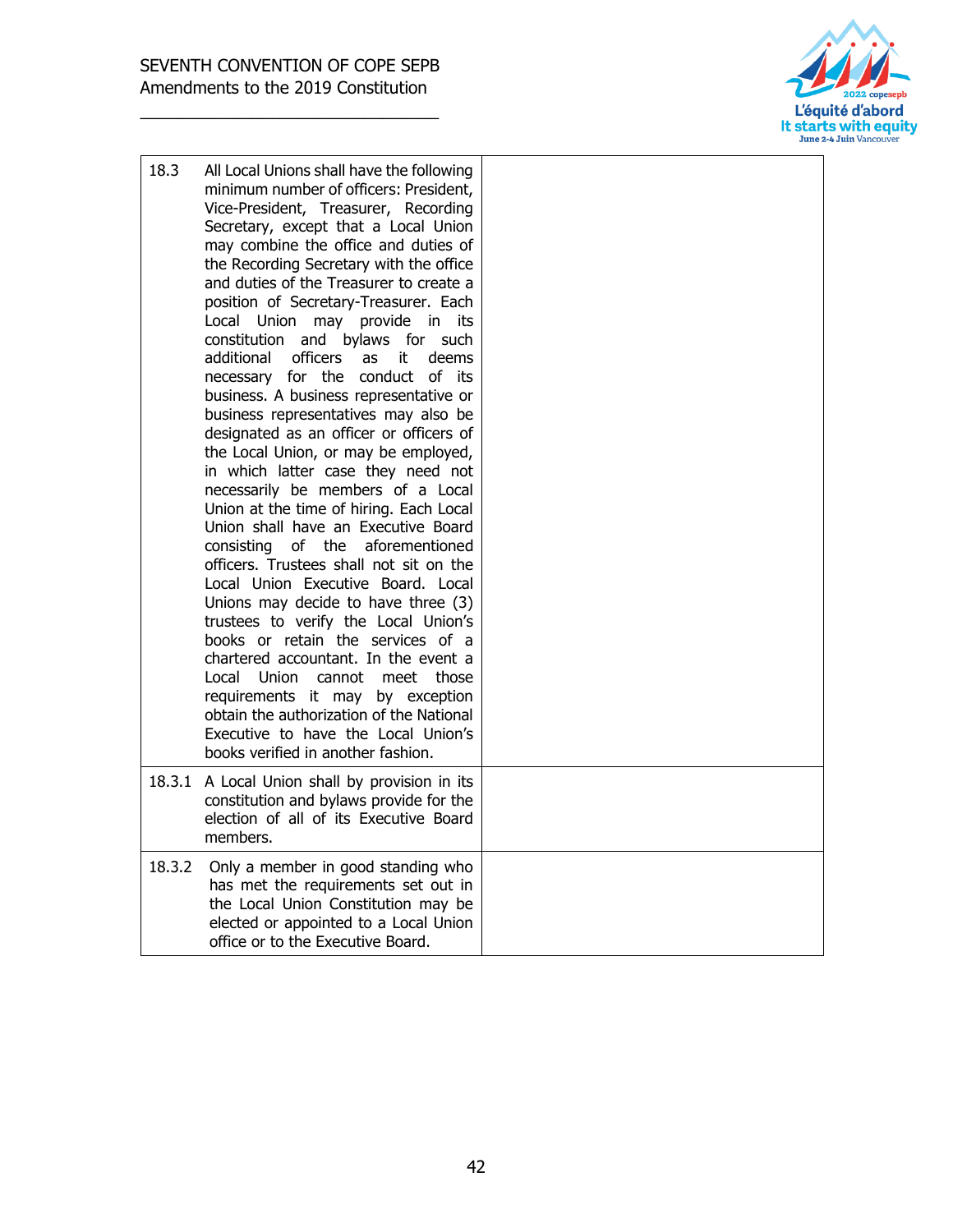| | |
|---|---|
| 18.3 All Local Unions shall have the following minimum number of officers: President, Vice-President, Treasurer, Recording Secretary, except that a Local Union may combine the office and duties of the Recording Secretary with the office and duties of the Treasurer to create a position of Secretary-Treasurer. Each Local Union may provide in its constitution and bylaws for such additional officers as it deems necessary for the conduct of its business. A business representative or business representatives may also be designated as an officer or officers of the Local Union, or may be employed, in which latter case they need not necessarily be members of a Local Union at the time of hiring. Each Local Union shall have an Executive Board consisting of the aforementioned officers. Trustees shall not sit on the Local Union Executive Board. Local Unions may decide to have three (3) trustees to verify the Local Union's books or retain the services of a chartered accountant. In the event a Local Union cannot meet those requirements it may by exception obtain the authorization of the National Executive to have the Local Union's books verified in another fashion. | |
| 18.3.1 A Local Union shall by provision in its constitution and bylaws provide for the election of all of its Executive Board members. | |
| 18.3.2 Only a member in good standing who has met the requirements set out in the Local Union Constitution may be elected or appointed to a Local Union office or to the Executive Board. | |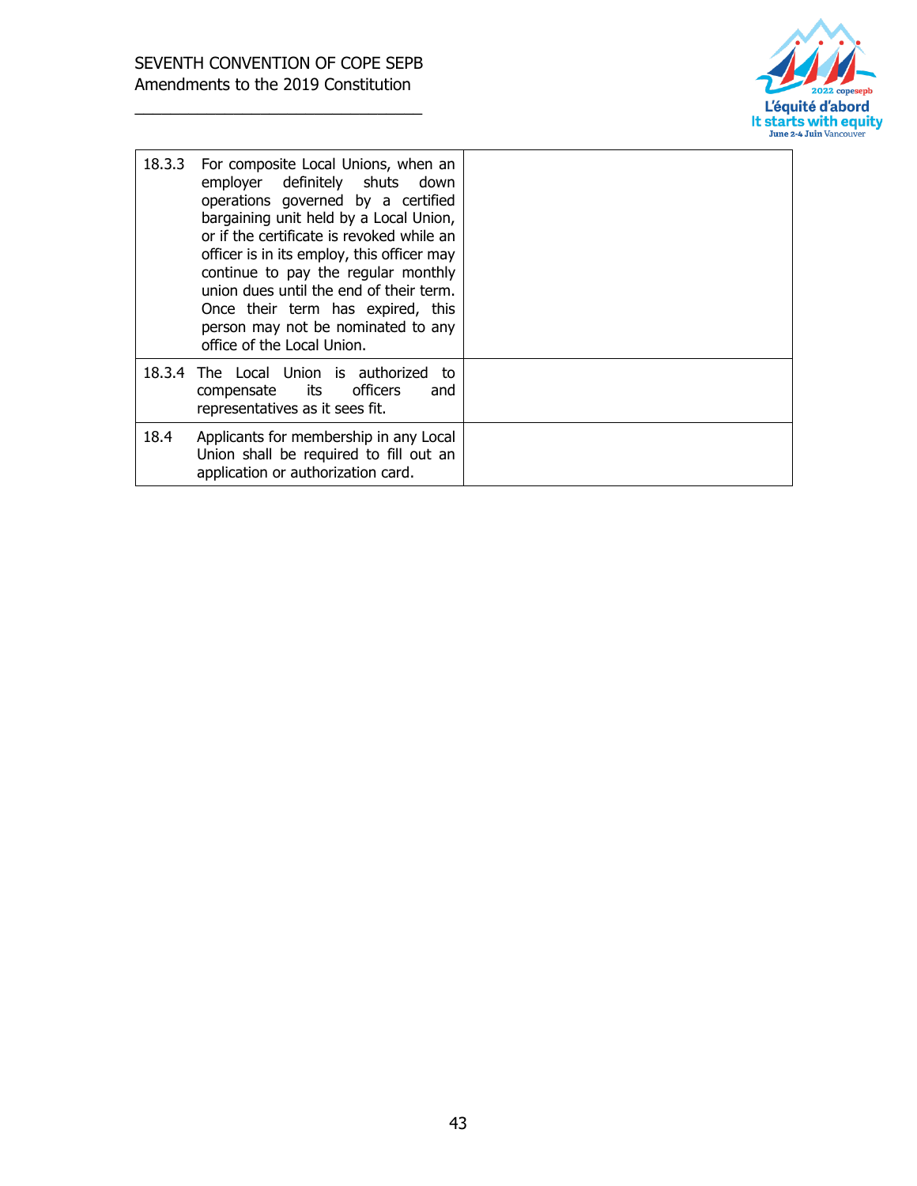| | |
|---|---|
| 18.3.3 For composite Local Unions, when an employer definitely shuts down operations governed by a certified bargaining unit held by a Local Union, or if the certificate is revoked while an officer is in its employ, this officer may continue to pay the regular monthly union dues until the end of their term. Once their term has expired, this person may not be nominated to any office of the Local Union. | |
| 18.3.4 The Local Union is authorized to compensate its officers and representatives as it sees fit. | |
| 18.4 Applicants for membership in any Local Union shall be required to fill out an application or authorization card. | |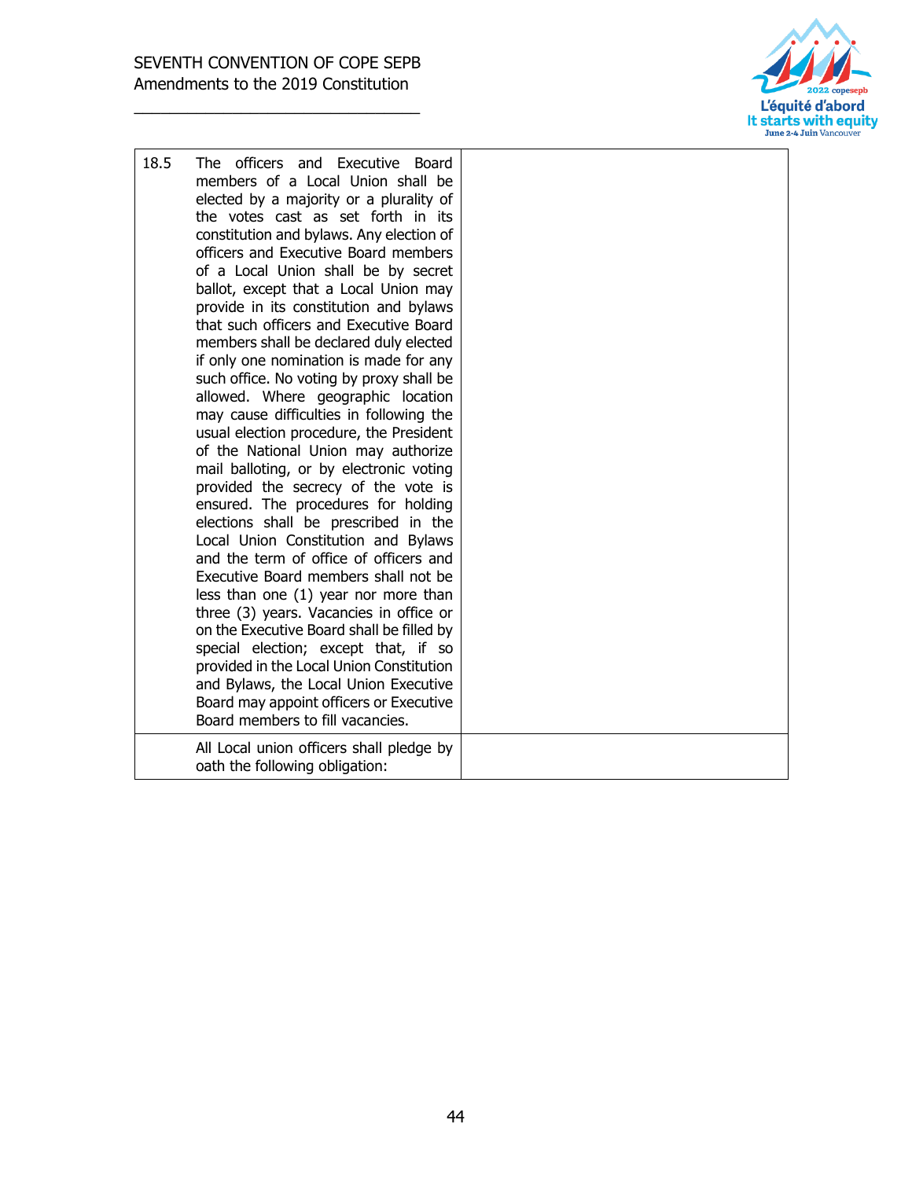| | | |
|---|---|---|
| 18.5 | The officers and Executive Board members of a Local Union shall be elected by a majority or a plurality of the votes cast as set forth in its constitution and bylaws. Any election of officers and Executive Board members of a Local Union shall be by secret ballot, except that a Local Union may provide in its constitution and bylaws that such officers and Executive Board members shall be declared duly elected if only one nomination is made for any such office. No voting by proxy shall be allowed. Where geographic location may cause difficulties in following the usual election procedure, the President of the National Union may authorize mail balloting, or by electronic voting provided the secrecy of the vote is ensured. The procedures for holding elections shall be prescribed in the Local Union Constitution and Bylaws and the term of office of officers and Executive Board members shall not be less than one (1) year nor more than three (3) years. Vacancies in office or on the Executive Board shall be filled by special election; except that, if so provided in the Local Union Constitution and Bylaws, the Local Union Executive Board may appoint officers or Executive Board members to fill vacancies. | |
| | All Local union officers shall pledge by oath the following obligation: | |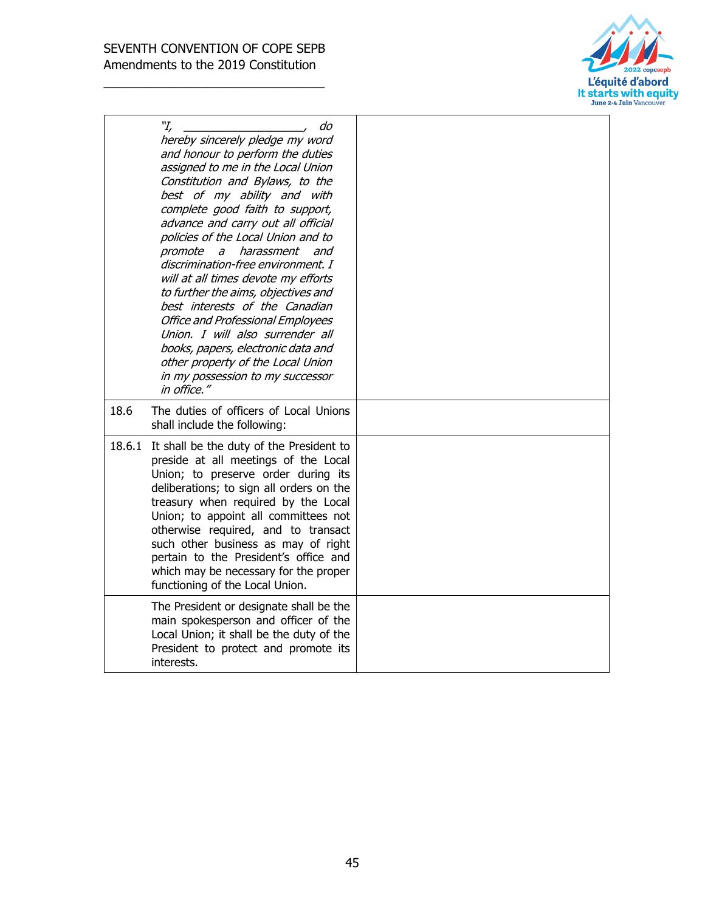| | | |
|---|---|---|
| | *"I, ___________________, do hereby sincerely pledge my word and honour to perform the duties assigned to me in the Local Union Constitution and Bylaws, to the best of my ability and with complete good faith to support, advance and carry out all official policies of the Local Union and to promote a harassment and discrimination-free environment. I will at all times devote my efforts to further the aims, objectives and best interests of the Canadian Office and Professional Employees Union. I will also surrender all books, papers, electronic data and other property of the Local Union in my possession to my successor in office."* | |
| 18.6 | The duties of officers of Local Unions shall include the following: | |
| 18.6.1 | It shall be the duty of the President to preside at all meetings of the Local Union; to preserve order during its deliberations; to sign all orders on the treasury when required by the Local Union; to appoint all committees not otherwise required, and to transact such other business as may of right pertain to the President's office and which may be necessary for the proper functioning of the Local Union. | |
| | The President or designate shall be the main spokesperson and officer of the Local Union; it shall be the duty of the President to protect and promote its interests. | |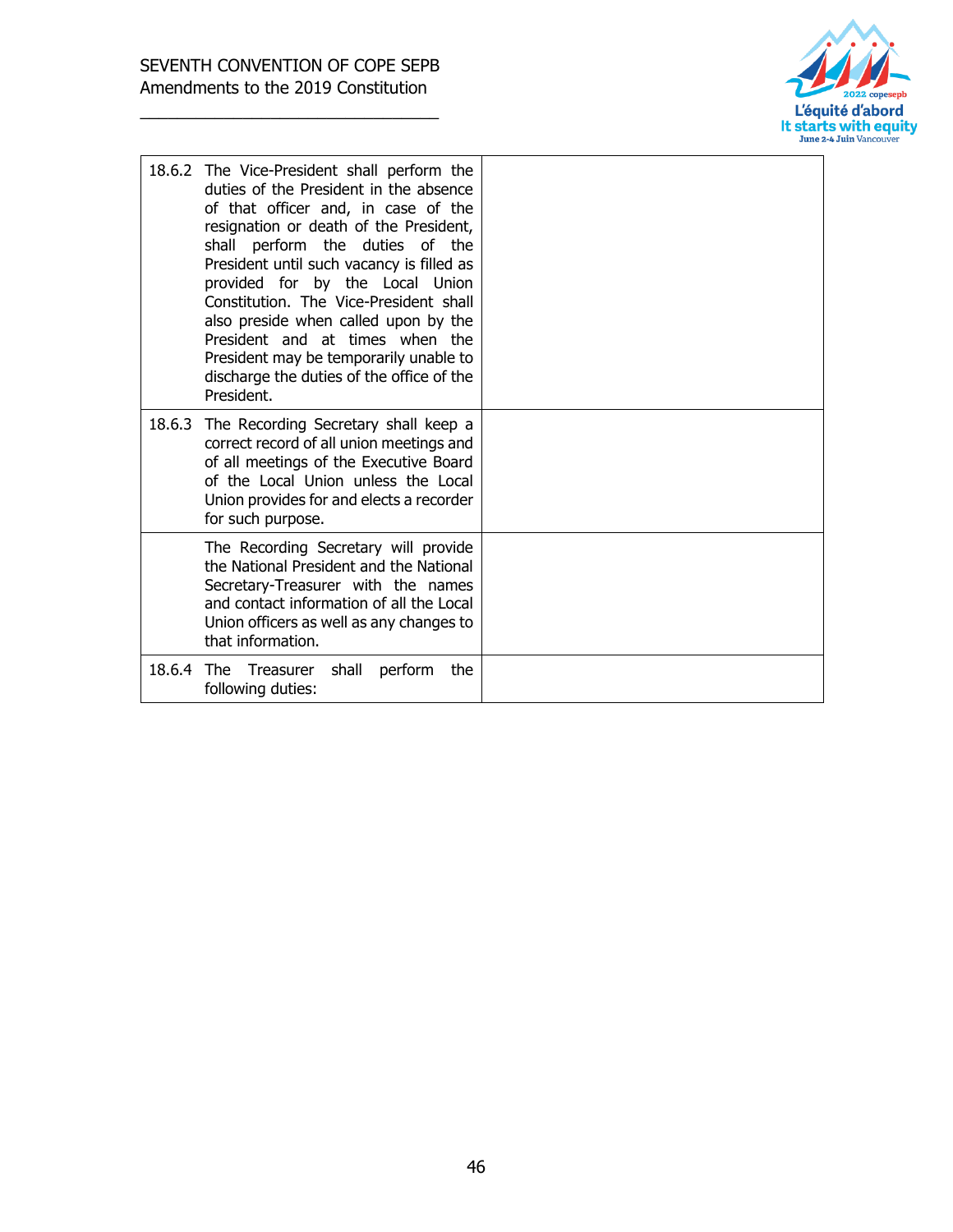| | |
|---|---|
| 18.6.2 The Vice-President shall perform the duties of the President in the absence of that officer and, in case of the resignation or death of the President, shall perform the duties of the President until such vacancy is filled as provided for by the Local Union Constitution. The Vice-President shall also preside when called upon by the President and at times when the President may be temporarily unable to discharge the duties of the office of the President. | |
| 18.6.3 The Recording Secretary shall keep a correct record of all union meetings and of all meetings of the Executive Board of the Local Union unless the Local Union provides for and elects a recorder for such purpose. | |
| The Recording Secretary will provide the National President and the National Secretary-Treasurer with the names and contact information of all the Local Union officers as well as any changes to that information. | |
| 18.6.4 The Treasurer shall perform the following duties: | |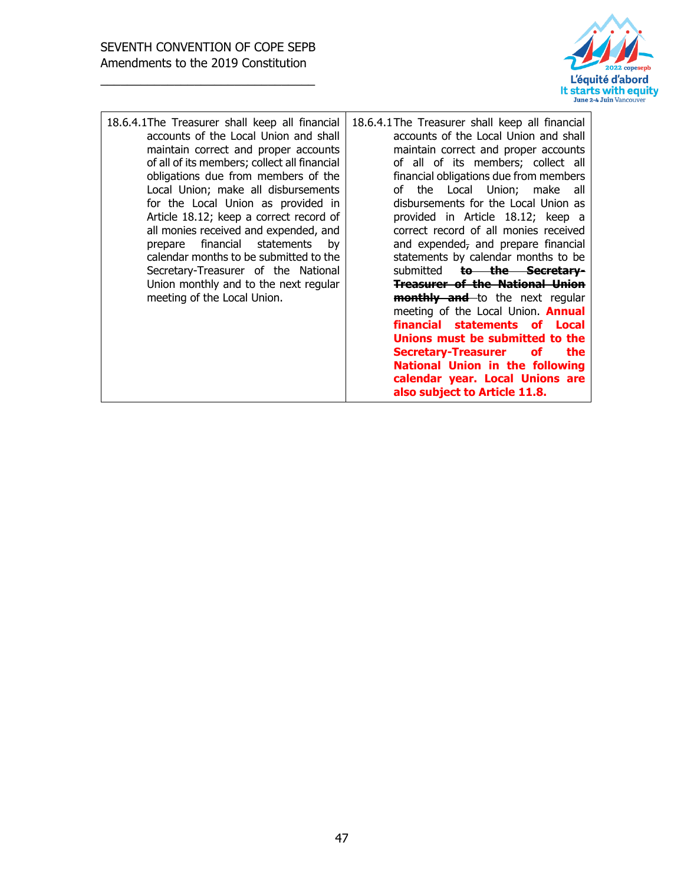| | |
|---|---|
| 18.6.4.1 The Treasurer shall keep all financial accounts of the Local Union and shall maintain correct and proper accounts of all of its members; collect all financial obligations due from members of the Local Union; make all disbursements for the Local Union as provided in Article 18.12; keep a correct record of all monies received and expended, and prepare financial statements by calendar months to be submitted to the Secretary-Treasurer of the National Union monthly and to the next regular meeting of the Local Union. | 18.6.4.1 The Treasurer shall keep all financial accounts of the Local Union and shall maintain correct and proper accounts of all of its members; collect all financial obligations due from members of the Local Union; make all disbursements for the Local Union as provided in Article 18.12; keep a correct record of all monies received and expended~~,~~ and prepare financial statements by calendar months to be submitted **~~to the Secretary-Treasurer of the National Union monthly and~~** to the next regular meeting of the Local Union. **Annual financial statements of Local Unions must be submitted to the Secretary-Treasurer of the National Union in the following calendar year. Local Unions are also subject to Article 11.8.** |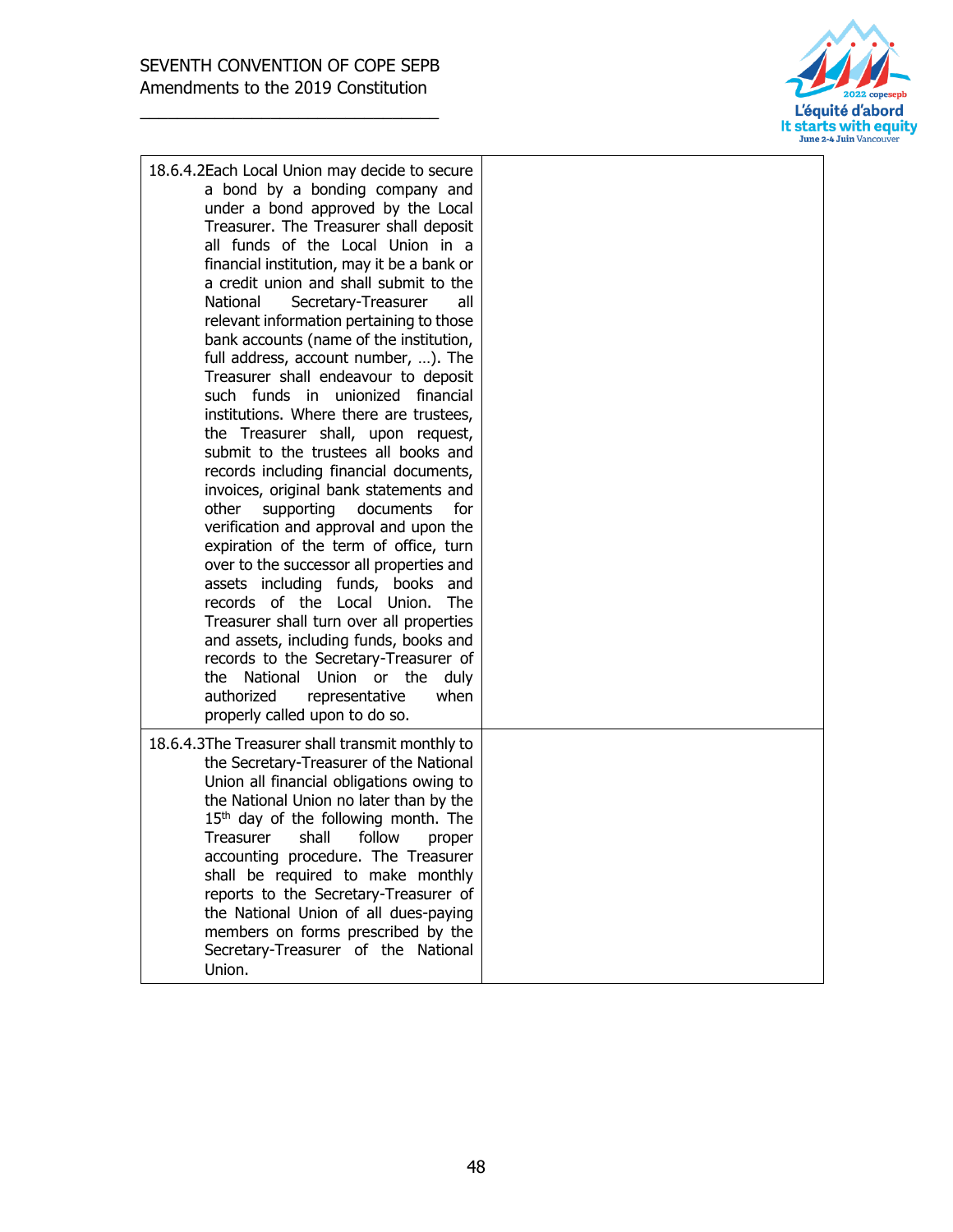| | |
|---|---|
| 18.6.4.2 Each Local Union may decide to secure a bond by a bonding company and under a bond approved by the Local Treasurer. The Treasurer shall deposit all funds of the Local Union in a financial institution, may it be a bank or a credit union and shall submit to the National Secretary-Treasurer all relevant information pertaining to those bank accounts (name of the institution, full address, account number, …). The Treasurer shall endeavour to deposit such funds in unionized financial institutions. Where there are trustees, the Treasurer shall, upon request, submit to the trustees all books and records including financial documents, invoices, original bank statements and other supporting documents for verification and approval and upon the expiration of the term of office, turn over to the successor all properties and assets including funds, books and records of the Local Union. The Treasurer shall turn over all properties and assets, including funds, books and records to the Secretary-Treasurer of the National Union or the duly authorized representative when properly called upon to do so. | |
| 18.6.4.3 The Treasurer shall transmit monthly to the Secretary-Treasurer of the National Union all financial obligations owing to the National Union no later than by the 15th day of the following month. The Treasurer shall follow proper accounting procedure. The Treasurer shall be required to make monthly reports to the Secretary-Treasurer of the National Union of all dues-paying members on forms prescribed by the Secretary-Treasurer of the National Union. | |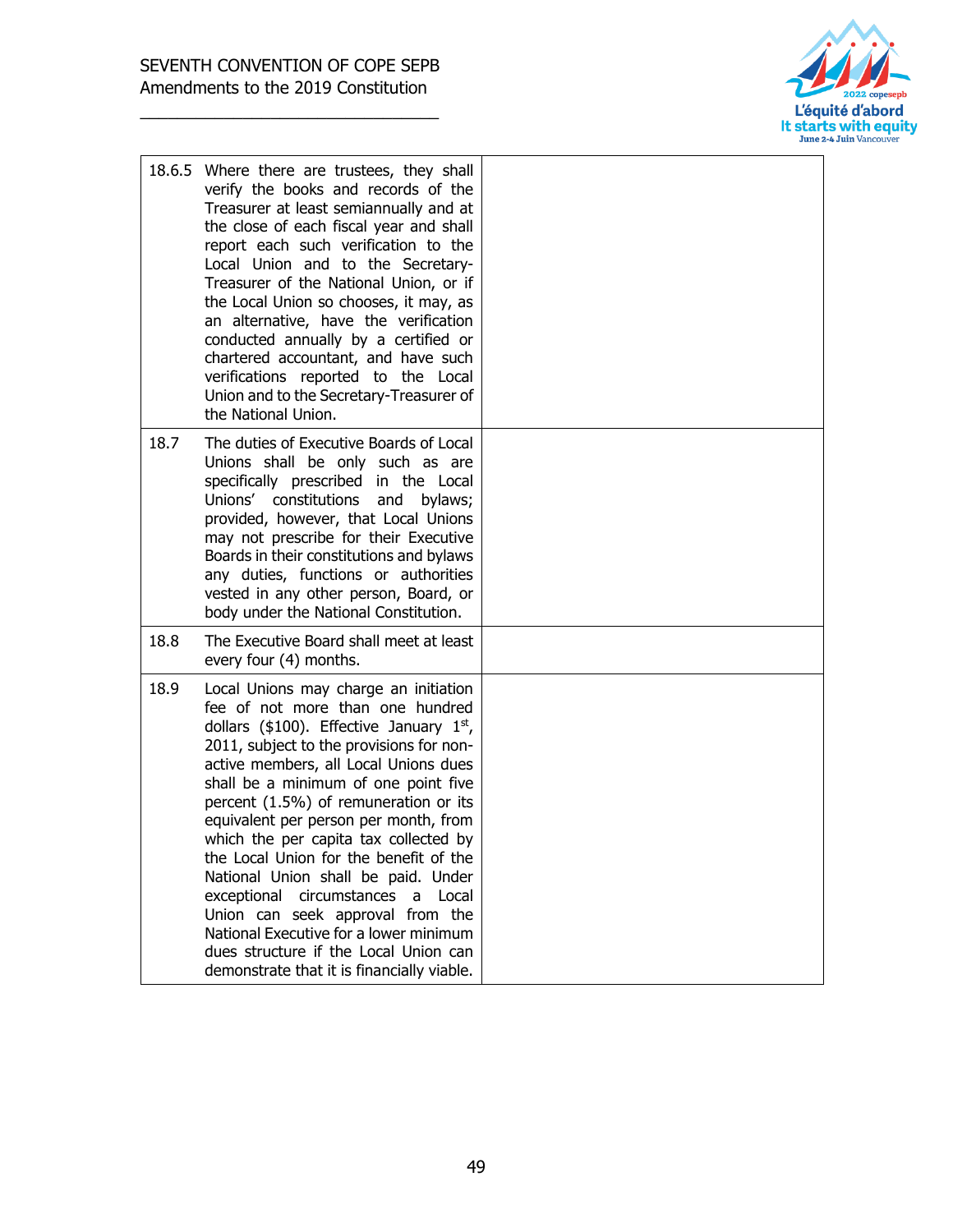| | |
|---|---|
| 18.6.5 Where there are trustees, they shall verify the books and records of the Treasurer at least semiannually and at the close of each fiscal year and shall report each such verification to the Local Union and to the Secretary-Treasurer of the National Union, or if the Local Union so chooses, it may, as an alternative, have the verification conducted annually by a certified or chartered accountant, and have such verifications reported to the Local Union and to the Secretary-Treasurer of the National Union. | |
| 18.7 The duties of Executive Boards of Local Unions shall be only such as are specifically prescribed in the Local Unions' constitutions and bylaws; provided, however, that Local Unions may not prescribe for their Executive Boards in their constitutions and bylaws any duties, functions or authorities vested in any other person, Board, or body under the National Constitution. | |
| 18.8 The Executive Board shall meet at least every four (4) months. | |
| 18.9 Local Unions may charge an initiation fee of not more than one hundred dollars ($100). Effective January 1st, 2011, subject to the provisions for non-active members, all Local Unions dues shall be a minimum of one point five percent (1.5%) of remuneration or its equivalent per person per month, from which the per capita tax collected by the Local Union for the benefit of the National Union shall be paid. Under exceptional circumstances a Local Union can seek approval from the National Executive for a lower minimum dues structure if the Local Union can demonstrate that it is financially viable. | |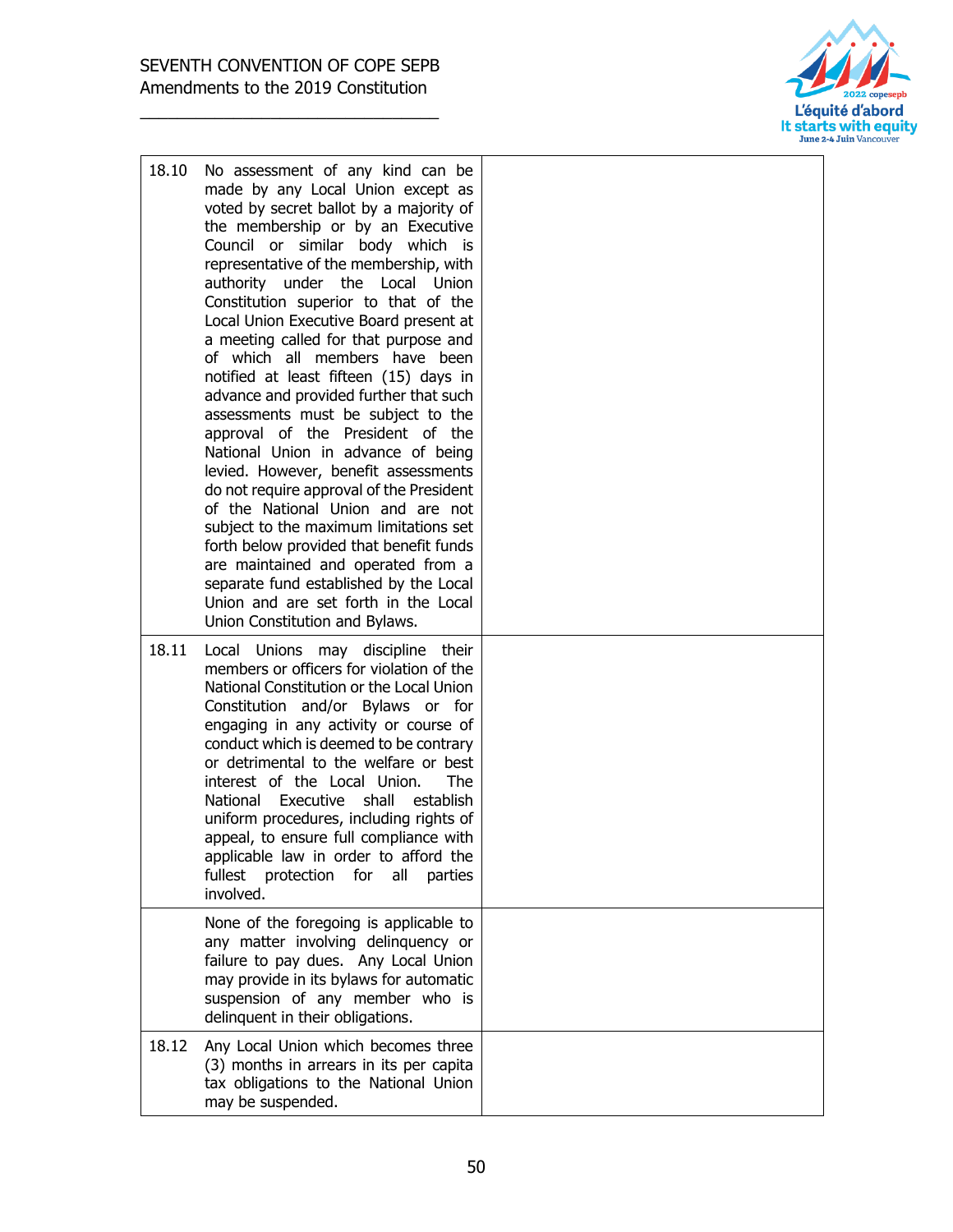| | | |
|---|---|---|
| 18.10 | No assessment of any kind can be made by any Local Union except as voted by secret ballot by a majority of the membership or by an Executive Council or similar body which is representative of the membership, with authority under the Local Union Constitution superior to that of the Local Union Executive Board present at a meeting called for that purpose and of which all members have been notified at least fifteen (15) days in advance and provided further that such assessments must be subject to the approval of the President of the National Union in advance of being levied. However, benefit assessments do not require approval of the President of the National Union and are not subject to the maximum limitations set forth below provided that benefit funds are maintained and operated from a separate fund established by the Local Union and are set forth in the Local Union Constitution and Bylaws. | |
| 18.11 | Local Unions may discipline their members or officers for violation of the National Constitution or the Local Union Constitution and/or Bylaws or for engaging in any activity or course of conduct which is deemed to be contrary or detrimental to the welfare or best interest of the Local Union. The National Executive shall establish uniform procedures, including rights of appeal, to ensure full compliance with applicable law in order to afford the fullest protection for all parties involved. | |
| | None of the foregoing is applicable to any matter involving delinquency or failure to pay dues. Any Local Union may provide in its bylaws for automatic suspension of any member who is delinquent in their obligations. | |
| 18.12 | Any Local Union which becomes three (3) months in arrears in its per capita tax obligations to the National Union may be suspended. | |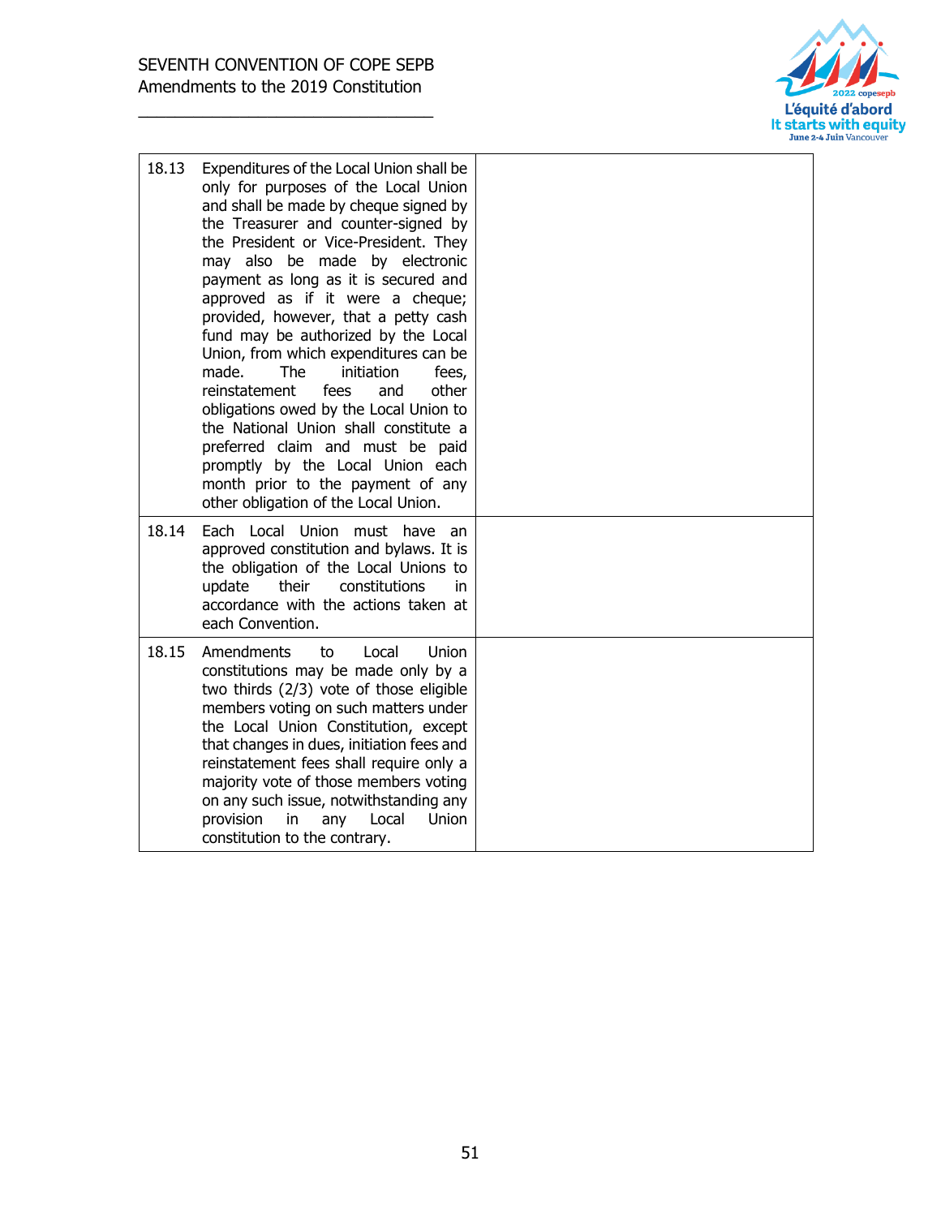| | | |
|---|---|---|
| 18.13 | Expenditures of the Local Union shall be only for purposes of the Local Union and shall be made by cheque signed by the Treasurer and counter-signed by the President or Vice-President. They may also be made by electronic payment as long as it is secured and approved as if it were a cheque; provided, however, that a petty cash fund may be authorized by the Local Union, from which expenditures can be made. The initiation fees, reinstatement fees and other obligations owed by the Local Union to the National Union shall constitute a preferred claim and must be paid promptly by the Local Union each month prior to the payment of any other obligation of the Local Union. | |
| 18.14 | Each Local Union must have an approved constitution and bylaws. It is the obligation of the Local Unions to update their constitutions in accordance with the actions taken at each Convention. | |
| 18.15 | Amendments to Local Union constitutions may be made only by a two thirds (2/3) vote of those eligible members voting on such matters under the Local Union Constitution, except that changes in dues, initiation fees and reinstatement fees shall require only a majority vote of those members voting on any such issue, notwithstanding any provision in any Local Union constitution to the contrary. | |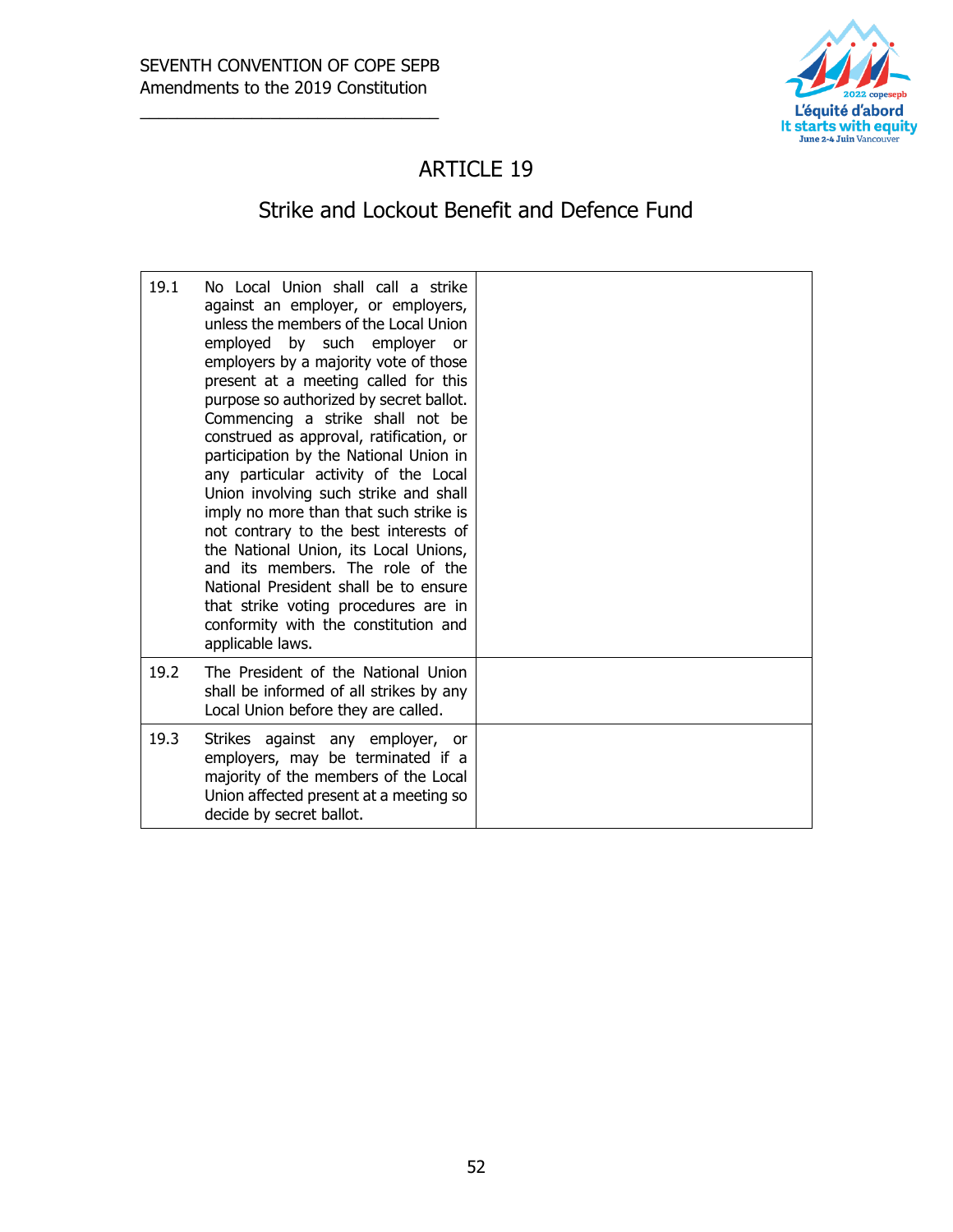# ARTICLE 19

## Strike and Lockout Benefit and Defence Fund

| | | |
|---|---|---|
| 19.1 | No Local Union shall call a strike against an employer, or employers, unless the members of the Local Union employed by such employer or employers by a majority vote of those present at a meeting called for this purpose so authorized by secret ballot. Commencing a strike shall not be construed as approval, ratification, or participation by the National Union in any particular activity of the Local Union involving such strike and shall imply no more than that such strike is not contrary to the best interests of the National Union, its Local Unions, and its members. The role of the National President shall be to ensure that strike voting procedures are in conformity with the constitution and applicable laws. | |
| 19.2 | The President of the National Union shall be informed of all strikes by any Local Union before they are called. | |
| 19.3 | Strikes against any employer, or employers, may be terminated if a majority of the members of the Local Union affected present at a meeting so decide by secret ballot. | |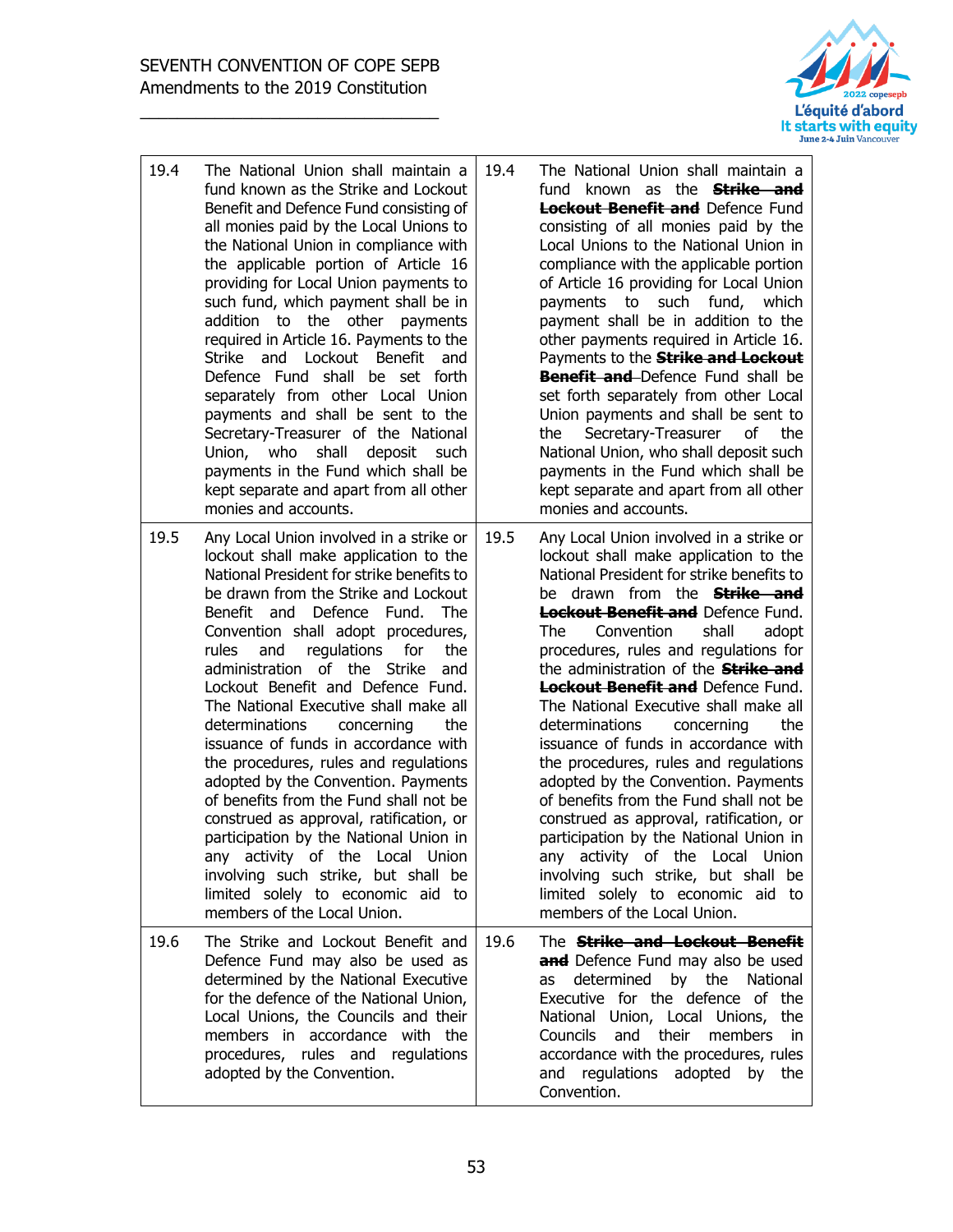| | | | |
|---|---|---|---|
| 19.4 | The National Union shall maintain a fund known as the Strike and Lockout Benefit and Defence Fund consisting of all monies paid by the Local Unions to the National Union in compliance with the applicable portion of Article 16 providing for Local Union payments to such fund, which payment shall be in addition to the other payments required in Article 16. Payments to the Strike and Lockout Benefit and Defence Fund shall be set forth separately from other Local Union payments and shall be sent to the Secretary-Treasurer of the National Union, who shall deposit such payments in the Fund which shall be kept separate and apart from all other monies and accounts. | 19.4 | The National Union shall maintain a fund known as the ~~**Strike and Lockout Benefit and**~~ Defence Fund consisting of all monies paid by the Local Unions to the National Union in compliance with the applicable portion of Article 16 providing for Local Union payments to such fund, which payment shall be in addition to the other payments required in Article 16. Payments to the ~~**Strike and Lockout Benefit and**~~ Defence Fund shall be set forth separately from other Local Union payments and shall be sent to the Secretary-Treasurer of the National Union, who shall deposit such payments in the Fund which shall be kept separate and apart from all other monies and accounts. |
| 19.5 | Any Local Union involved in a strike or lockout shall make application to the National President for strike benefits to be drawn from the Strike and Lockout Benefit and Defence Fund. The Convention shall adopt procedures, rules and regulations for the administration of the Strike and Lockout Benefit and Defence Fund. The National Executive shall make all determinations concerning the issuance of funds in accordance with the procedures, rules and regulations adopted by the Convention. Payments of benefits from the Fund shall not be construed as approval, ratification, or participation by the National Union in any activity of the Local Union involving such strike, but shall be limited solely to economic aid to members of the Local Union. | 19.5 | Any Local Union involved in a strike or lockout shall make application to the National President for strike benefits to be drawn from the ~~**Strike and Lockout Benefit and**~~ Defence Fund. The Convention shall adopt procedures, rules and regulations for the administration of the ~~**Strike and Lockout Benefit and**~~ Defence Fund. The National Executive shall make all determinations concerning the issuance of funds in accordance with the procedures, rules and regulations adopted by the Convention. Payments of benefits from the Fund shall not be construed as approval, ratification, or participation by the National Union in any activity of the Local Union involving such strike, but shall be limited solely to economic aid to members of the Local Union. |
| 19.6 | The Strike and Lockout Benefit and Defence Fund may also be used as determined by the National Executive for the defence of the National Union, Local Unions, the Councils and their members in accordance with the procedures, rules and regulations adopted by the Convention. | 19.6 | The ~~**Strike and Lockout Benefit and**~~ Defence Fund may also be used as determined by the National Executive for the defence of the National Union, Local Unions, the Councils and their members in accordance with the procedures, rules and regulations adopted by the Convention. |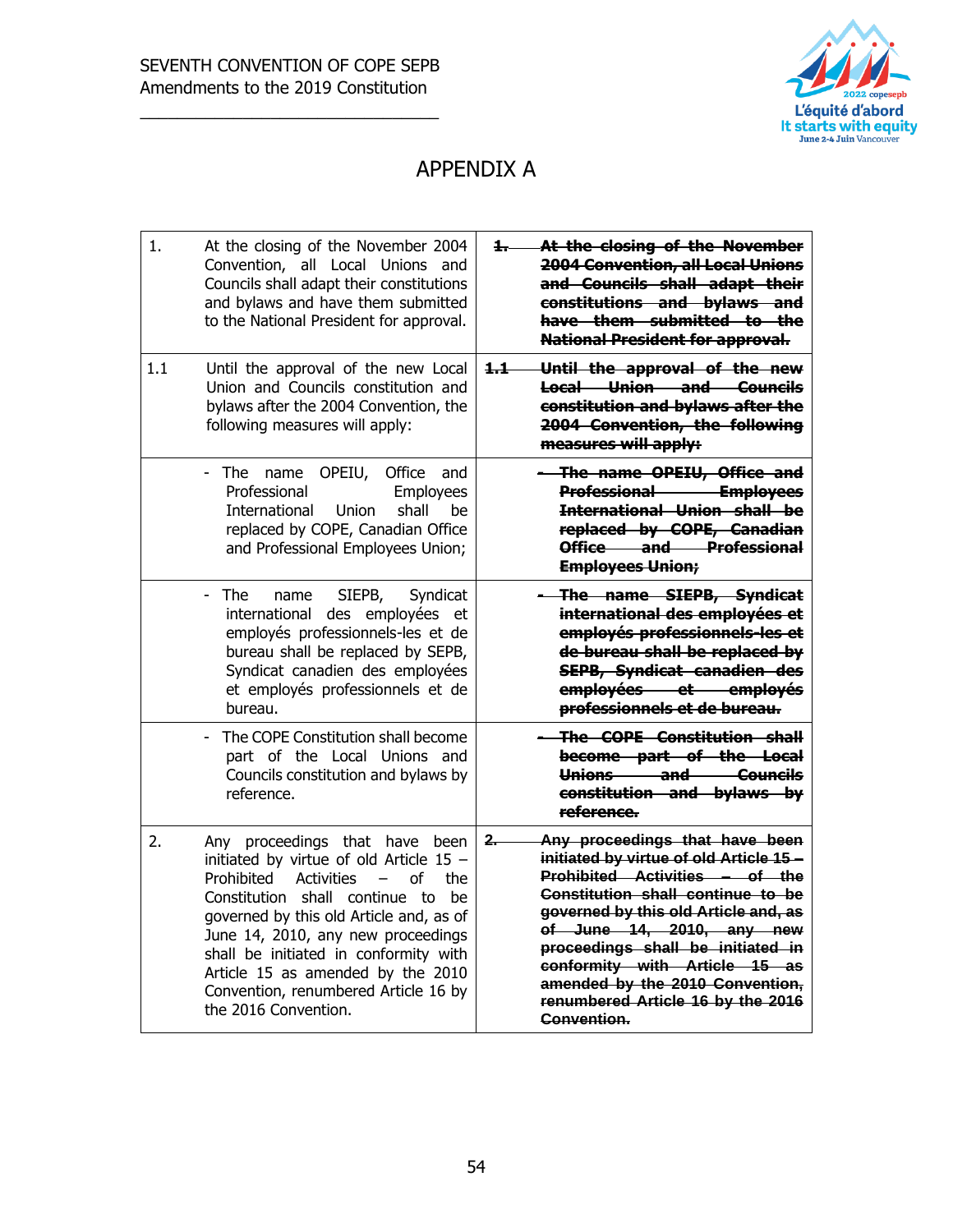SEVENTH CONVENTION OF COPE SEPB
Amendments to the 2019 Constitution

# APPENDIX A

| | |
|---|---|
| 1. At the closing of the November 2004 Convention, all Local Unions and Councils shall adapt their constitutions and bylaws and have them submitted to the National President for approval. | ~~**1. At the closing of the November 2004 Convention, all Local Unions and Councils shall adapt their constitutions and bylaws and have them submitted to the National President for approval.**~~ |
| 1.1 Until the approval of the new Local Union and Councils constitution and bylaws after the 2004 Convention, the following measures will apply: | ~~**1.1 Until the approval of the new Local Union and Councils constitution and bylaws after the 2004 Convention, the following measures will apply:**~~ |
| - The name OPEIU, Office and Professional Employees International Union shall be replaced by COPE, Canadian Office and Professional Employees Union; | ~~**- The name OPEIU, Office and Professional Employees International Union shall be replaced by COPE, Canadian Office and Professional Employees Union;**~~ |
| - The name SIEPB, Syndicat international des employées et employés professionnels-les et de bureau shall be replaced by SEPB, Syndicat canadien des employées et employés professionnels et de bureau. | ~~**- The name SIEPB, Syndicat international des employées et employés professionnels-les et de bureau shall be replaced by SEPB, Syndicat canadien des employées et employés professionnels et de bureau.**~~ |
| - The COPE Constitution shall become part of the Local Unions and Councils constitution and bylaws by reference. | ~~**- The COPE Constitution shall become part of the Local Unions and Councils constitution and bylaws by reference.**~~ |
| 2. Any proceedings that have been initiated by virtue of old Article 15 – Prohibited Activities – of the Constitution shall continue to be governed by this old Article and, as of June 14, 2010, any new proceedings shall be initiated in conformity with Article 15 as amended by the 2010 Convention, renumbered Article 16 by the 2016 Convention. | ~~**2. Any proceedings that have been initiated by virtue of old Article 15 – Prohibited Activities – of the Constitution shall continue to be governed by this old Article and, as of June 14, 2010, any new proceedings shall be initiated in conformity with Article 15 as amended by the 2010 Convention, renumbered Article 16 by the 2016 Convention.**~~ |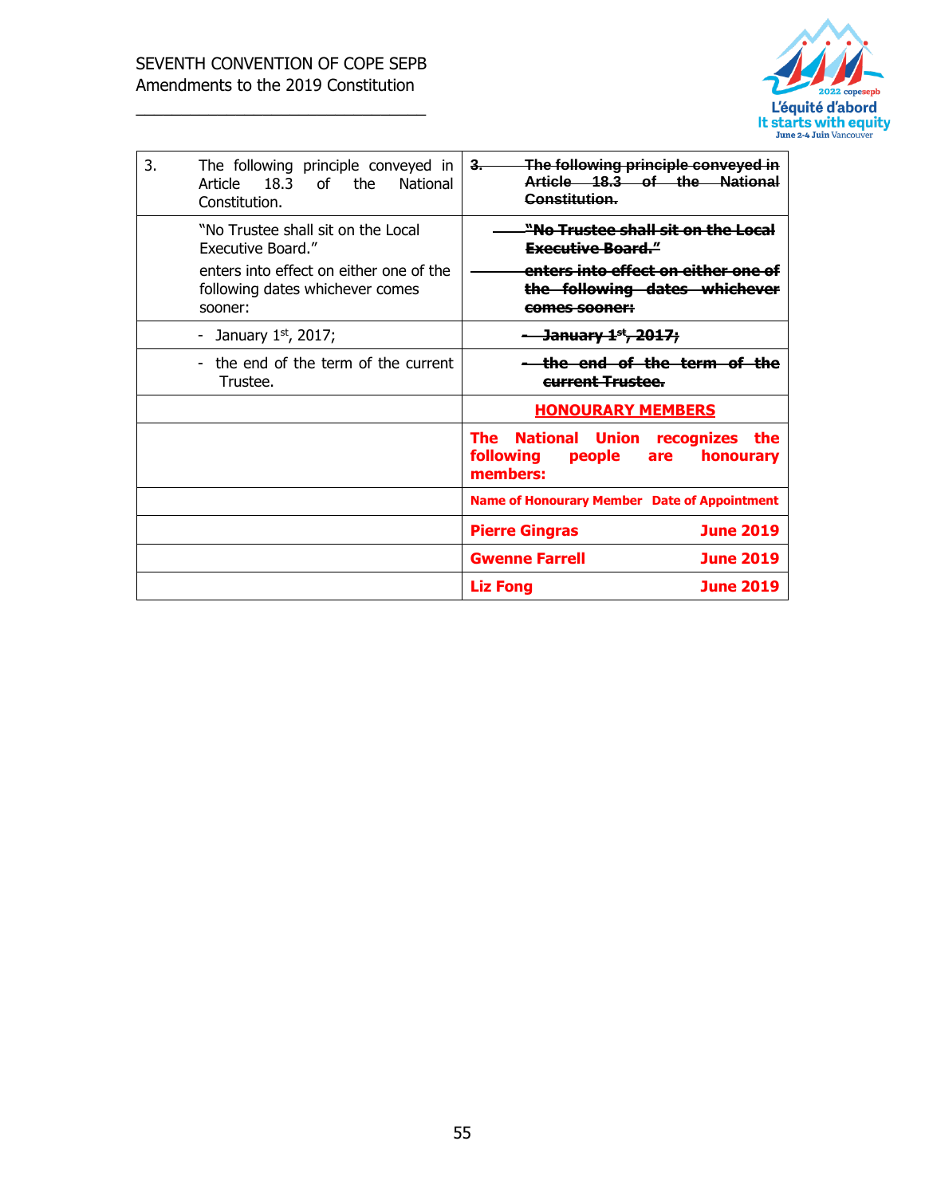| | |
|---|---|
| 3. The following principle conveyed in Article 18.3 of the National Constitution. | ~~3. The following principle conveyed in Article 18.3 of the National Constitution.~~ |
| "No Trustee shall sit on the Local Executive Board." enters into effect on either one of the following dates whichever comes sooner: | ~~"No Trustee shall sit on the Local Executive Board." enters into effect on either one of the following dates whichever comes sooner:~~ |
| - January 1st, 2017; | ~~- January 1st, 2017;~~ |
| - the end of the term of the current Trustee. | ~~- the end of the term of the current Trustee.~~ |
| | **HONOURARY MEMBERS** |
| | **The National Union recognizes the following people are honourary members:** |
| | **Name of Honourary Member — Date of Appointment** |
| | **Pierre Gingras — June 2019** |
| | **Gwenne Farrell — June 2019** |
| | **Liz Fong — June 2019** |